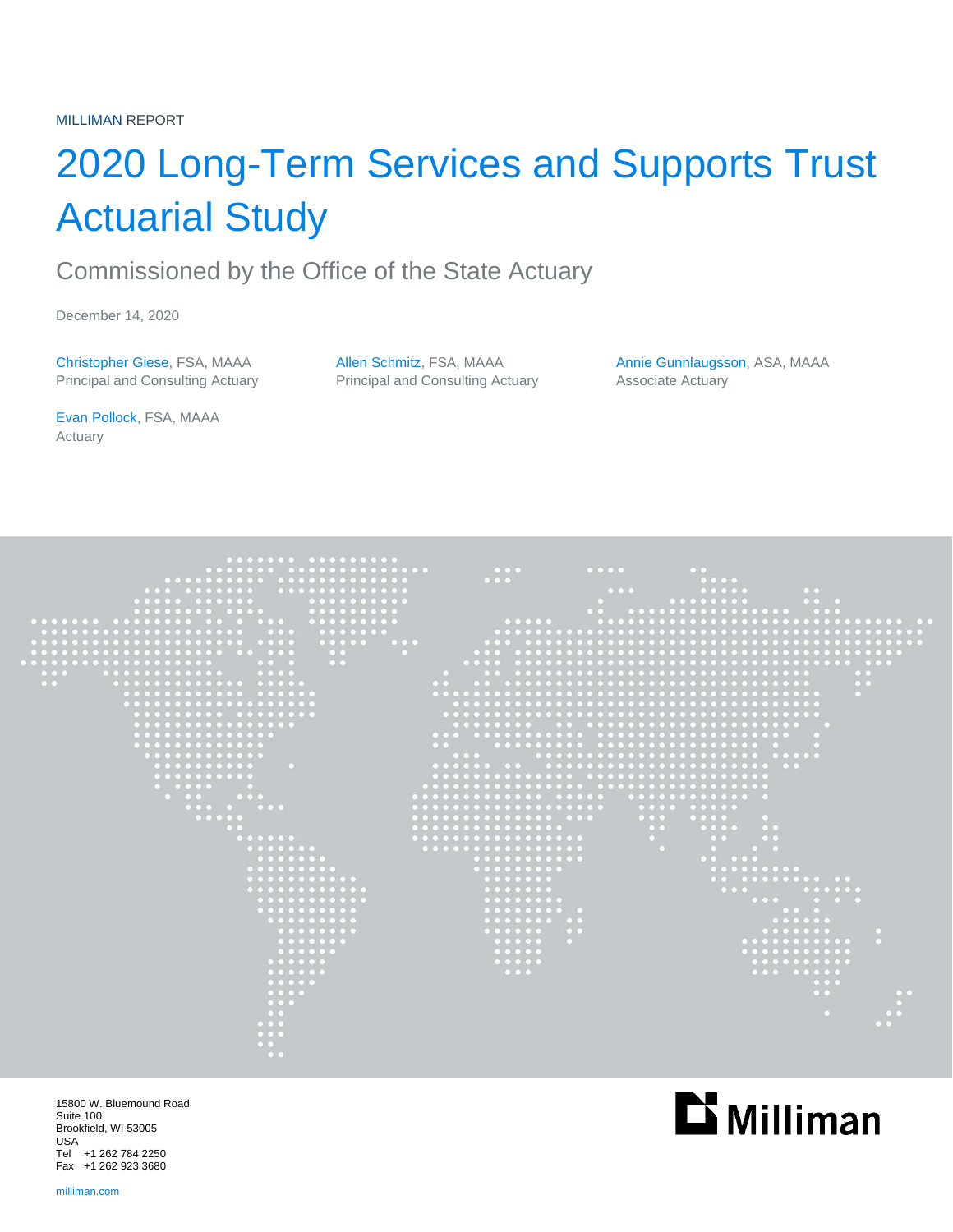MILLIMAN REPORT

# 2020 Long-Term Services and Supports Trust Actuarial Study

## Commissioned by the Office of the State Actuary

December 14, 2020

Christopher Giese, FSA, MAAA
Principal and Consulting Actuary

Allen Schmitz, FSA, MAAA
Principal and Consulting Actuary

Annie Gunnlaugsson, ASA, MAAA
Associate Actuary

Evan Pollock, FSA, MAAA
Actuary

15800 W. Bluemound Road
Suite 100
Brookfield, WI 53005
USA
Tel +1 262 784 2250
Fax +1 262 923 3680

milliman.com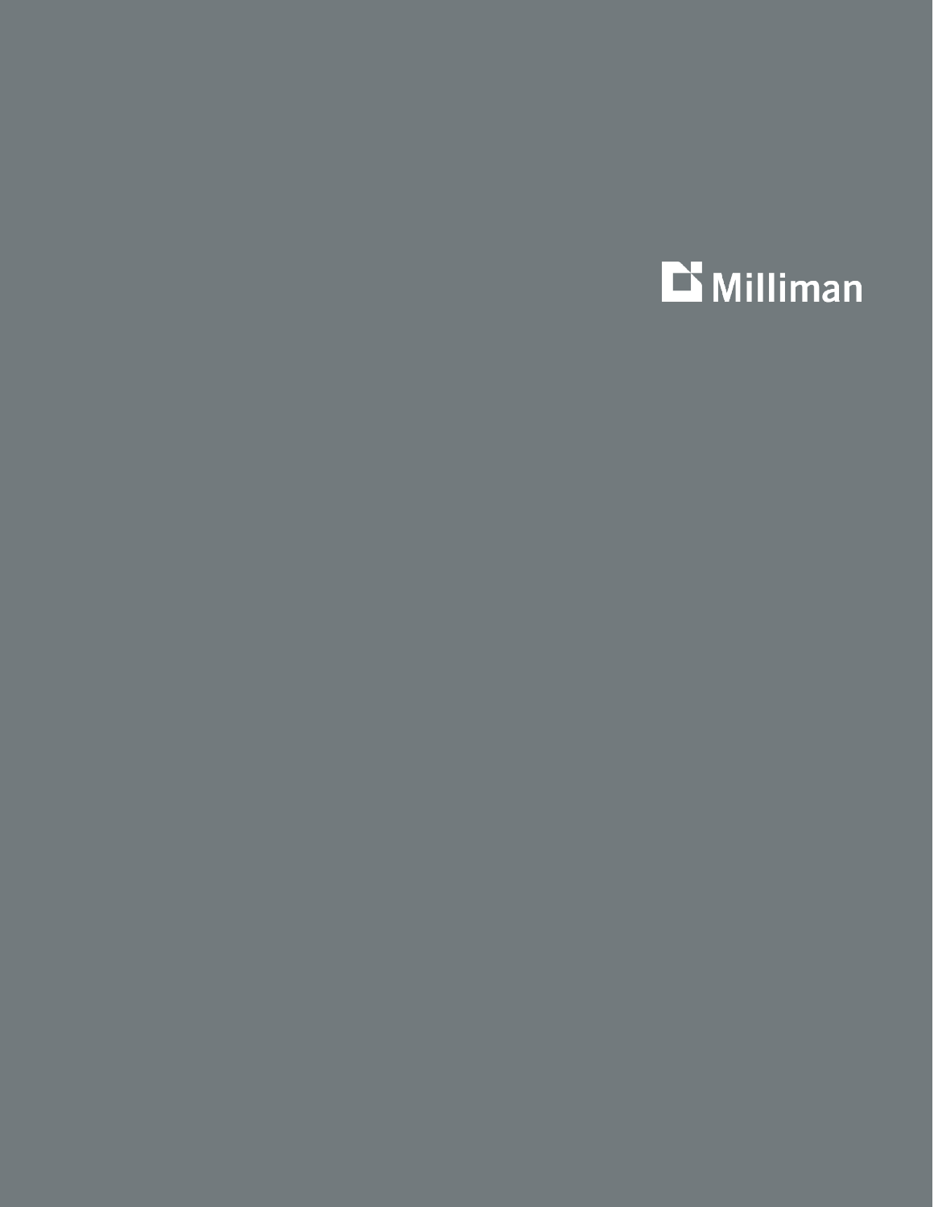Milliman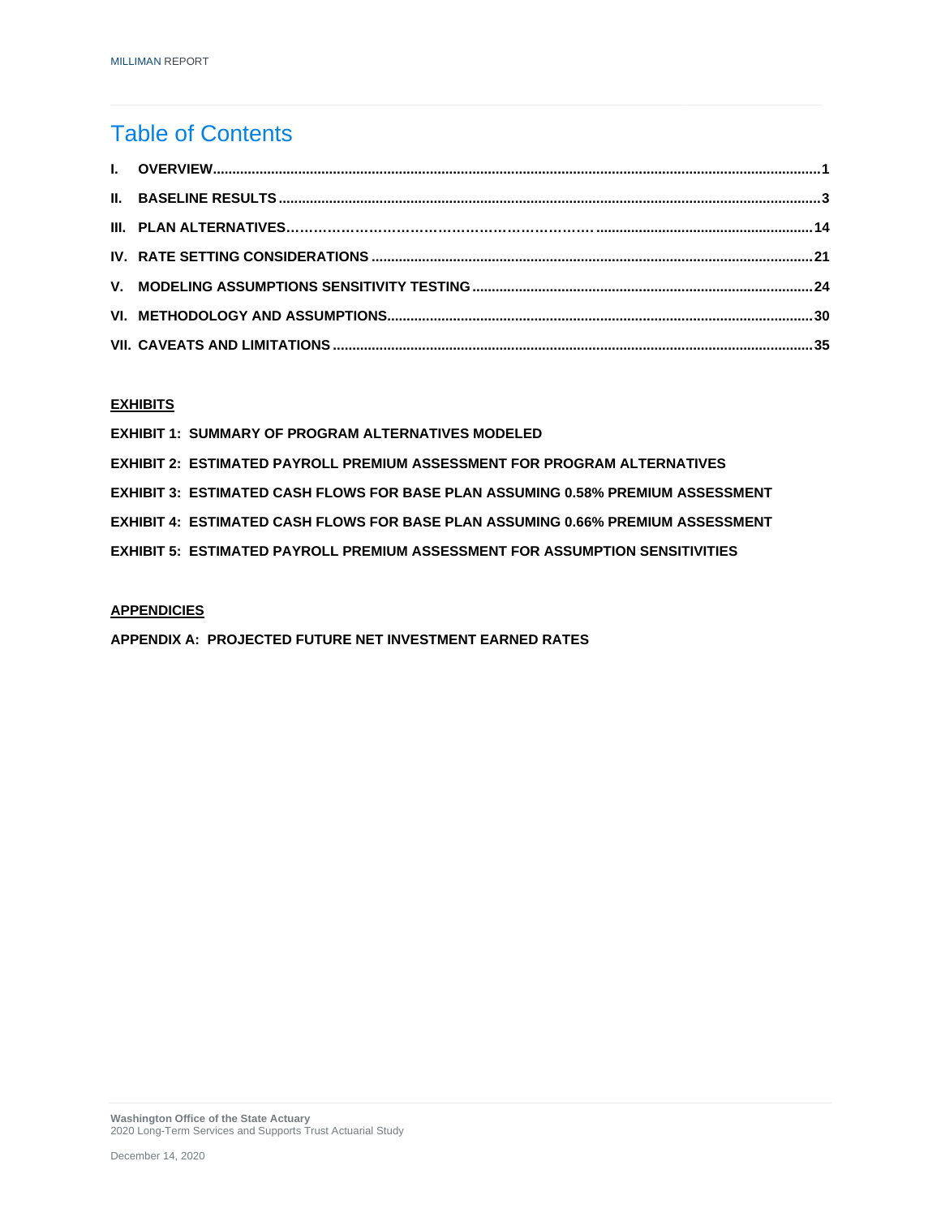# Table of Contents

| | | |
|---|---|---|
| I. | OVERVIEW | 1 |
| II. | BASELINE RESULTS | 3 |
| III. | PLAN ALTERNATIVES | 14 |
| IV. | RATE SETTING CONSIDERATIONS | 21 |
| V. | MODELING ASSUMPTIONS SENSITIVITY TESTING | 24 |
| VI. | METHODOLOGY AND ASSUMPTIONS | 30 |
| VII. | CAVEATS AND LIMITATIONS | 35 |

**EXHIBITS**

**EXHIBIT 1: SUMMARY OF PROGRAM ALTERNATIVES MODELED**

**EXHIBIT 2: ESTIMATED PAYROLL PREMIUM ASSESSMENT FOR PROGRAM ALTERNATIVES**

**EXHIBIT 3: ESTIMATED CASH FLOWS FOR BASE PLAN ASSUMING 0.58% PREMIUM ASSESSMENT**

**EXHIBIT 4: ESTIMATED CASH FLOWS FOR BASE PLAN ASSUMING 0.66% PREMIUM ASSESSMENT**

**EXHIBIT 5: ESTIMATED PAYROLL PREMIUM ASSESSMENT FOR ASSUMPTION SENSITIVITIES**

**APPENDICIES**

**APPENDIX A: PROJECTED FUTURE NET INVESTMENT EARNED RATES**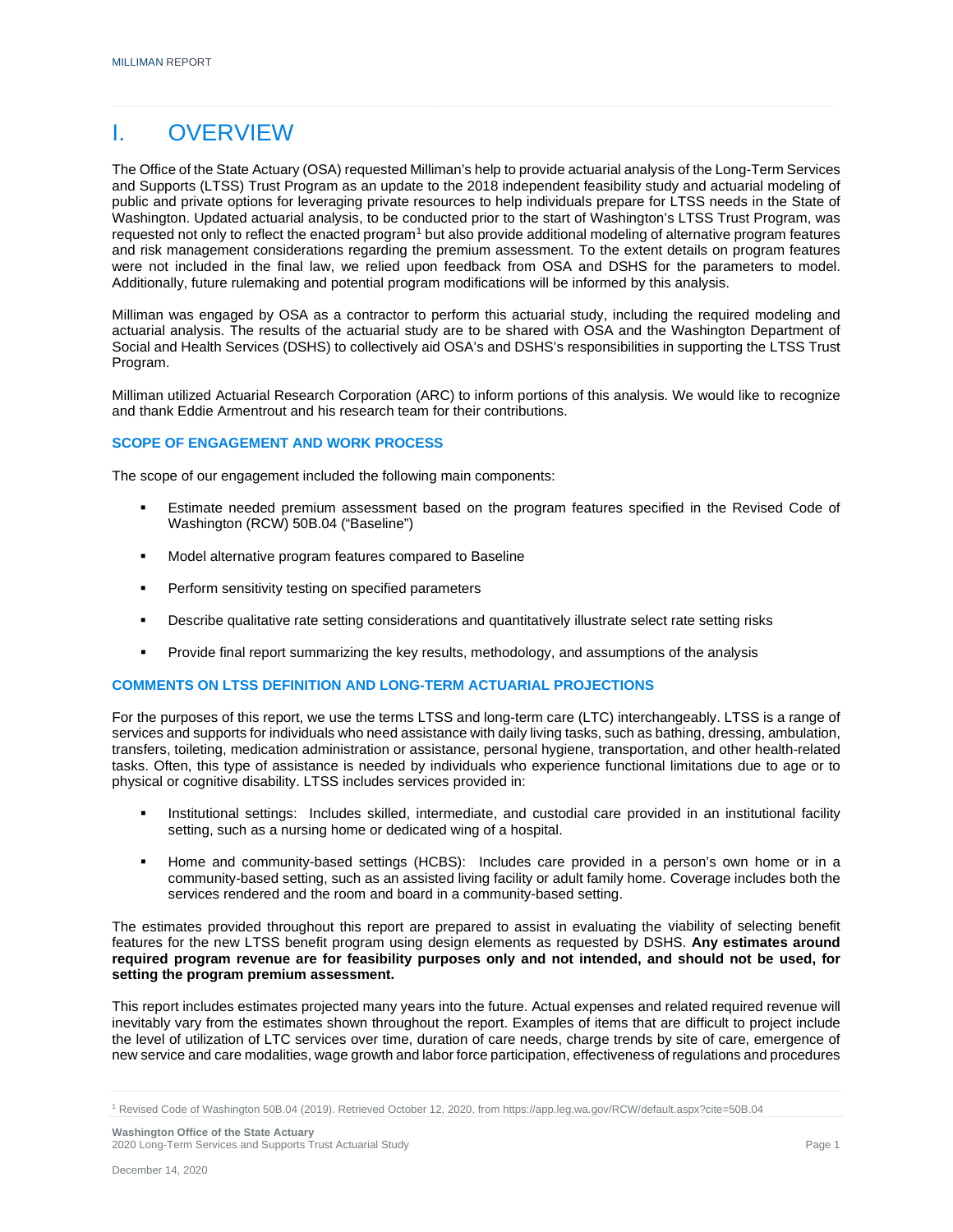# I. OVERVIEW

The Office of the State Actuary (OSA) requested Milliman's help to provide actuarial analysis of the Long-Term Services and Supports (LTSS) Trust Program as an update to the 2018 independent feasibility study and actuarial modeling of public and private options for leveraging private resources to help individuals prepare for LTSS needs in the State of Washington. Updated actuarial analysis, to be conducted prior to the start of Washington's LTSS Trust Program, was requested not only to reflect the enacted program[1] but also provide additional modeling of alternative program features and risk management considerations regarding the premium assessment. To the extent details on program features were not included in the final law, we relied upon feedback from OSA and DSHS for the parameters to model. Additionally, future rulemaking and potential program modifications will be informed by this analysis.

Milliman was engaged by OSA as a contractor to perform this actuarial study, including the required modeling and actuarial analysis. The results of the actuarial study are to be shared with OSA and the Washington Department of Social and Health Services (DSHS) to collectively aid OSA's and DSHS's responsibilities in supporting the LTSS Trust Program.

Milliman utilized Actuarial Research Corporation (ARC) to inform portions of this analysis. We would like to recognize and thank Eddie Armentrout and his research team for their contributions.

## SCOPE OF ENGAGEMENT AND WORK PROCESS

The scope of our engagement included the following main components:

- Estimate needed premium assessment based on the program features specified in the Revised Code of Washington (RCW) 50B.04 ("Baseline")
- Model alternative program features compared to Baseline
- Perform sensitivity testing on specified parameters
- Describe qualitative rate setting considerations and quantitatively illustrate select rate setting risks
- Provide final report summarizing the key results, methodology, and assumptions of the analysis

## COMMENTS ON LTSS DEFINITION AND LONG-TERM ACTUARIAL PROJECTIONS

For the purposes of this report, we use the terms LTSS and long-term care (LTC) interchangeably. LTSS is a range of services and supports for individuals who need assistance with daily living tasks, such as bathing, dressing, ambulation, transfers, toileting, medication administration or assistance, personal hygiene, transportation, and other health-related tasks. Often, this type of assistance is needed by individuals who experience functional limitations due to age or to physical or cognitive disability. LTSS includes services provided in:

- Institutional settings: Includes skilled, intermediate, and custodial care provided in an institutional facility setting, such as a nursing home or dedicated wing of a hospital.
- Home and community-based settings (HCBS): Includes care provided in a person's own home or in a community-based setting, such as an assisted living facility or adult family home. Coverage includes both the services rendered and the room and board in a community-based setting.

The estimates provided throughout this report are prepared to assist in evaluating the viability of selecting benefit features for the new LTSS benefit program using design elements as requested by DSHS. **Any estimates around required program revenue are for feasibility purposes only and not intended, and should not be used, for setting the program premium assessment.**

This report includes estimates projected many years into the future. Actual expenses and related required revenue will inevitably vary from the estimates shown throughout the report. Examples of items that are difficult to project include the level of utilization of LTC services over time, duration of care needs, charge trends by site of care, emergence of new service and care modalities, wage growth and labor force participation, effectiveness of regulations and procedures

[1] Revised Code of Washington 50B.04 (2019). Retrieved October 12, 2020, from https://app.leg.wa.gov/RCW/default.aspx?cite=50B.04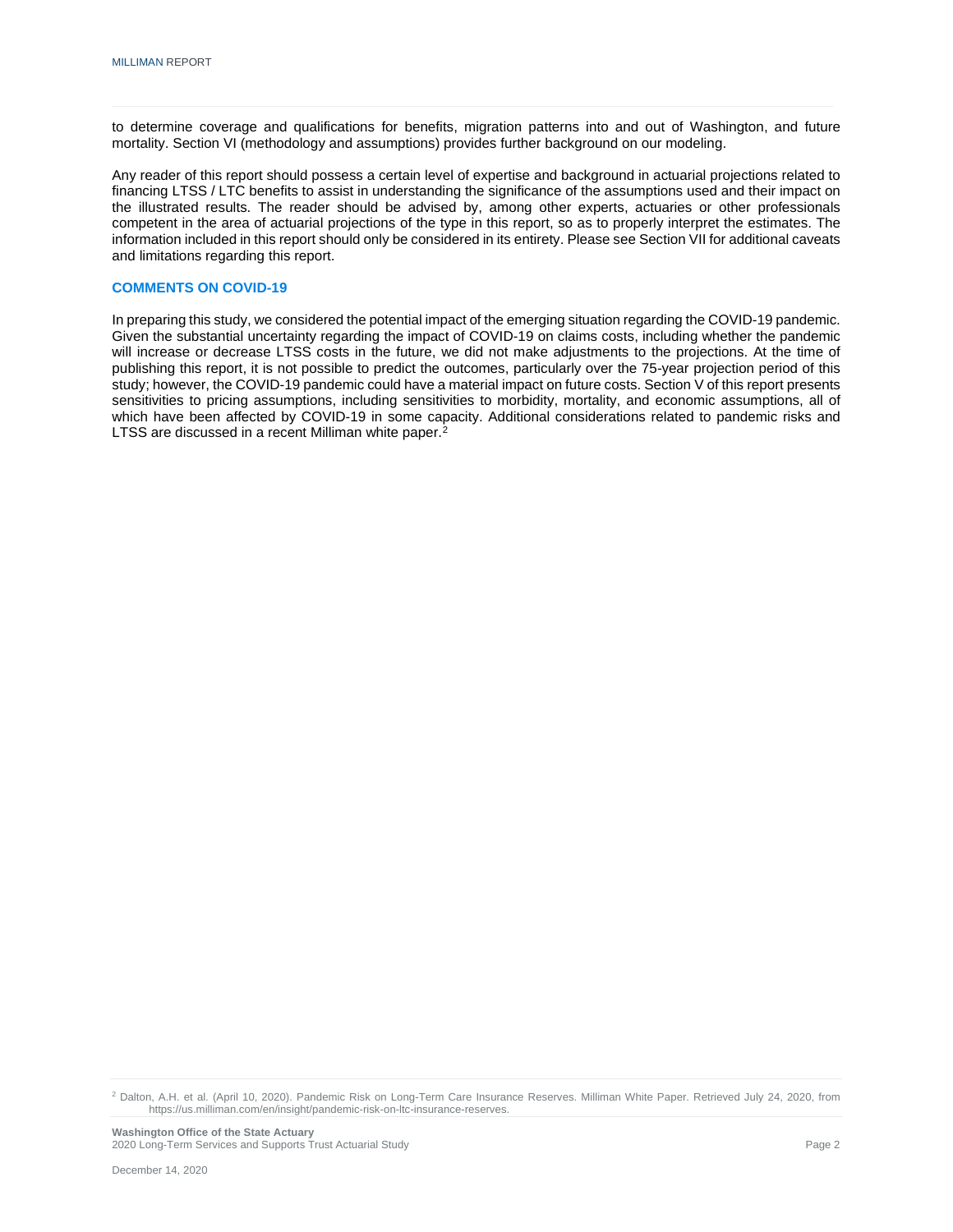to determine coverage and qualifications for benefits, migration patterns into and out of Washington, and future mortality. Section VI (methodology and assumptions) provides further background on our modeling.

Any reader of this report should possess a certain level of expertise and background in actuarial projections related to financing LTSS / LTC benefits to assist in understanding the significance of the assumptions used and their impact on the illustrated results. The reader should be advised by, among other experts, actuaries or other professionals competent in the area of actuarial projections of the type in this report, so as to properly interpret the estimates. The information included in this report should only be considered in its entirety. Please see Section VII for additional caveats and limitations regarding this report.

### COMMENTS ON COVID-19

In preparing this study, we considered the potential impact of the emerging situation regarding the COVID-19 pandemic. Given the substantial uncertainty regarding the impact of COVID-19 on claims costs, including whether the pandemic will increase or decrease LTSS costs in the future, we did not make adjustments to the projections. At the time of publishing this report, it is not possible to predict the outcomes, particularly over the 75-year projection period of this study; however, the COVID-19 pandemic could have a material impact on future costs. Section V of this report presents sensitivities to pricing assumptions, including sensitivities to morbidity, mortality, and economic assumptions, all of which have been affected by COVID-19 in some capacity. Additional considerations related to pandemic risks and LTSS are discussed in a recent Milliman white paper.[2]

[2] Dalton, A.H. et al. (April 10, 2020). Pandemic Risk on Long-Term Care Insurance Reserves. Milliman White Paper. Retrieved July 24, 2020, from https://us.milliman.com/en/insight/pandemic-risk-on-ltc-insurance-reserves.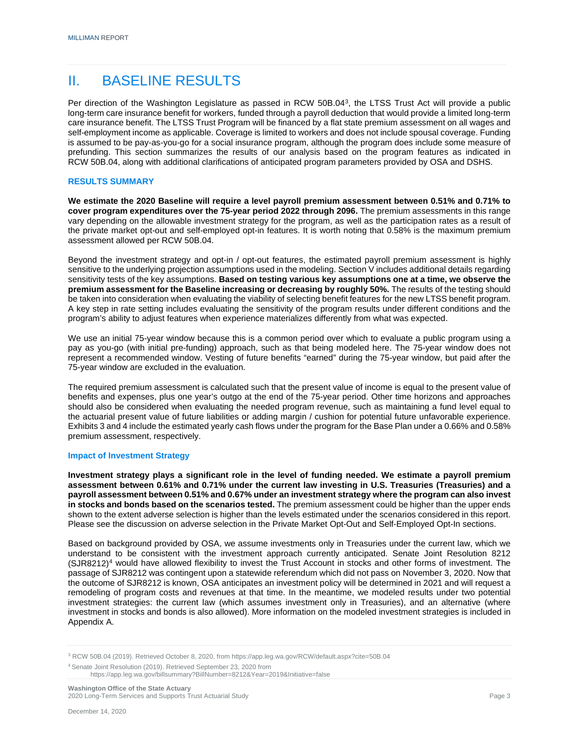## II. BASELINE RESULTS

Per direction of the Washington Legislature as passed in RCW 50B.04[3], the LTSS Trust Act will provide a public long-term care insurance benefit for workers, funded through a payroll deduction that would provide a limited long-term care insurance benefit. The LTSS Trust Program will be financed by a flat state premium assessment on all wages and self-employment income as applicable. Coverage is limited to workers and does not include spousal coverage. Funding is assumed to be pay-as-you-go for a social insurance program, although the program does include some measure of prefunding. This section summarizes the results of our analysis based on the program features as indicated in RCW 50B.04, along with additional clarifications of anticipated program parameters provided by OSA and DSHS.

### RESULTS SUMMARY

**We estimate the 2020 Baseline will require a level payroll premium assessment between 0.51% and 0.71% to cover program expenditures over the 75-year period 2022 through 2096.** The premium assessments in this range vary depending on the allowable investment strategy for the program, as well as the participation rates as a result of the private market opt-out and self-employed opt-in features. It is worth noting that 0.58% is the maximum premium assessment allowed per RCW 50B.04.

Beyond the investment strategy and opt-in / opt-out features, the estimated payroll premium assessment is highly sensitive to the underlying projection assumptions used in the modeling. Section V includes additional details regarding sensitivity tests of the key assumptions. **Based on testing various key assumptions one at a time, we observe the premium assessment for the Baseline increasing or decreasing by roughly 50%.** The results of the testing should be taken into consideration when evaluating the viability of selecting benefit features for the new LTSS benefit program. A key step in rate setting includes evaluating the sensitivity of the program results under different conditions and the program's ability to adjust features when experience materializes differently from what was expected.

We use an initial 75-year window because this is a common period over which to evaluate a public program using a pay as you-go (with initial pre-funding) approach, such as that being modeled here. The 75-year window does not represent a recommended window. Vesting of future benefits "earned" during the 75-year window, but paid after the 75-year window are excluded in the evaluation.

The required premium assessment is calculated such that the present value of income is equal to the present value of benefits and expenses, plus one year's outgo at the end of the 75-year period. Other time horizons and approaches should also be considered when evaluating the needed program revenue, such as maintaining a fund level equal to the actuarial present value of future liabilities or adding margin / cushion for potential future unfavorable experience. Exhibits 3 and 4 include the estimated yearly cash flows under the program for the Base Plan under a 0.66% and 0.58% premium assessment, respectively.

#### Impact of Investment Strategy

**Investment strategy plays a significant role in the level of funding needed. We estimate a payroll premium assessment between 0.61% and 0.71% under the current law investing in U.S. Treasuries (Treasuries) and a payroll assessment between 0.51% and 0.67% under an investment strategy where the program can also invest in stocks and bonds based on the scenarios tested.** The premium assessment could be higher than the upper ends shown to the extent adverse selection is higher than the levels estimated under the scenarios considered in this report. Please see the discussion on adverse selection in the Private Market Opt-Out and Self-Employed Opt-In sections.

Based on background provided by OSA, we assume investments only in Treasuries under the current law, which we understand to be consistent with the investment approach currently anticipated. Senate Joint Resolution 8212 (SJR8212)[4] would have allowed flexibility to invest the Trust Account in stocks and other forms of investment. The passage of SJR8212 was contingent upon a statewide referendum which did not pass on November 3, 2020. Now that the outcome of SJR8212 is known, OSA anticipates an investment policy will be determined in 2021 and will request a remodeling of program costs and revenues at that time. In the meantime, we modeled results under two potential investment strategies: the current law (which assumes investment only in Treasuries), and an alternative (where investment in stocks and bonds is also allowed). More information on the modeled investment strategies is included in Appendix A.

[3] RCW 50B.04 (2019). Retrieved October 8, 2020, from https://app.leg.wa.gov/RCW/default.aspx?cite=50B.04

[4] Senate Joint Resolution (2019). Retrieved September 23, 2020 from https://app.leg.wa.gov/billsummary?BillNumber=8212&Year=2019&Initiative=false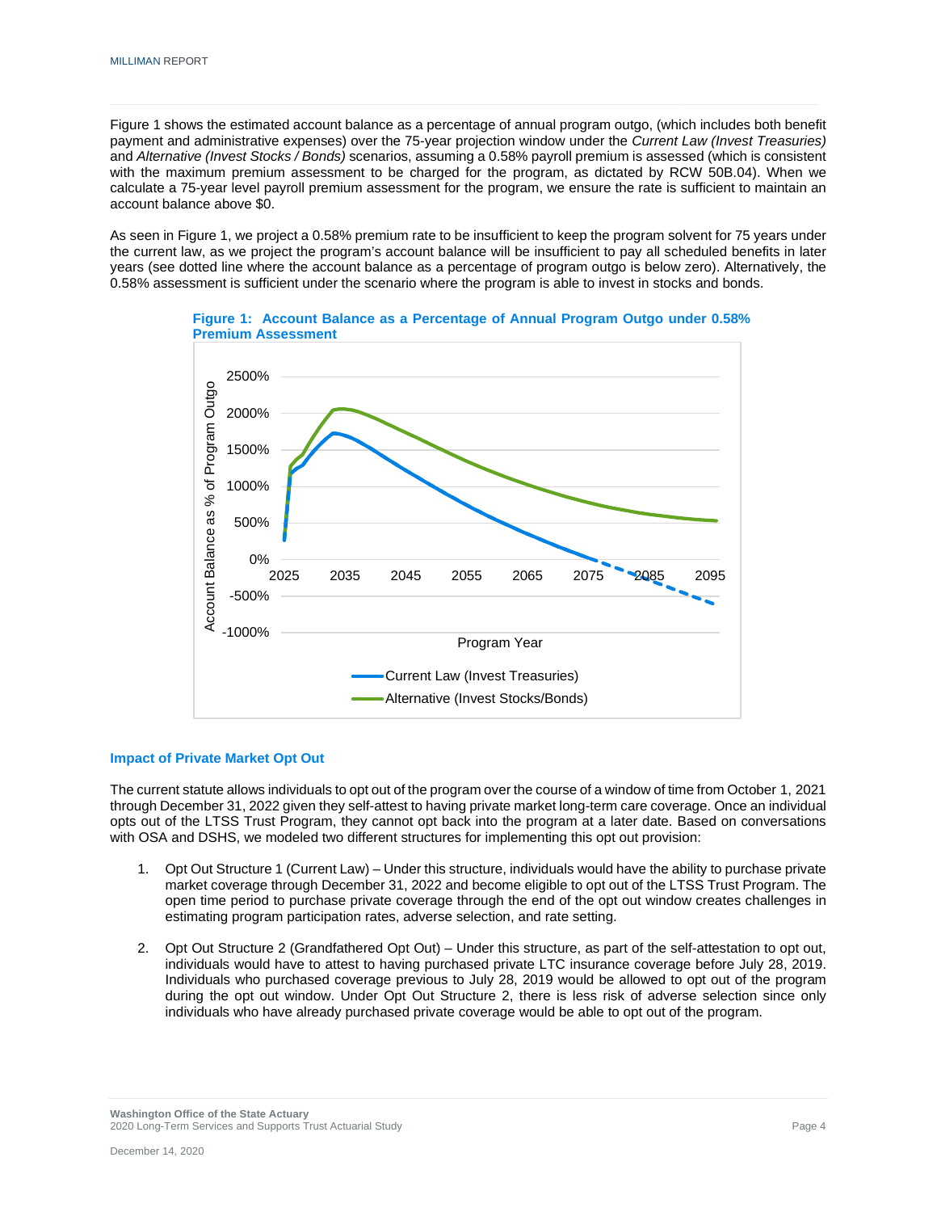Figure 1 shows the estimated account balance as a percentage of annual program outgo, (which includes both benefit payment and administrative expenses) over the 75-year projection window under the *Current Law (Invest Treasuries)* and *Alternative (Invest Stocks / Bonds)* scenarios, assuming a 0.58% payroll premium is assessed (which is consistent with the maximum premium assessment to be charged for the program, as dictated by RCW 50B.04). When we calculate a 75-year level payroll premium assessment for the program, we ensure the rate is sufficient to maintain an account balance above $0.

As seen in Figure 1, we project a 0.58% premium rate to be insufficient to keep the program solvent for 75 years under the current law, as we project the program's account balance will be insufficient to pay all scheduled benefits in later years (see dotted line where the account balance as a percentage of program outgo is below zero). Alternatively, the 0.58% assessment is sufficient under the scenario where the program is able to invest in stocks and bonds.

**Figure 1: Account Balance as a Percentage of Annual Program Outgo under 0.58% Premium Assessment**

### Impact of Private Market Opt Out

The current statute allows individuals to opt out of the program over the course of a window of time from October 1, 2021 through December 31, 2022 given they self-attest to having private market long-term care coverage. Once an individual opts out of the LTSS Trust Program, they cannot opt back into the program at a later date. Based on conversations with OSA and DSHS, we modeled two different structures for implementing this opt out provision:

1. Opt Out Structure 1 (Current Law) – Under this structure, individuals would have the ability to purchase private market coverage through December 31, 2022 and become eligible to opt out of the LTSS Trust Program. The open time period to purchase private coverage through the end of the opt out window creates challenges in estimating program participation rates, adverse selection, and rate setting.

2. Opt Out Structure 2 (Grandfathered Opt Out) – Under this structure, as part of the self-attestation to opt out, individuals would have to attest to having purchased private LTC insurance coverage before July 28, 2019. Individuals who purchased coverage previous to July 28, 2019 would be allowed to opt out of the program during the opt out window. Under Opt Out Structure 2, there is less risk of adverse selection since only individuals who have already purchased private coverage would be able to opt out of the program.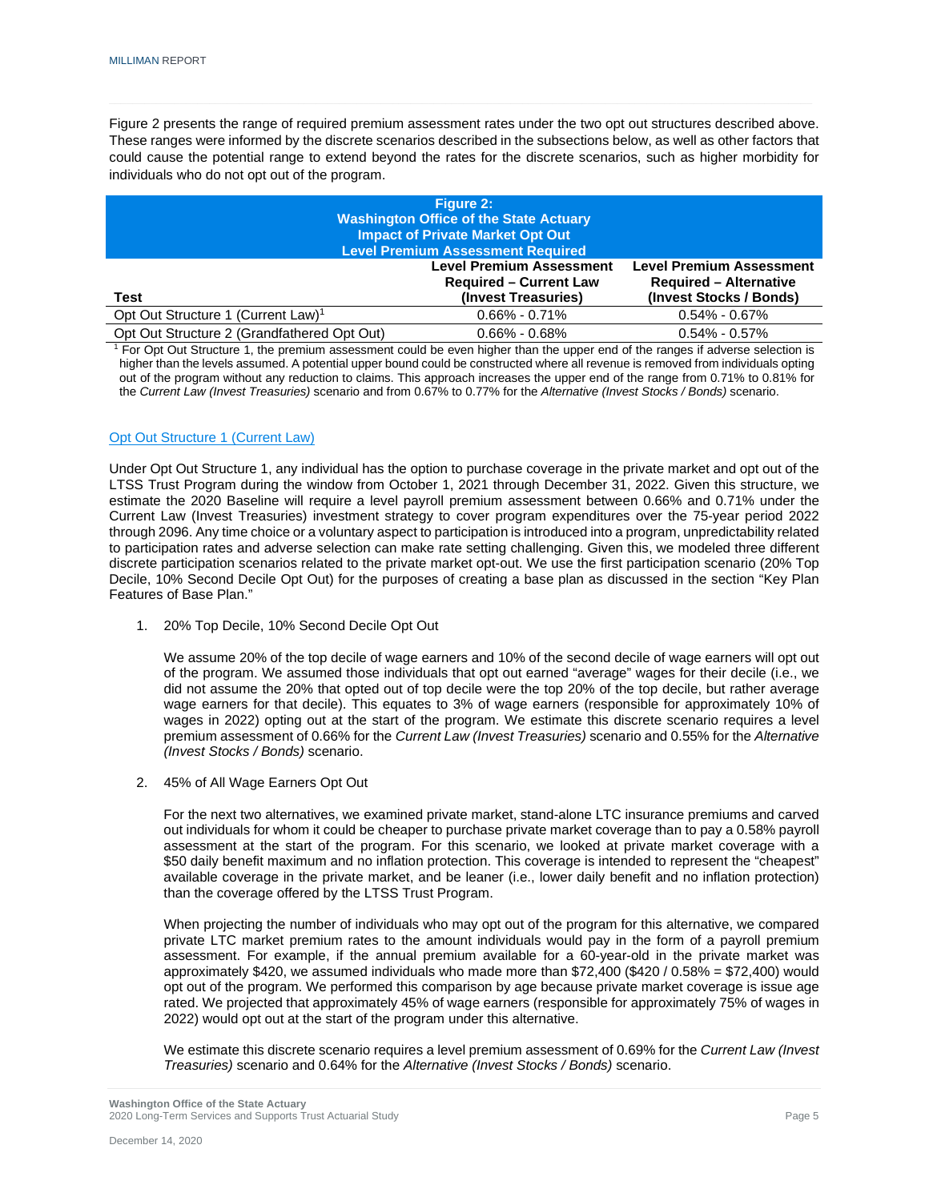Figure 2 presents the range of required premium assessment rates under the two opt out structures described above. These ranges were informed by the discrete scenarios described in the subsections below, as well as other factors that could cause the potential range to extend beyond the rates for the discrete scenarios, such as higher morbidity for individuals who do not opt out of the program.

**Figure 2:**
**Washington Office of the State Actuary**
**Impact of Private Market Opt Out**
**Level Premium Assessment Required**

| Test | Level Premium Assessment Required – Current Law (Invest Treasuries) | Level Premium Assessment Required – Alternative (Invest Stocks / Bonds) |
|---|---|---|
| Opt Out Structure 1 (Current Law)[1] | 0.66% - 0.71% | 0.54% - 0.67% |
| Opt Out Structure 2 (Grandfathered Opt Out) | 0.66% - 0.68% | 0.54% - 0.57% |

[1] For Opt Out Structure 1, the premium assessment could be even higher than the upper end of the ranges if adverse selection is higher than the levels assumed. A potential upper bound could be constructed where all revenue is removed from individuals opting out of the program without any reduction to claims. This approach increases the upper end of the range from 0.71% to 0.81% for the *Current Law (Invest Treasuries)* scenario and from 0.67% to 0.77% for the *Alternative (Invest Stocks / Bonds)* scenario.

## Opt Out Structure 1 (Current Law)

Under Opt Out Structure 1, any individual has the option to purchase coverage in the private market and opt out of the LTSS Trust Program during the window from October 1, 2021 through December 31, 2022. Given this structure, we estimate the 2020 Baseline will require a level payroll premium assessment between 0.66% and 0.71% under the Current Law (Invest Treasuries) investment strategy to cover program expenditures over the 75-year period 2022 through 2096. Any time choice or a voluntary aspect to participation is introduced into a program, unpredictability related to participation rates and adverse selection can make rate setting challenging. Given this, we modeled three different discrete participation scenarios related to the private market opt-out. We use the first participation scenario (20% Top Decile, 10% Second Decile Opt Out) for the purposes of creating a base plan as discussed in the section "Key Plan Features of Base Plan."

1. 20% Top Decile, 10% Second Decile Opt Out

   We assume 20% of the top decile of wage earners and 10% of the second decile of wage earners will opt out of the program. We assumed those individuals that opt out earned "average" wages for their decile (i.e., we did not assume the 20% that opted out of top decile were the top 20% of the top decile, but rather average wage earners for that decile). This equates to 3% of wage earners (responsible for approximately 10% of wages in 2022) opting out at the start of the program. We estimate this discrete scenario requires a level premium assessment of 0.66% for the *Current Law (Invest Treasuries)* scenario and 0.55% for the *Alternative (Invest Stocks / Bonds)* scenario.

2. 45% of All Wage Earners Opt Out

   For the next two alternatives, we examined private market, stand-alone LTC insurance premiums and carved out individuals for whom it could be cheaper to purchase private market coverage than to pay a 0.58% payroll assessment at the start of the program. For this scenario, we looked at private market coverage with a $50 daily benefit maximum and no inflation protection. This coverage is intended to represent the "cheapest" available coverage in the private market, and be leaner (i.e., lower daily benefit and no inflation protection) than the coverage offered by the LTSS Trust Program.

   When projecting the number of individuals who may opt out of the program for this alternative, we compared private LTC market premium rates to the amount individuals would pay in the form of a payroll premium assessment. For example, if the annual premium available for a 60-year-old in the private market was approximately $420, we assumed individuals who made more than $72,400 ($420 / 0.58% = $72,400) would opt out of the program. We performed this comparison by age because private market coverage is issue age rated. We projected that approximately 45% of wage earners (responsible for approximately 75% of wages in 2022) would opt out at the start of the program under this alternative.

   We estimate this discrete scenario requires a level premium assessment of 0.69% for the *Current Law (Invest Treasuries)* scenario and 0.64% for the *Alternative (Invest Stocks / Bonds)* scenario.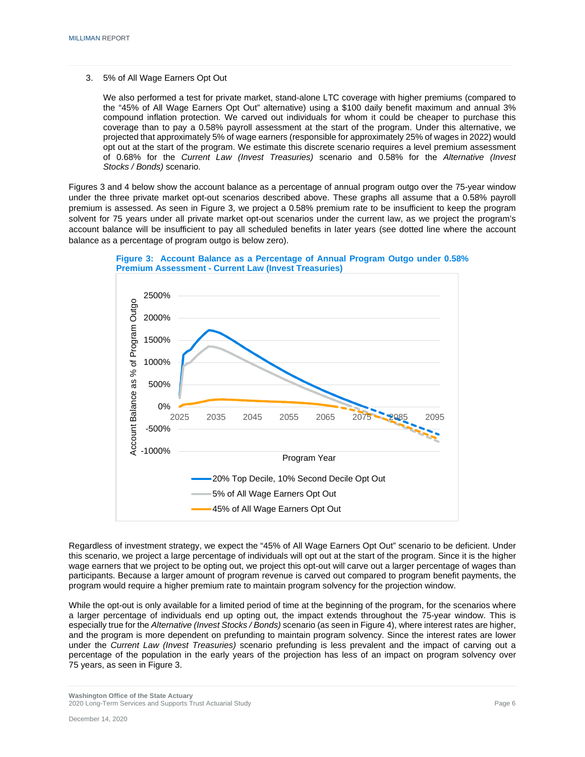3. 5% of All Wage Earners Opt Out

   We also performed a test for private market, stand-alone LTC coverage with higher premiums (compared to the "45% of All Wage Earners Opt Out" alternative) using a $100 daily benefit maximum and annual 3% compound inflation protection. We carved out individuals for whom it could be cheaper to purchase this coverage than to pay a 0.58% payroll assessment at the start of the program. Under this alternative, we projected that approximately 5% of wage earners (responsible for approximately 25% of wages in 2022) would opt out at the start of the program. We estimate this discrete scenario requires a level premium assessment of 0.68% for the *Current Law (Invest Treasuries)* scenario and 0.58% for the *Alternative (Invest Stocks / Bonds)* scenario.

Figures 3 and 4 below show the account balance as a percentage of annual program outgo over the 75-year window under the three private market opt-out scenarios described above. These graphs all assume that a 0.58% payroll premium is assessed. As seen in Figure 3, we project a 0.58% premium rate to be insufficient to keep the program solvent for 75 years under all private market opt-out scenarios under the current law, as we project the program's account balance will be insufficient to pay all scheduled benefits in later years (see dotted line where the account balance as a percentage of program outgo is below zero).

**Figure 3: Account Balance as a Percentage of Annual Program Outgo under 0.58% Premium Assessment - Current Law (Invest Treasuries)**

Regardless of investment strategy, we expect the "45% of All Wage Earners Opt Out" scenario to be deficient. Under this scenario, we project a large percentage of individuals will opt out at the start of the program. Since it is the higher wage earners that we project to be opting out, we project this opt-out will carve out a larger percentage of wages than participants. Because a larger amount of program revenue is carved out compared to program benefit payments, the program would require a higher premium rate to maintain program solvency for the projection window.

While the opt-out is only available for a limited period of time at the beginning of the program, for the scenarios where a larger percentage of individuals end up opting out, the impact extends throughout the 75-year window. This is especially true for the *Alternative (Invest Stocks / Bonds)* scenario (as seen in Figure 4), where interest rates are higher, and the program is more dependent on prefunding to maintain program solvency. Since the interest rates are lower under the *Current Law (Invest Treasuries)* scenario prefunding is less prevalent and the impact of carving out a percentage of the population in the early years of the projection has less of an impact on program solvency over 75 years, as seen in Figure 3.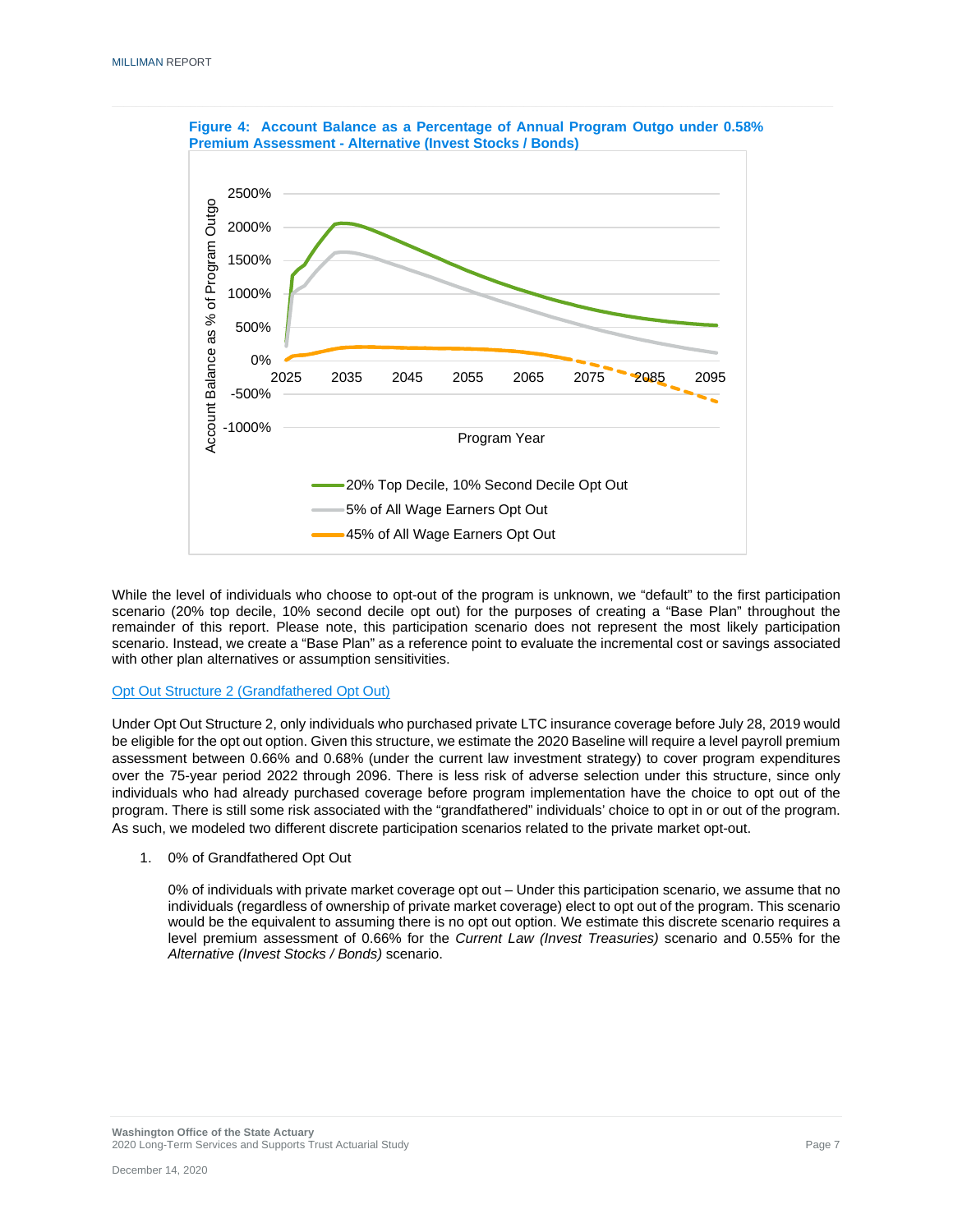**Figure 4: Account Balance as a Percentage of Annual Program Outgo under 0.58% Premium Assessment - Alternative (Invest Stocks / Bonds)**

While the level of individuals who choose to opt-out of the program is unknown, we "default" to the first participation scenario (20% top decile, 10% second decile opt out) for the purposes of creating a "Base Plan" throughout the remainder of this report. Please note, this participation scenario does not represent the most likely participation scenario. Instead, we create a "Base Plan" as a reference point to evaluate the incremental cost or savings associated with other plan alternatives or assumption sensitivities.

### Opt Out Structure 2 (Grandfathered Opt Out)

Under Opt Out Structure 2, only individuals who purchased private LTC insurance coverage before July 28, 2019 would be eligible for the opt out option. Given this structure, we estimate the 2020 Baseline will require a level payroll premium assessment between 0.66% and 0.68% (under the current law investment strategy) to cover program expenditures over the 75-year period 2022 through 2096. There is less risk of adverse selection under this structure, since only individuals who had already purchased coverage before program implementation have the choice to opt out of the program. There is still some risk associated with the "grandfathered" individuals' choice to opt in or out of the program. As such, we modeled two different discrete participation scenarios related to the private market opt-out.

1. 0% of Grandfathered Opt Out

   0% of individuals with private market coverage opt out – Under this participation scenario, we assume that no individuals (regardless of ownership of private market coverage) elect to opt out of the program. This scenario would be the equivalent to assuming there is no opt out option. We estimate this discrete scenario requires a level premium assessment of 0.66% for the *Current Law (Invest Treasuries)* scenario and 0.55% for the *Alternative (Invest Stocks / Bonds)* scenario.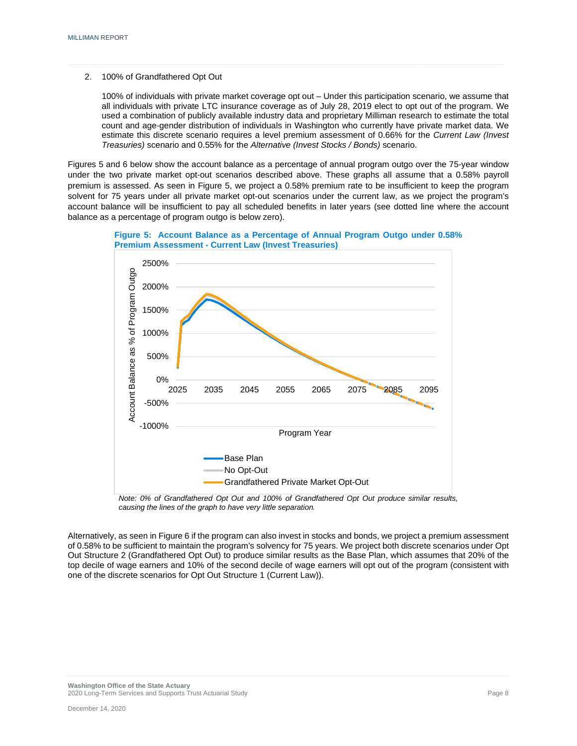2. 100% of Grandfathered Opt Out

   100% of individuals with private market coverage opt out – Under this participation scenario, we assume that all individuals with private LTC insurance coverage as of July 28, 2019 elect to opt out of the program. We used a combination of publicly available industry data and proprietary Milliman research to estimate the total count and age-gender distribution of individuals in Washington who currently have private market data. We estimate this discrete scenario requires a level premium assessment of 0.66% for the *Current Law (Invest Treasuries)* scenario and 0.55% for the *Alternative (Invest Stocks / Bonds)* scenario.

Figures 5 and 6 below show the account balance as a percentage of annual program outgo over the 75-year window under the two private market opt-out scenarios described above. These graphs all assume that a 0.58% payroll premium is assessed. As seen in Figure 5, we project a 0.58% premium rate to be insufficient to keep the program solvent for 75 years under all private market opt-out scenarios under the current law, as we project the program's account balance will be insufficient to pay all scheduled benefits in later years (see dotted line where the account balance as a percentage of program outgo is below zero).

**Figure 5: Account Balance as a Percentage of Annual Program Outgo under 0.58% Premium Assessment - Current Law (Invest Treasuries)**

*Note: 0% of Grandfathered Opt Out and 100% of Grandfathered Opt Out produce similar results, causing the lines of the graph to have very little separation.*

Alternatively, as seen in Figure 6 if the program can also invest in stocks and bonds, we project a premium assessment of 0.58% to be sufficient to maintain the program's solvency for 75 years. We project both discrete scenarios under Opt Out Structure 2 (Grandfathered Opt Out) to produce similar results as the Base Plan, which assumes that 20% of the top decile of wage earners and 10% of the second decile of wage earners will opt out of the program (consistent with one of the discrete scenarios for Opt Out Structure 1 (Current Law)).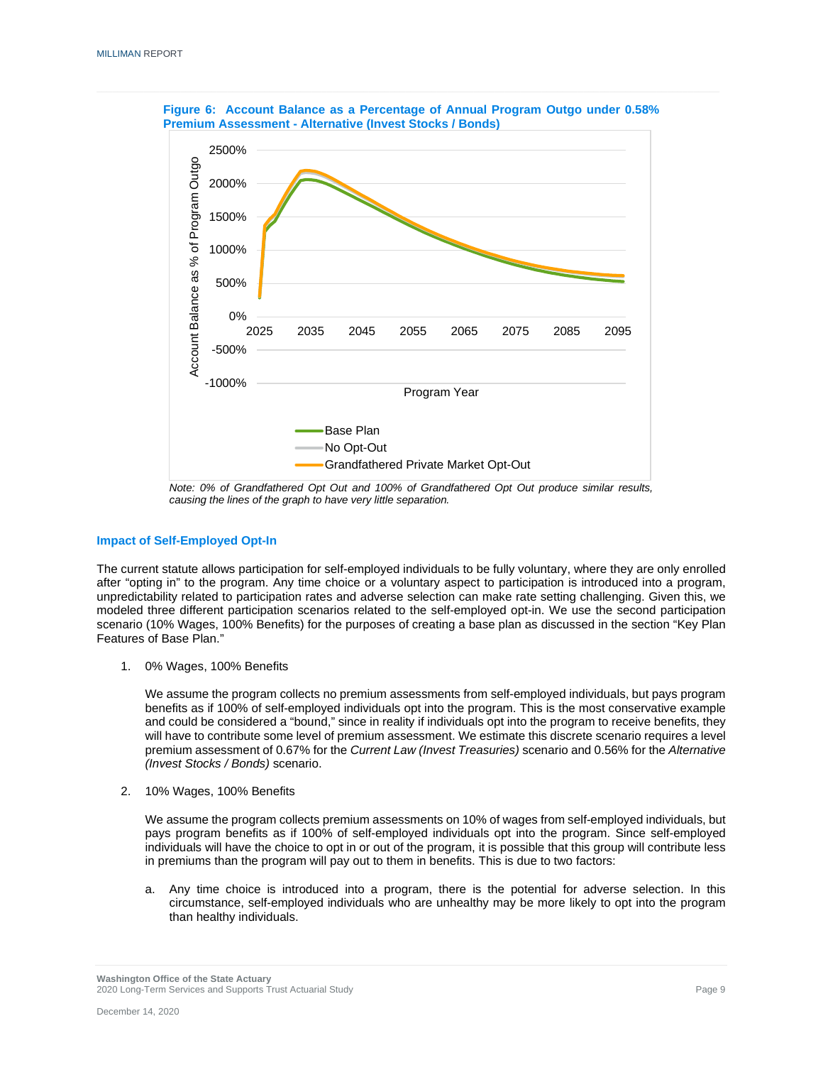**Figure 6: Account Balance as a Percentage of Annual Program Outgo under 0.58% Premium Assessment - Alternative (Invest Stocks / Bonds)**

*Note: 0% of Grandfathered Opt Out and 100% of Grandfathered Opt Out produce similar results, causing the lines of the graph to have very little separation.*

### Impact of Self-Employed Opt-In

The current statute allows participation for self-employed individuals to be fully voluntary, where they are only enrolled after "opting in" to the program. Any time choice or a voluntary aspect to participation is introduced into a program, unpredictability related to participation rates and adverse selection can make rate setting challenging. Given this, we modeled three different participation scenarios related to the self-employed opt-in. We use the second participation scenario (10% Wages, 100% Benefits) for the purposes of creating a base plan as discussed in the section "Key Plan Features of Base Plan."

1. 0% Wages, 100% Benefits

   We assume the program collects no premium assessments from self-employed individuals, but pays program benefits as if 100% of self-employed individuals opt into the program. This is the most conservative example and could be considered a "bound," since in reality if individuals opt into the program to receive benefits, they will have to contribute some level of premium assessment. We estimate this discrete scenario requires a level premium assessment of 0.67% for the *Current Law (Invest Treasuries)* scenario and 0.56% for the *Alternative (Invest Stocks / Bonds)* scenario.

2. 10% Wages, 100% Benefits

   We assume the program collects premium assessments on 10% of wages from self-employed individuals, but pays program benefits as if 100% of self-employed individuals opt into the program. Since self-employed individuals will have the choice to opt in or out of the program, it is possible that this group will contribute less in premiums than the program will pay out to them in benefits. This is due to two factors:

   a. Any time choice is introduced into a program, there is the potential for adverse selection. In this circumstance, self-employed individuals who are unhealthy may be more likely to opt into the program than healthy individuals.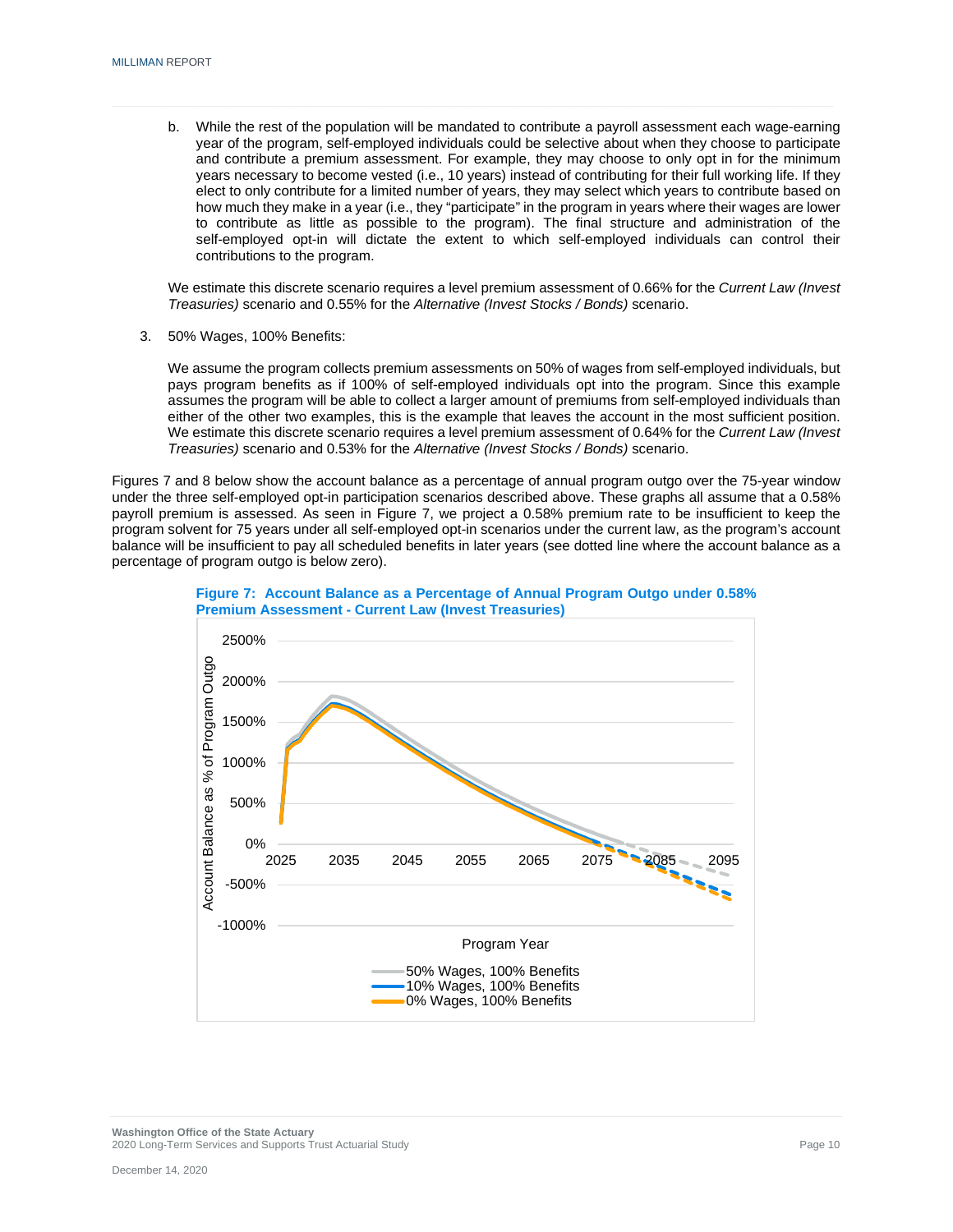b. While the rest of the population will be mandated to contribute a payroll assessment each wage-earning year of the program, self-employed individuals could be selective about when they choose to participate and contribute a premium assessment. For example, they may choose to only opt in for the minimum years necessary to become vested (i.e., 10 years) instead of contributing for their full working life. If they elect to only contribute for a limited number of years, they may select which years to contribute based on how much they make in a year (i.e., they "participate" in the program in years where their wages are lower to contribute as little as possible to the program). The final structure and administration of the self-employed opt-in will dictate the extent to which self-employed individuals can control their contributions to the program.

We estimate this discrete scenario requires a level premium assessment of 0.66% for the *Current Law (Invest Treasuries)* scenario and 0.55% for the *Alternative (Invest Stocks / Bonds)* scenario.

3. 50% Wages, 100% Benefits:

We assume the program collects premium assessments on 50% of wages from self-employed individuals, but pays program benefits as if 100% of self-employed individuals opt into the program. Since this example assumes the program will be able to collect a larger amount of premiums from self-employed individuals than either of the other two examples, this is the example that leaves the account in the most sufficient position. We estimate this discrete scenario requires a level premium assessment of 0.64% for the *Current Law (Invest Treasuries)* scenario and 0.53% for the *Alternative (Invest Stocks / Bonds)* scenario.

Figures 7 and 8 below show the account balance as a percentage of annual program outgo over the 75-year window under the three self-employed opt-in participation scenarios described above. These graphs all assume that a 0.58% payroll premium is assessed. As seen in Figure 7, we project a 0.58% premium rate to be insufficient to keep the program solvent for 75 years under all self-employed opt-in scenarios under the current law, as the program's account balance will be insufficient to pay all scheduled benefits in later years (see dotted line where the account balance as a percentage of program outgo is below zero).

**Figure 7: Account Balance as a Percentage of Annual Program Outgo under 0.58% Premium Assessment - Current Law (Invest Treasuries)**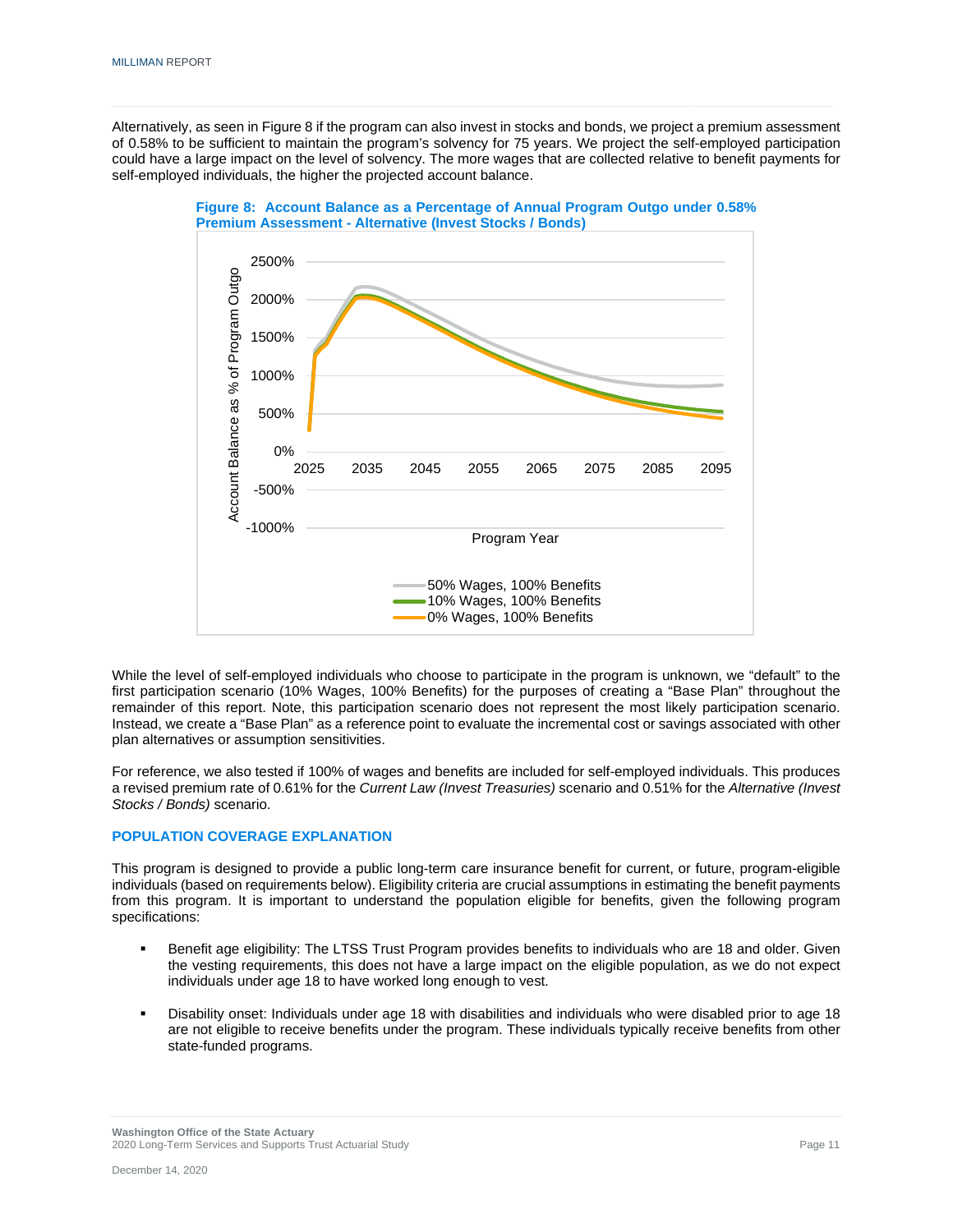Alternatively, as seen in Figure 8 if the program can also invest in stocks and bonds, we project a premium assessment of 0.58% to be sufficient to maintain the program's solvency for 75 years. We project the self-employed participation could have a large impact on the level of solvency. The more wages that are collected relative to benefit payments for self-employed individuals, the higher the projected account balance.

**Figure 8: Account Balance as a Percentage of Annual Program Outgo under 0.58% Premium Assessment - Alternative (Invest Stocks / Bonds)**

While the level of self-employed individuals who choose to participate in the program is unknown, we "default" to the first participation scenario (10% Wages, 100% Benefits) for the purposes of creating a "Base Plan" throughout the remainder of this report. Note, this participation scenario does not represent the most likely participation scenario. Instead, we create a "Base Plan" as a reference point to evaluate the incremental cost or savings associated with other plan alternatives or assumption sensitivities.

For reference, we also tested if 100% of wages and benefits are included for self-employed individuals. This produces a revised premium rate of 0.61% for the *Current Law (Invest Treasuries)* scenario and 0.51% for the *Alternative (Invest Stocks / Bonds)* scenario.

## POPULATION COVERAGE EXPLANATION

This program is designed to provide a public long-term care insurance benefit for current, or future, program-eligible individuals (based on requirements below). Eligibility criteria are crucial assumptions in estimating the benefit payments from this program. It is important to understand the population eligible for benefits, given the following program specifications:

- Benefit age eligibility: The LTSS Trust Program provides benefits to individuals who are 18 and older. Given the vesting requirements, this does not have a large impact on the eligible population, as we do not expect individuals under age 18 to have worked long enough to vest.
- Disability onset: Individuals under age 18 with disabilities and individuals who were disabled prior to age 18 are not eligible to receive benefits under the program. These individuals typically receive benefits from other state-funded programs.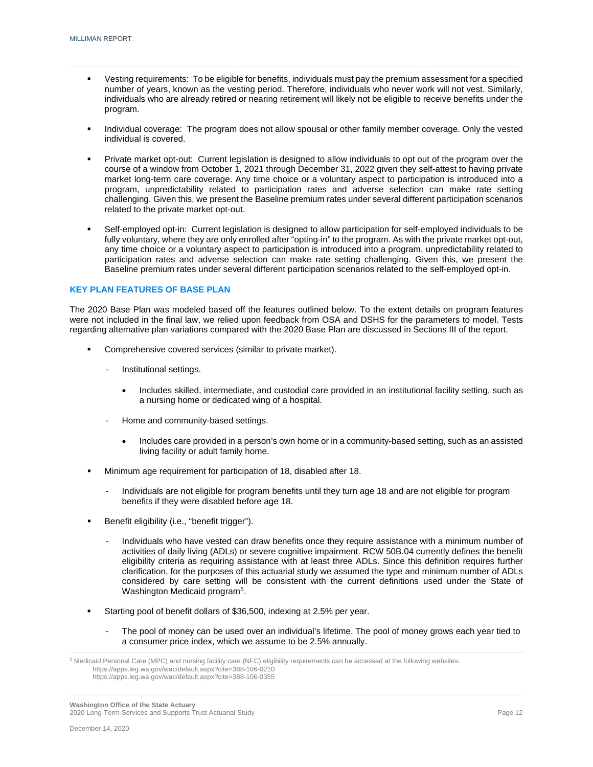- Vesting requirements: To be eligible for benefits, individuals must pay the premium assessment for a specified number of years, known as the vesting period. Therefore, individuals who never work will not vest. Similarly, individuals who are already retired or nearing retirement will likely not be eligible to receive benefits under the program.

- Individual coverage: The program does not allow spousal or other family member coverage. Only the vested individual is covered.

- Private market opt-out: Current legislation is designed to allow individuals to opt out of the program over the course of a window from October 1, 2021 through December 31, 2022 given they self-attest to having private market long-term care coverage. Any time choice or a voluntary aspect to participation is introduced into a program, unpredictability related to participation rates and adverse selection can make rate setting challenging. Given this, we present the Baseline premium rates under several different participation scenarios related to the private market opt-out.

- Self-employed opt-in: Current legislation is designed to allow participation for self-employed individuals to be fully voluntary, where they are only enrolled after "opting-in" to the program. As with the private market opt-out, any time choice or a voluntary aspect to participation is introduced into a program, unpredictability related to participation rates and adverse selection can make rate setting challenging. Given this, we present the Baseline premium rates under several different participation scenarios related to the self-employed opt-in.

### KEY PLAN FEATURES OF BASE PLAN

The 2020 Base Plan was modeled based off the features outlined below. To the extent details on program features were not included in the final law, we relied upon feedback from OSA and DSHS for the parameters to model. Tests regarding alternative plan variations compared with the 2020 Base Plan are discussed in Sections III of the report.

- Comprehensive covered services (similar to private market).
  - Institutional settings.
    - Includes skilled, intermediate, and custodial care provided in an institutional facility setting, such as a nursing home or dedicated wing of a hospital.
  - Home and community-based settings.
    - Includes care provided in a person's own home or in a community-based setting, such as an assisted living facility or adult family home.
- Minimum age requirement for participation of 18, disabled after 18.
  - Individuals are not eligible for program benefits until they turn age 18 and are not eligible for program benefits if they were disabled before age 18.
- Benefit eligibility (i.e., "benefit trigger").
  - Individuals who have vested can draw benefits once they require assistance with a minimum number of activities of daily living (ADLs) or severe cognitive impairment. RCW 50B.04 currently defines the benefit eligibility criteria as requiring assistance with at least three ADLs. Since this definition requires further clarification, for the purposes of this actuarial study we assumed the type and minimum number of ADLs considered by care setting will be consistent with the current definitions used under the State of Washington Medicaid program[5].
- Starting pool of benefit dollars of $36,500, indexing at 2.5% per year.
  - The pool of money can be used over an individual's lifetime. The pool of money grows each year tied to a consumer price index, which we assume to be 2.5% annually.

[5] Medicaid Personal Care (MPC) and nursing facility care (NFC) eligibility requirements can be accessed at the following websites:
https://apps.leg.wa.gov/wac/default.aspx?cite=388-106-0210
https://apps.leg.wa.gov/wac/default.aspx?cite=388-106-0355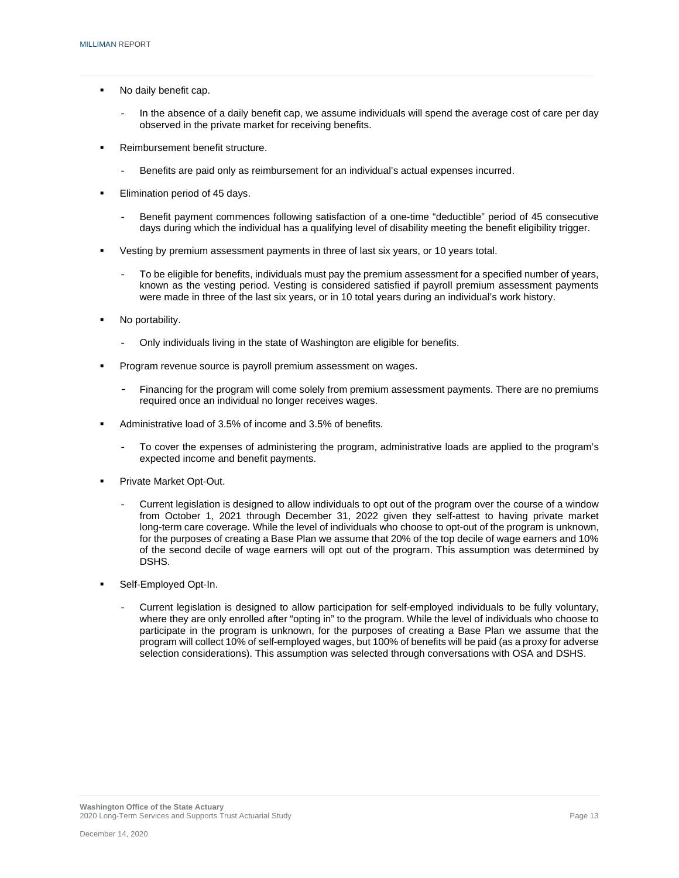- No daily benefit cap.
  - In the absence of a daily benefit cap, we assume individuals will spend the average cost of care per day observed in the private market for receiving benefits.
- Reimbursement benefit structure.
  - Benefits are paid only as reimbursement for an individual's actual expenses incurred.
- Elimination period of 45 days.
  - Benefit payment commences following satisfaction of a one-time "deductible" period of 45 consecutive days during which the individual has a qualifying level of disability meeting the benefit eligibility trigger.
- Vesting by premium assessment payments in three of last six years, or 10 years total.
  - To be eligible for benefits, individuals must pay the premium assessment for a specified number of years, known as the vesting period. Vesting is considered satisfied if payroll premium assessment payments were made in three of the last six years, or in 10 total years during an individual's work history.
- No portability.
  - Only individuals living in the state of Washington are eligible for benefits.
- Program revenue source is payroll premium assessment on wages.
  - Financing for the program will come solely from premium assessment payments. There are no premiums required once an individual no longer receives wages.
- Administrative load of 3.5% of income and 3.5% of benefits.
  - To cover the expenses of administering the program, administrative loads are applied to the program's expected income and benefit payments.
- Private Market Opt-Out.
  - Current legislation is designed to allow individuals to opt out of the program over the course of a window from October 1, 2021 through December 31, 2022 given they self-attest to having private market long-term care coverage. While the level of individuals who choose to opt-out of the program is unknown, for the purposes of creating a Base Plan we assume that 20% of the top decile of wage earners and 10% of the second decile of wage earners will opt out of the program. This assumption was determined by DSHS.
- Self-Employed Opt-In.
  - Current legislation is designed to allow participation for self-employed individuals to be fully voluntary, where they are only enrolled after "opting in" to the program. While the level of individuals who choose to participate in the program is unknown, for the purposes of creating a Base Plan we assume that the program will collect 10% of self-employed wages, but 100% of benefits will be paid (as a proxy for adverse selection considerations). This assumption was selected through conversations with OSA and DSHS.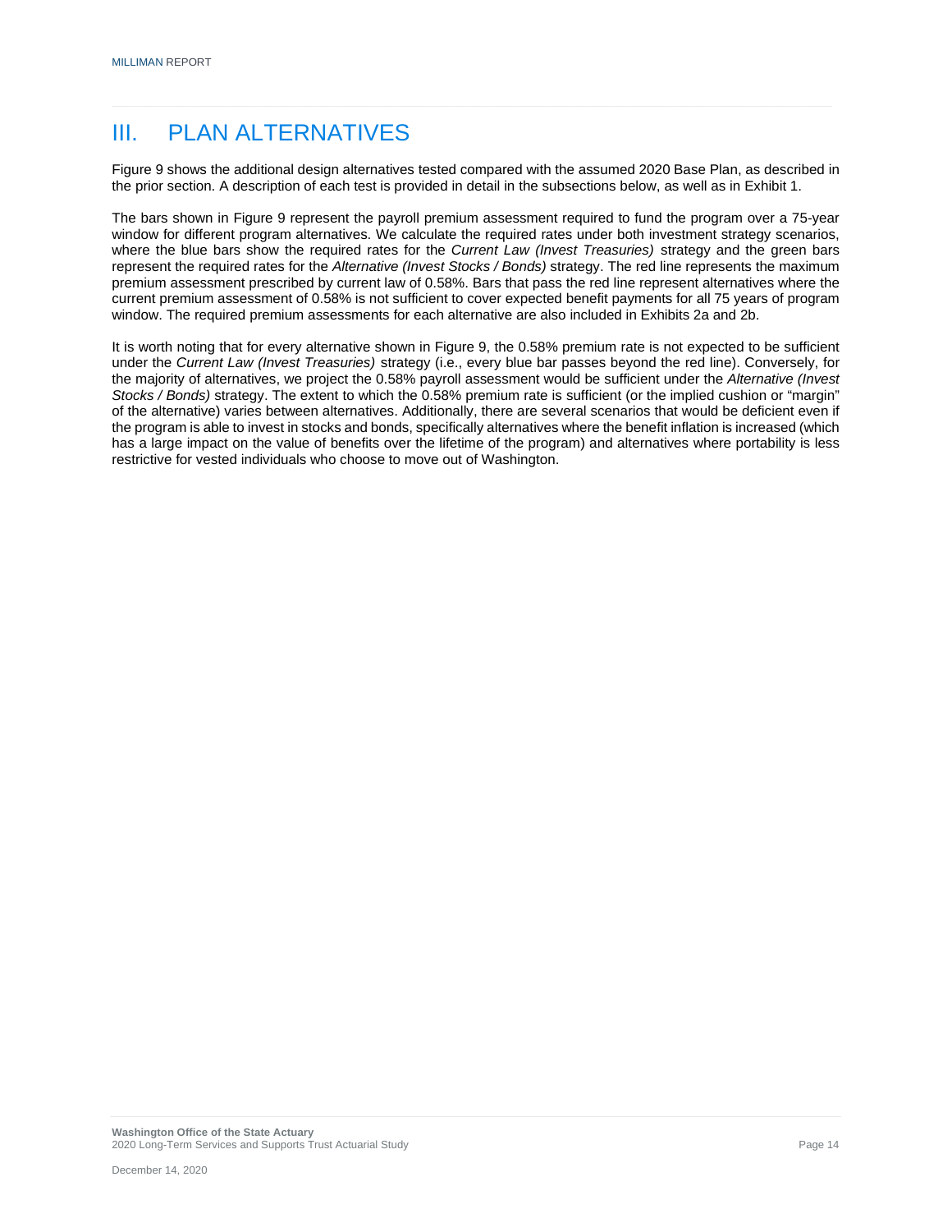# III. PLAN ALTERNATIVES

Figure 9 shows the additional design alternatives tested compared with the assumed 2020 Base Plan, as described in the prior section. A description of each test is provided in detail in the subsections below, as well as in Exhibit 1.

The bars shown in Figure 9 represent the payroll premium assessment required to fund the program over a 75-year window for different program alternatives. We calculate the required rates under both investment strategy scenarios, where the blue bars show the required rates for the *Current Law (Invest Treasuries)* strategy and the green bars represent the required rates for the *Alternative (Invest Stocks / Bonds)* strategy. The red line represents the maximum premium assessment prescribed by current law of 0.58%. Bars that pass the red line represent alternatives where the current premium assessment of 0.58% is not sufficient to cover expected benefit payments for all 75 years of program window. The required premium assessments for each alternative are also included in Exhibits 2a and 2b.

It is worth noting that for every alternative shown in Figure 9, the 0.58% premium rate is not expected to be sufficient under the *Current Law (Invest Treasuries)* strategy (i.e., every blue bar passes beyond the red line). Conversely, for the majority of alternatives, we project the 0.58% payroll assessment would be sufficient under the *Alternative (Invest Stocks / Bonds)* strategy. The extent to which the 0.58% premium rate is sufficient (or the implied cushion or "margin" of the alternative) varies between alternatives. Additionally, there are several scenarios that would be deficient even if the program is able to invest in stocks and bonds, specifically alternatives where the benefit inflation is increased (which has a large impact on the value of benefits over the lifetime of the program) and alternatives where portability is less restrictive for vested individuals who choose to move out of Washington.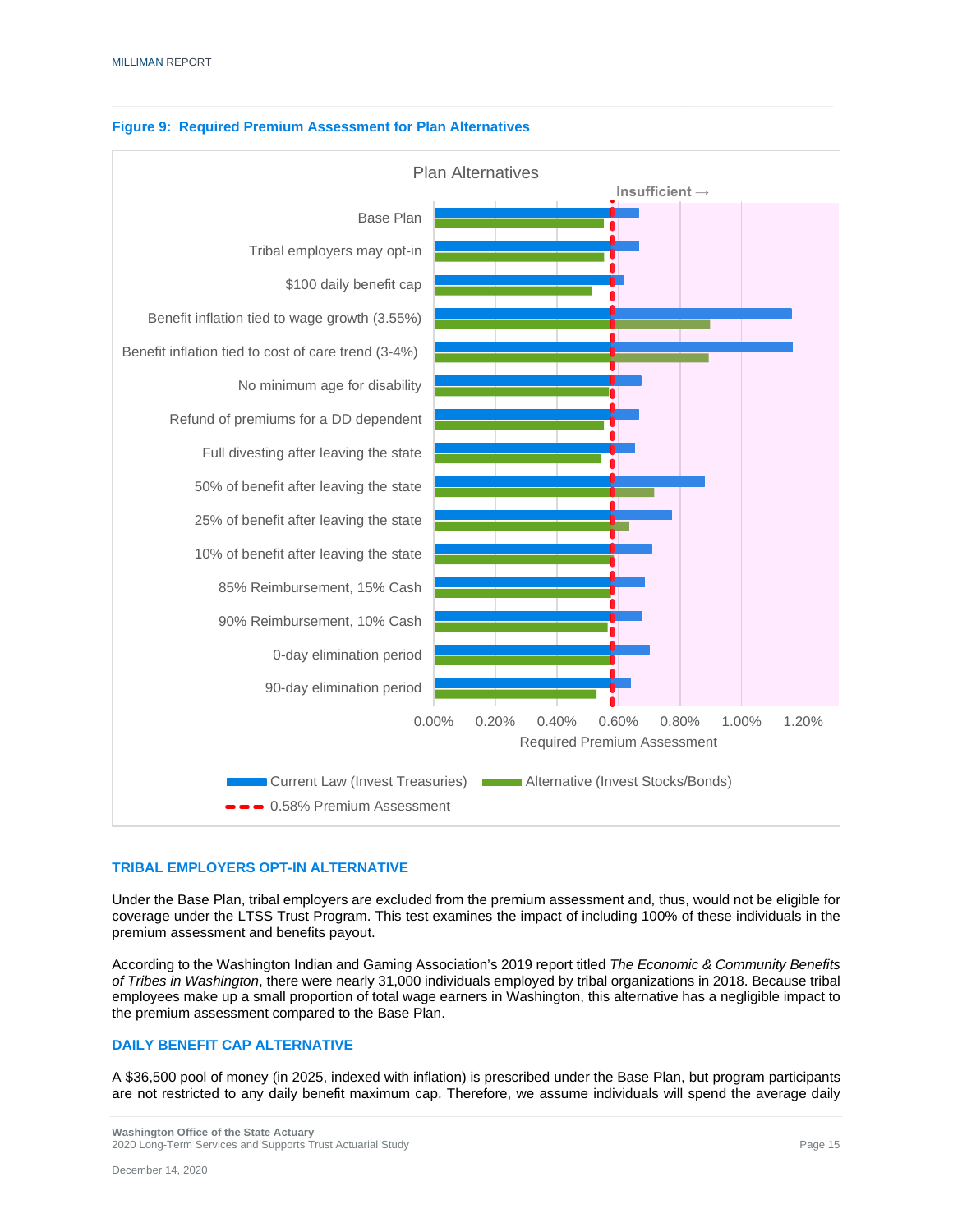**Figure 9: Required Premium Assessment for Plan Alternatives**

Plan Alternatives

Insufficient →

| Plan Alternative |
|---|
| Base Plan |
| Tribal employers may opt-in |
| $100 daily benefit cap |
| Benefit inflation tied to wage growth (3.55%) |
| Benefit inflation tied to cost of care trend (3-4%) |
| No minimum age for disability |
| Refund of premiums for a DD dependent |
| Full divesting after leaving the state |
| 50% of benefit after leaving the state |
| 25% of benefit after leaving the state |
| 10% of benefit after leaving the state |
| 85% Reimbursement, 15% Cash |
| 90% Reimbursement, 10% Cash |
| 0-day elimination period |
| 90-day elimination period |

Required Premium Assessment: 0.00%, 0.20%, 0.40%, 0.60%, 0.80%, 1.00%, 1.20%

Legend: Current Law (Invest Treasuries); Alternative (Invest Stocks/Bonds); 0.58% Premium Assessment

## TRIBAL EMPLOYERS OPT-IN ALTERNATIVE

Under the Base Plan, tribal employers are excluded from the premium assessment and, thus, would not be eligible for coverage under the LTSS Trust Program. This test examines the impact of including 100% of these individuals in the premium assessment and benefits payout.

According to the Washington Indian and Gaming Association's 2019 report titled *The Economic & Community Benefits of Tribes in Washington*, there were nearly 31,000 individuals employed by tribal organizations in 2018. Because tribal employees make up a small proportion of total wage earners in Washington, this alternative has a negligible impact to the premium assessment compared to the Base Plan.

## DAILY BENEFIT CAP ALTERNATIVE

A $36,500 pool of money (in 2025, indexed with inflation) is prescribed under the Base Plan, but program participants are not restricted to any daily benefit maximum cap. Therefore, we assume individuals will spend the average daily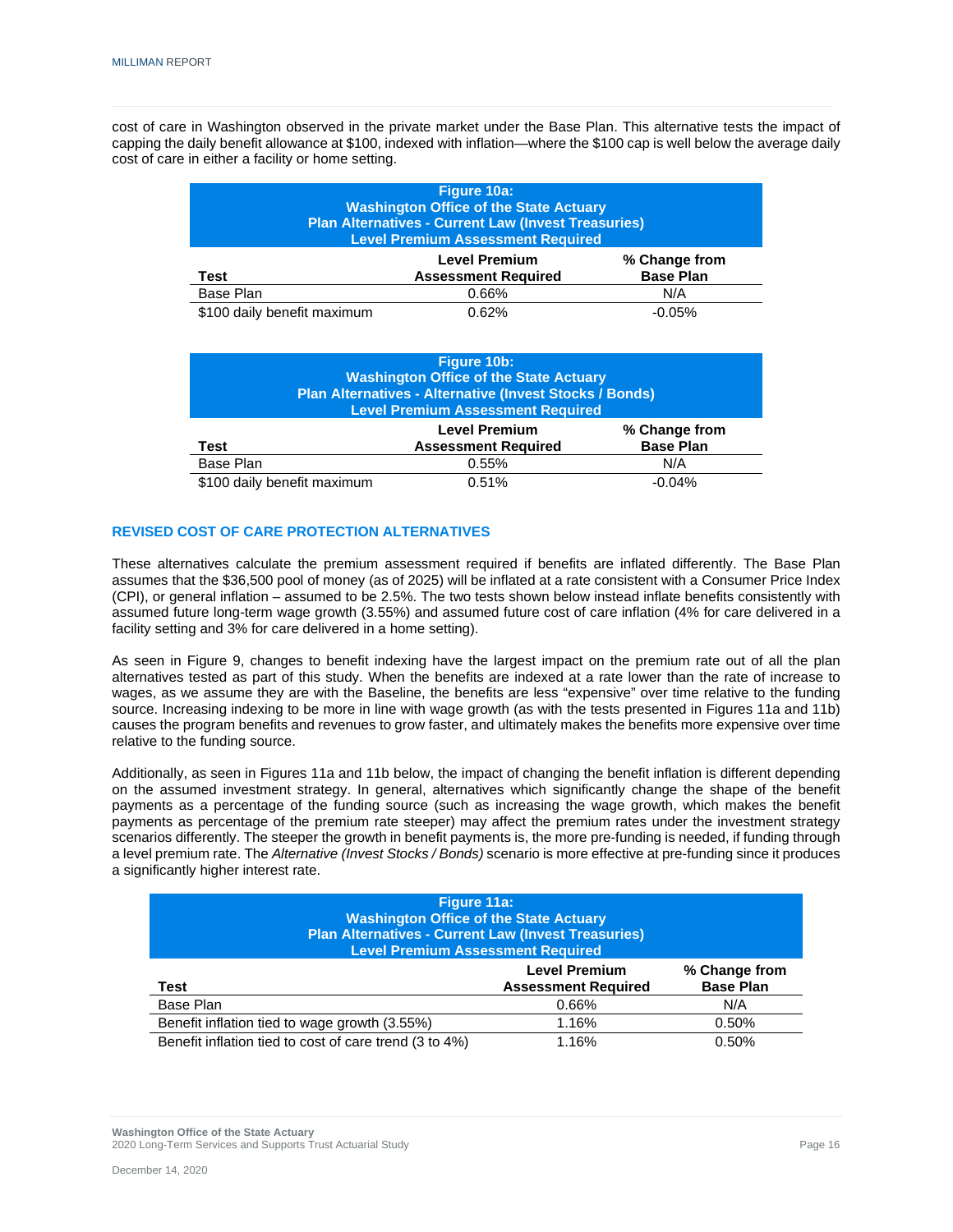cost of care in Washington observed in the private market under the Base Plan. This alternative tests the impact of capping the daily benefit allowance at $100, indexed with inflation—where the $100 cap is well below the average daily cost of care in either a facility or home setting.

**Figure 10a:**
**Washington Office of the State Actuary**
**Plan Alternatives - Current Law (Invest Treasuries)**
**Level Premium Assessment Required**

| Test | Level Premium Assessment Required | % Change from Base Plan |
|---|---|---|
| Base Plan | 0.66% | N/A |
| $100 daily benefit maximum | 0.62% | -0.05% |

**Figure 10b:**
**Washington Office of the State Actuary**
**Plan Alternatives - Alternative (Invest Stocks / Bonds)**
**Level Premium Assessment Required**

| Test | Level Premium Assessment Required | % Change from Base Plan |
|---|---|---|
| Base Plan | 0.55% | N/A |
| $100 daily benefit maximum | 0.51% | -0.04% |

## REVISED COST OF CARE PROTECTION ALTERNATIVES

These alternatives calculate the premium assessment required if benefits are inflated differently. The Base Plan assumes that the $36,500 pool of money (as of 2025) will be inflated at a rate consistent with a Consumer Price Index (CPI), or general inflation – assumed to be 2.5%. The two tests shown below instead inflate benefits consistently with assumed future long-term wage growth (3.55%) and assumed future cost of care inflation (4% for care delivered in a facility setting and 3% for care delivered in a home setting).

As seen in Figure 9, changes to benefit indexing have the largest impact on the premium rate out of all the plan alternatives tested as part of this study. When the benefits are indexed at a rate lower than the rate of increase to wages, as we assume they are with the Baseline, the benefits are less "expensive" over time relative to the funding source. Increasing indexing to be more in line with wage growth (as with the tests presented in Figures 11a and 11b) causes the program benefits and revenues to grow faster, and ultimately makes the benefits more expensive over time relative to the funding source.

Additionally, as seen in Figures 11a and 11b below, the impact of changing the benefit inflation is different depending on the assumed investment strategy. In general, alternatives which significantly change the shape of the benefit payments as a percentage of the funding source (such as increasing the wage growth, which makes the benefit payments as percentage of the premium rate steeper) may affect the premium rates under the investment strategy scenarios differently. The steeper the growth in benefit payments is, the more pre-funding is needed, if funding through a level premium rate. The *Alternative (Invest Stocks / Bonds)* scenario is more effective at pre-funding since it produces a significantly higher interest rate.

**Figure 11a:**
**Washington Office of the State Actuary**
**Plan Alternatives - Current Law (Invest Treasuries)**
**Level Premium Assessment Required**

| Test | Level Premium Assessment Required | % Change from Base Plan |
|---|---|---|
| Base Plan | 0.66% | N/A |
| Benefit inflation tied to wage growth (3.55%) | 1.16% | 0.50% |
| Benefit inflation tied to cost of care trend (3 to 4%) | 1.16% | 0.50% |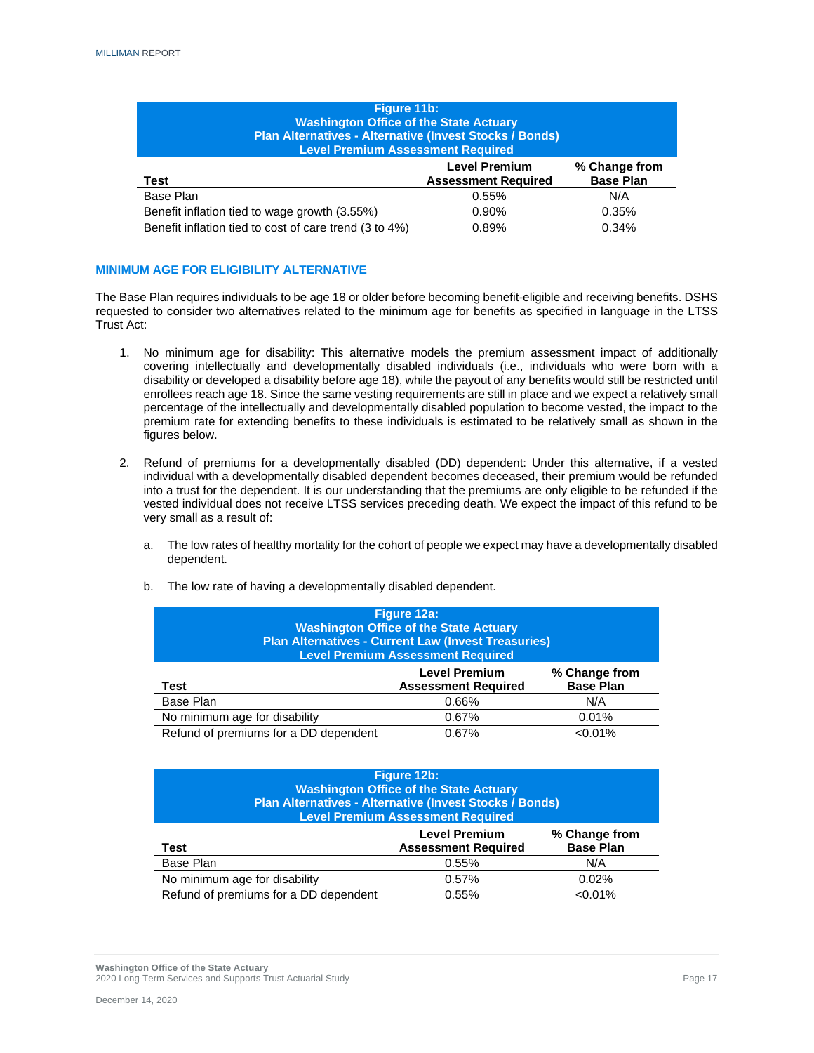| Figure 11b:<br>Washington Office of the State Actuary<br>Plan Alternatives - Alternative (Invest Stocks / Bonds)<br>Level Premium Assessment Required | | |
|---|---|---|
| **Test** | **Level Premium Assessment Required** | **% Change from Base Plan** |
| Base Plan | 0.55% | N/A |
| Benefit inflation tied to wage growth (3.55%) | 0.90% | 0.35% |
| Benefit inflation tied to cost of care trend (3 to 4%) | 0.89% | 0.34% |

### MINIMUM AGE FOR ELIGIBILITY ALTERNATIVE

The Base Plan requires individuals to be age 18 or older before becoming benefit-eligible and receiving benefits. DSHS requested to consider two alternatives related to the minimum age for benefits as specified in language in the LTSS Trust Act:

1. No minimum age for disability: This alternative models the premium assessment impact of additionally covering intellectually and developmentally disabled individuals (i.e., individuals who were born with a disability or developed a disability before age 18), while the payout of any benefits would still be restricted until enrollees reach age 18. Since the same vesting requirements are still in place and we expect a relatively small percentage of the intellectually and developmentally disabled population to become vested, the impact to the premium rate for extending benefits to these individuals is estimated to be relatively small as shown in the figures below.

2. Refund of premiums for a developmentally disabled (DD) dependent: Under this alternative, if a vested individual with a developmentally disabled dependent becomes deceased, their premium would be refunded into a trust for the dependent. It is our understanding that the premiums are only eligible to be refunded if the vested individual does not receive LTSS services preceding death. We expect the impact of this refund to be very small as a result of:

   a. The low rates of healthy mortality for the cohort of people we expect may have a developmentally disabled dependent.

   b. The low rate of having a developmentally disabled dependent.

| Figure 12a:<br>Washington Office of the State Actuary<br>Plan Alternatives - Current Law (Invest Treasuries)<br>Level Premium Assessment Required | | |
|---|---|---|
| **Test** | **Level Premium Assessment Required** | **% Change from Base Plan** |
| Base Plan | 0.66% | N/A |
| No minimum age for disability | 0.67% | 0.01% |
| Refund of premiums for a DD dependent | 0.67% | <0.01% |

| Figure 12b:<br>Washington Office of the State Actuary<br>Plan Alternatives - Alternative (Invest Stocks / Bonds)<br>Level Premium Assessment Required | | |
|---|---|---|
| **Test** | **Level Premium Assessment Required** | **% Change from Base Plan** |
| Base Plan | 0.55% | N/A |
| No minimum age for disability | 0.57% | 0.02% |
| Refund of premiums for a DD dependent | 0.55% | <0.01% |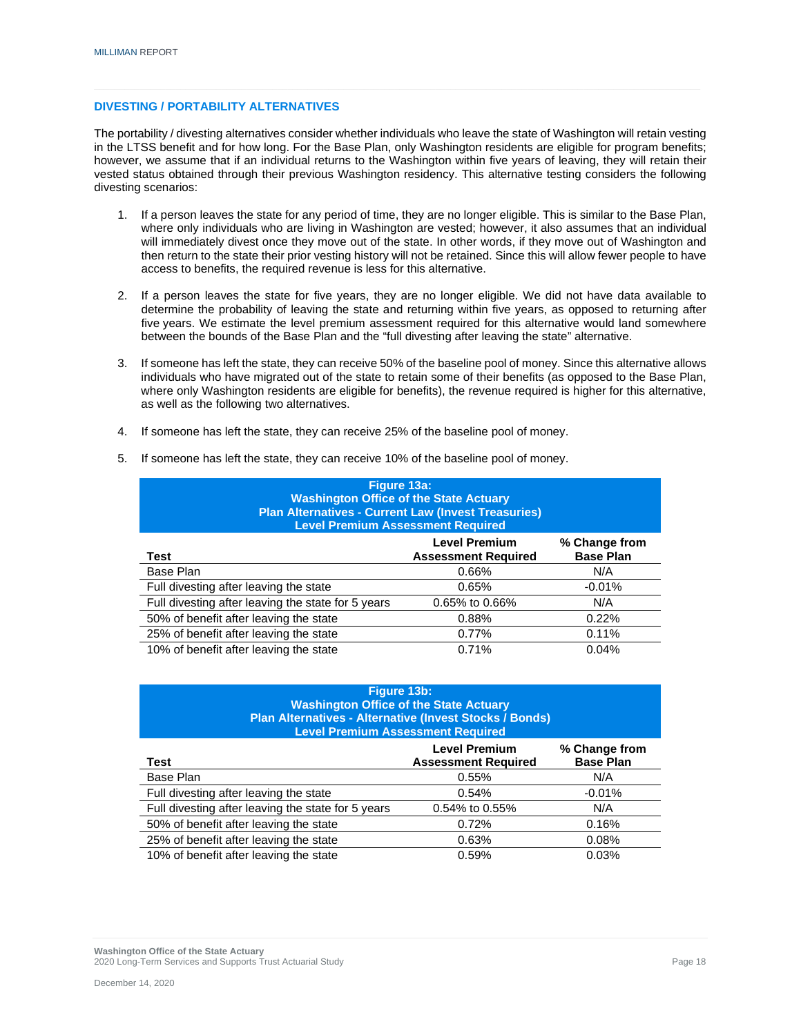## DIVESTING / PORTABILITY ALTERNATIVES

The portability / divesting alternatives consider whether individuals who leave the state of Washington will retain vesting in the LTSS benefit and for how long. For the Base Plan, only Washington residents are eligible for program benefits; however, we assume that if an individual returns to the Washington within five years of leaving, they will retain their vested status obtained through their previous Washington residency. This alternative testing considers the following divesting scenarios:

1. If a person leaves the state for any period of time, they are no longer eligible. This is similar to the Base Plan, where only individuals who are living in Washington are vested; however, it also assumes that an individual will immediately divest once they move out of the state. In other words, if they move out of Washington and then return to the state their prior vesting history will not be retained. Since this will allow fewer people to have access to benefits, the required revenue is less for this alternative.

2. If a person leaves the state for five years, they are no longer eligible. We did not have data available to determine the probability of leaving the state and returning within five years, as opposed to returning after five years. We estimate the level premium assessment required for this alternative would land somewhere between the bounds of the Base Plan and the "full divesting after leaving the state" alternative.

3. If someone has left the state, they can receive 50% of the baseline pool of money. Since this alternative allows individuals who have migrated out of the state to retain some of their benefits (as opposed to the Base Plan, where only Washington residents are eligible for benefits), the revenue required is higher for this alternative, as well as the following two alternatives.

4. If someone has left the state, they can receive 25% of the baseline pool of money.

5. If someone has left the state, they can receive 10% of the baseline pool of money.

**Figure 13a:**
**Washington Office of the State Actuary**
**Plan Alternatives - Current Law (Invest Treasuries)**
**Level Premium Assessment Required**

| Test | Level Premium Assessment Required | % Change from Base Plan |
|---|---|---|
| Base Plan | 0.66% | N/A |
| Full divesting after leaving the state | 0.65% | -0.01% |
| Full divesting after leaving the state for 5 years | 0.65% to 0.66% | N/A |
| 50% of benefit after leaving the state | 0.88% | 0.22% |
| 25% of benefit after leaving the state | 0.77% | 0.11% |
| 10% of benefit after leaving the state | 0.71% | 0.04% |

**Figure 13b:**
**Washington Office of the State Actuary**
**Plan Alternatives - Alternative (Invest Stocks / Bonds)**
**Level Premium Assessment Required**

| Test | Level Premium Assessment Required | % Change from Base Plan |
|---|---|---|
| Base Plan | 0.55% | N/A |
| Full divesting after leaving the state | 0.54% | -0.01% |
| Full divesting after leaving the state for 5 years | 0.54% to 0.55% | N/A |
| 50% of benefit after leaving the state | 0.72% | 0.16% |
| 25% of benefit after leaving the state | 0.63% | 0.08% |
| 10% of benefit after leaving the state | 0.59% | 0.03% |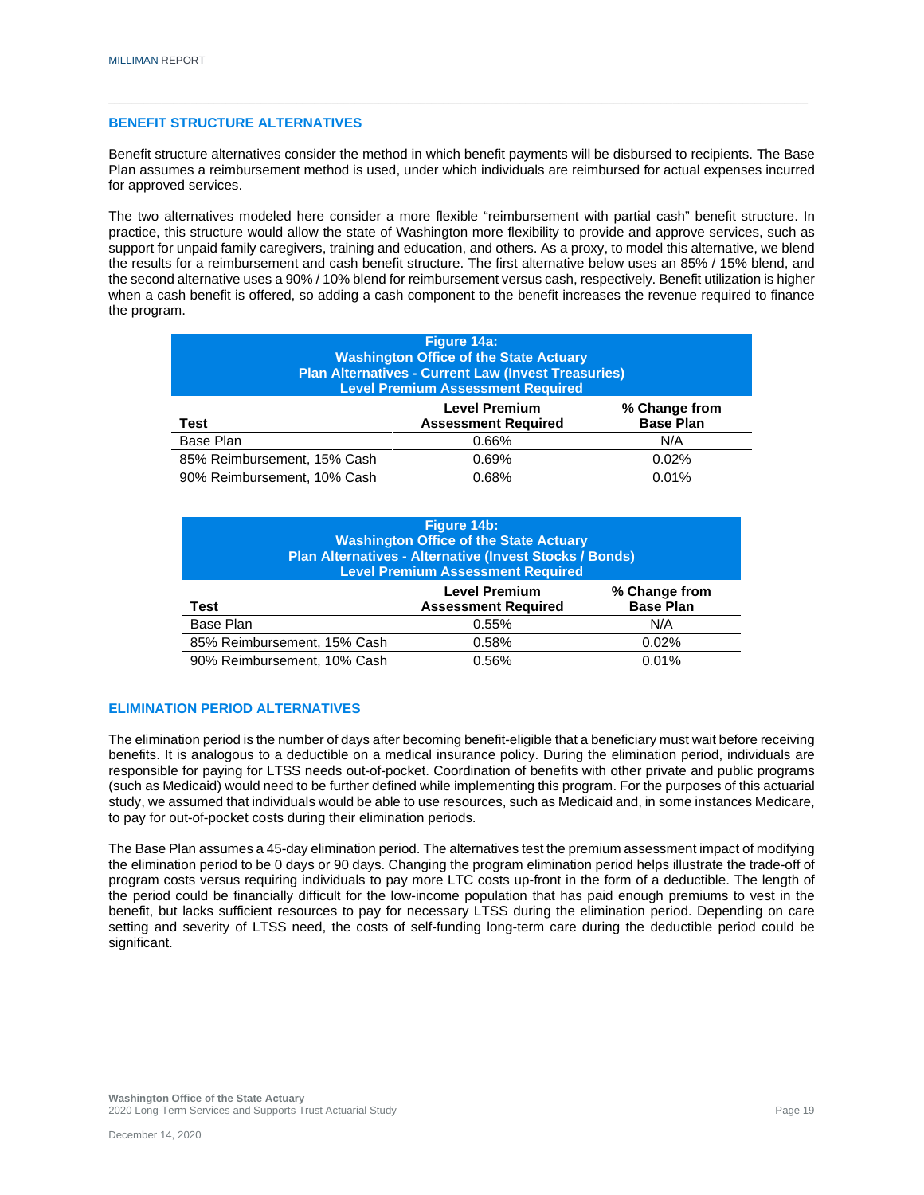## BENEFIT STRUCTURE ALTERNATIVES

Benefit structure alternatives consider the method in which benefit payments will be disbursed to recipients. The Base Plan assumes a reimbursement method is used, under which individuals are reimbursed for actual expenses incurred for approved services.

The two alternatives modeled here consider a more flexible "reimbursement with partial cash" benefit structure. In practice, this structure would allow the state of Washington more flexibility to provide and approve services, such as support for unpaid family caregivers, training and education, and others. As a proxy, to model this alternative, we blend the results for a reimbursement and cash benefit structure. The first alternative below uses an 85% / 15% blend, and the second alternative uses a 90% / 10% blend for reimbursement versus cash, respectively. Benefit utilization is higher when a cash benefit is offered, so adding a cash component to the benefit increases the revenue required to finance the program.

**Figure 14a:**
**Washington Office of the State Actuary**
**Plan Alternatives - Current Law (Invest Treasuries)**
**Level Premium Assessment Required**

| Test | Level Premium Assessment Required | % Change from Base Plan |
|---|---|---|
| Base Plan | 0.66% | N/A |
| 85% Reimbursement, 15% Cash | 0.69% | 0.02% |
| 90% Reimbursement, 10% Cash | 0.68% | 0.01% |

**Figure 14b:**
**Washington Office of the State Actuary**
**Plan Alternatives - Alternative (Invest Stocks / Bonds)**
**Level Premium Assessment Required**

| Test | Level Premium Assessment Required | % Change from Base Plan |
|---|---|---|
| Base Plan | 0.55% | N/A |
| 85% Reimbursement, 15% Cash | 0.58% | 0.02% |
| 90% Reimbursement, 10% Cash | 0.56% | 0.01% |

## ELIMINATION PERIOD ALTERNATIVES

The elimination period is the number of days after becoming benefit-eligible that a beneficiary must wait before receiving benefits. It is analogous to a deductible on a medical insurance policy. During the elimination period, individuals are responsible for paying for LTSS needs out-of-pocket. Coordination of benefits with other private and public programs (such as Medicaid) would need to be further defined while implementing this program. For the purposes of this actuarial study, we assumed that individuals would be able to use resources, such as Medicaid and, in some instances Medicare, to pay for out-of-pocket costs during their elimination periods.

The Base Plan assumes a 45-day elimination period. The alternatives test the premium assessment impact of modifying the elimination period to be 0 days or 90 days. Changing the program elimination period helps illustrate the trade-off of program costs versus requiring individuals to pay more LTC costs up-front in the form of a deductible. The length of the period could be financially difficult for the low-income population that has paid enough premiums to vest in the benefit, but lacks sufficient resources to pay for necessary LTSS during the elimination period. Depending on care setting and severity of LTSS need, the costs of self-funding long-term care during the deductible period could be significant.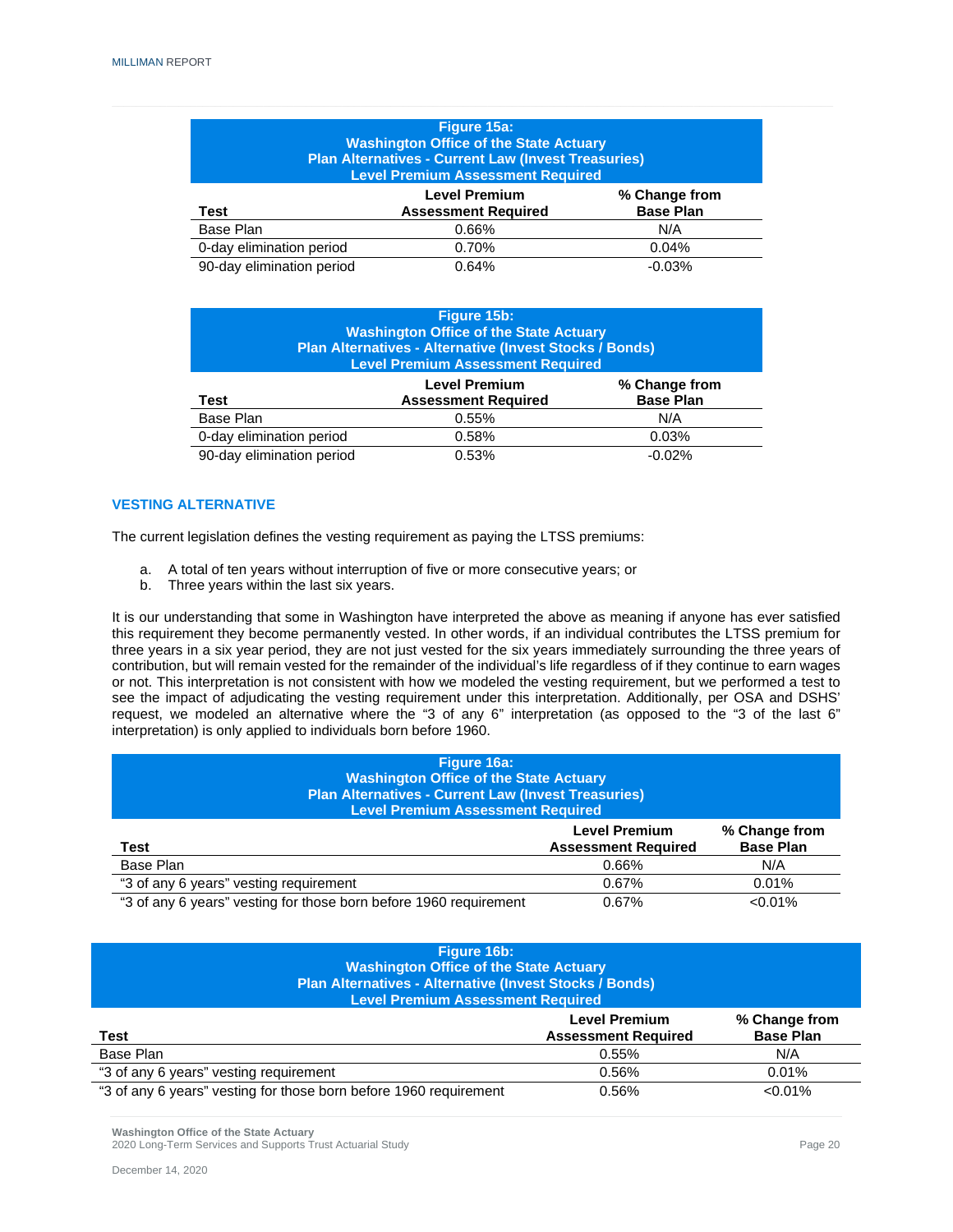**Figure 15a:**
**Washington Office of the State Actuary**
**Plan Alternatives - Current Law (Invest Treasuries)**
**Level Premium Assessment Required**

| Test | Level Premium Assessment Required | % Change from Base Plan |
|---|---|---|
| Base Plan | 0.66% | N/A |
| 0-day elimination period | 0.70% | 0.04% |
| 90-day elimination period | 0.64% | -0.03% |

**Figure 15b:**
**Washington Office of the State Actuary**
**Plan Alternatives - Alternative (Invest Stocks / Bonds)**
**Level Premium Assessment Required**

| Test | Level Premium Assessment Required | % Change from Base Plan |
|---|---|---|
| Base Plan | 0.55% | N/A |
| 0-day elimination period | 0.58% | 0.03% |
| 90-day elimination period | 0.53% | -0.02% |

## VESTING ALTERNATIVE

The current legislation defines the vesting requirement as paying the LTSS premiums:

a. A total of ten years without interruption of five or more consecutive years; or
b. Three years within the last six years.

It is our understanding that some in Washington have interpreted the above as meaning if anyone has ever satisfied this requirement they become permanently vested. In other words, if an individual contributes the LTSS premium for three years in a six year period, they are not just vested for the six years immediately surrounding the three years of contribution, but will remain vested for the remainder of the individual's life regardless of if they continue to earn wages or not. This interpretation is not consistent with how we modeled the vesting requirement, but we performed a test to see the impact of adjudicating the vesting requirement under this interpretation. Additionally, per OSA and DSHS' request, we modeled an alternative where the "3 of any 6" interpretation (as opposed to the "3 of the last 6" interpretation) is only applied to individuals born before 1960.

**Figure 16a:**
**Washington Office of the State Actuary**
**Plan Alternatives - Current Law (Invest Treasuries)**
**Level Premium Assessment Required**

| Test | Level Premium Assessment Required | % Change from Base Plan |
|---|---|---|
| Base Plan | 0.66% | N/A |
| "3 of any 6 years" vesting requirement | 0.67% | 0.01% |
| "3 of any 6 years" vesting for those born before 1960 requirement | 0.67% | <0.01% |

**Figure 16b:**
**Washington Office of the State Actuary**
**Plan Alternatives - Alternative (Invest Stocks / Bonds)**
**Level Premium Assessment Required**

| Test | Level Premium Assessment Required | % Change from Base Plan |
|---|---|---|
| Base Plan | 0.55% | N/A |
| "3 of any 6 years" vesting requirement | 0.56% | 0.01% |
| "3 of any 6 years" vesting for those born before 1960 requirement | 0.56% | <0.01% |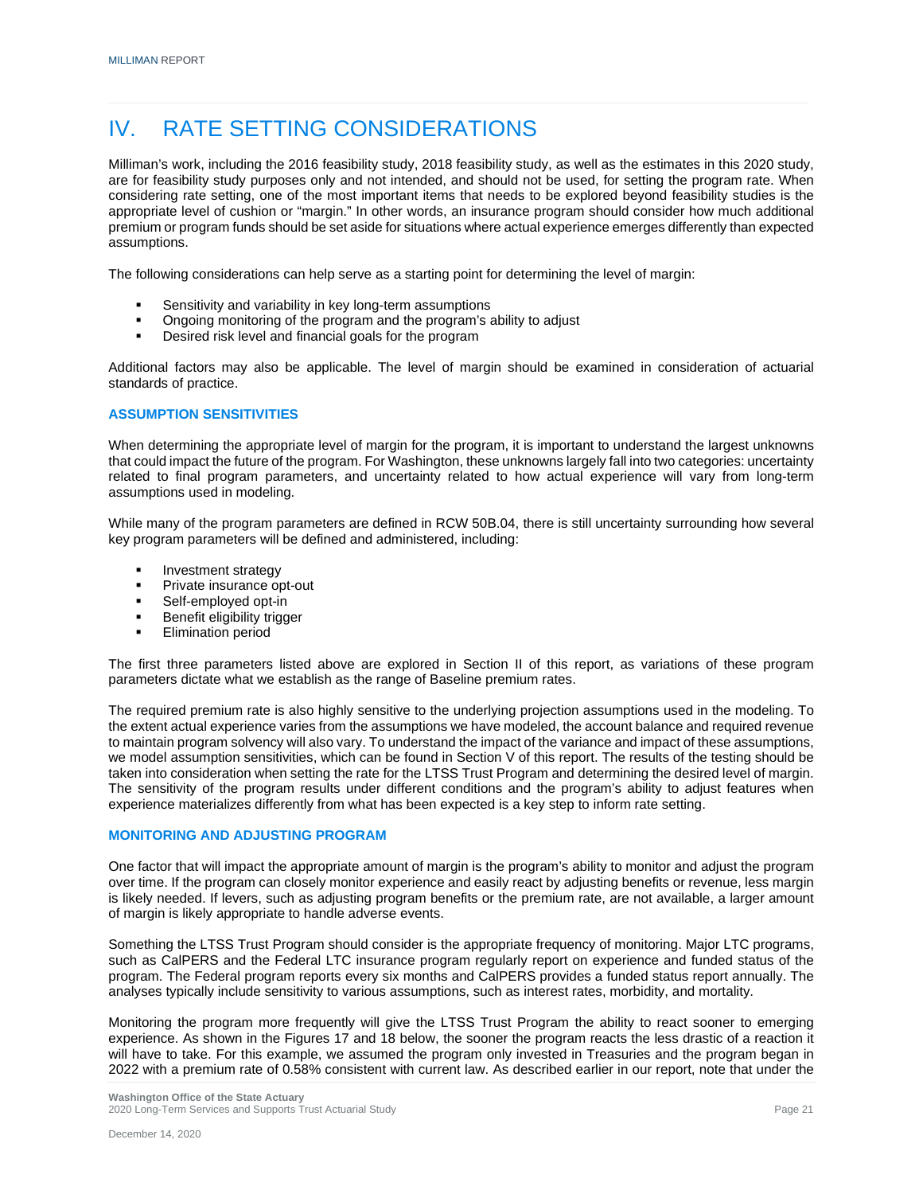# IV. RATE SETTING CONSIDERATIONS

Milliman's work, including the 2016 feasibility study, 2018 feasibility study, as well as the estimates in this 2020 study, are for feasibility study purposes only and not intended, and should not be used, for setting the program rate. When considering rate setting, one of the most important items that needs to be explored beyond feasibility studies is the appropriate level of cushion or "margin." In other words, an insurance program should consider how much additional premium or program funds should be set aside for situations where actual experience emerges differently than expected assumptions.

The following considerations can help serve as a starting point for determining the level of margin:

- Sensitivity and variability in key long-term assumptions
- Ongoing monitoring of the program and the program's ability to adjust
- Desired risk level and financial goals for the program

Additional factors may also be applicable. The level of margin should be examined in consideration of actuarial standards of practice.

### ASSUMPTION SENSITIVITIES

When determining the appropriate level of margin for the program, it is important to understand the largest unknowns that could impact the future of the program. For Washington, these unknowns largely fall into two categories: uncertainty related to final program parameters, and uncertainty related to how actual experience will vary from long-term assumptions used in modeling.

While many of the program parameters are defined in RCW 50B.04, there is still uncertainty surrounding how several key program parameters will be defined and administered, including:

- Investment strategy
- Private insurance opt-out
- Self-employed opt-in
- Benefit eligibility trigger
- Elimination period

The first three parameters listed above are explored in Section II of this report, as variations of these program parameters dictate what we establish as the range of Baseline premium rates.

The required premium rate is also highly sensitive to the underlying projection assumptions used in the modeling. To the extent actual experience varies from the assumptions we have modeled, the account balance and required revenue to maintain program solvency will also vary. To understand the impact of the variance and impact of these assumptions, we model assumption sensitivities, which can be found in Section V of this report. The results of the testing should be taken into consideration when setting the rate for the LTSS Trust Program and determining the desired level of margin. The sensitivity of the program results under different conditions and the program's ability to adjust features when experience materializes differently from what has been expected is a key step to inform rate setting.

### MONITORING AND ADJUSTING PROGRAM

One factor that will impact the appropriate amount of margin is the program's ability to monitor and adjust the program over time. If the program can closely monitor experience and easily react by adjusting benefits or revenue, less margin is likely needed. If levers, such as adjusting program benefits or the premium rate, are not available, a larger amount of margin is likely appropriate to handle adverse events.

Something the LTSS Trust Program should consider is the appropriate frequency of monitoring. Major LTC programs, such as CalPERS and the Federal LTC insurance program regularly report on experience and funded status of the program. The Federal program reports every six months and CalPERS provides a funded status report annually. The analyses typically include sensitivity to various assumptions, such as interest rates, morbidity, and mortality.

Monitoring the program more frequently will give the LTSS Trust Program the ability to react sooner to emerging experience. As shown in the Figures 17 and 18 below, the sooner the program reacts the less drastic of a reaction it will have to take. For this example, we assumed the program only invested in Treasuries and the program began in 2022 with a premium rate of 0.58% consistent with current law. As described earlier in our report, note that under the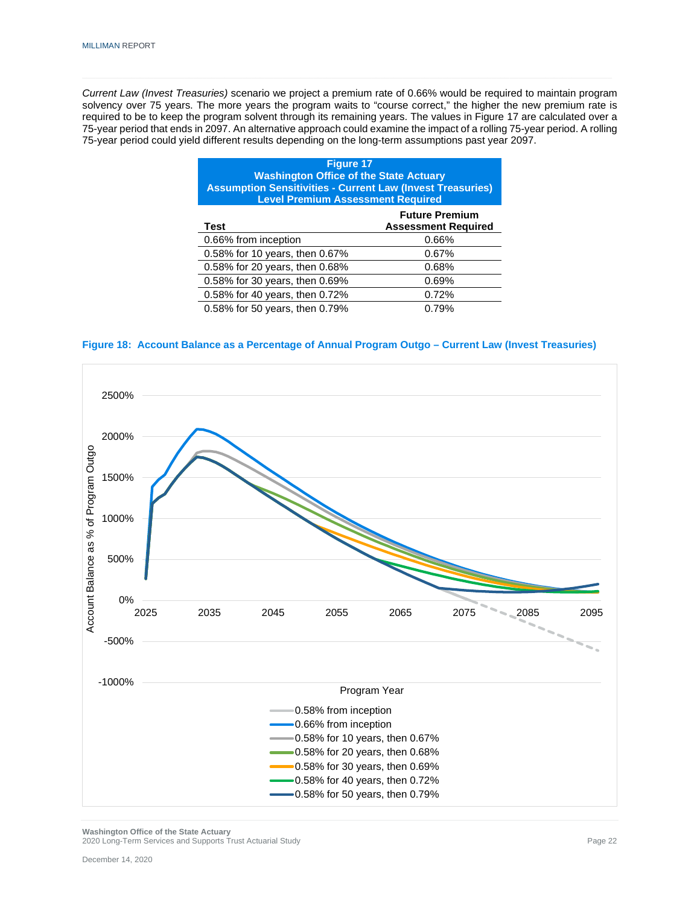*Current Law (Invest Treasuries)* scenario we project a premium rate of 0.66% would be required to maintain program solvency over 75 years. The more years the program waits to "course correct," the higher the new premium rate is required to be to keep the program solvent through its remaining years. The values in Figure 17 are calculated over a 75-year period that ends in 2097. An alternative approach could examine the impact of a rolling 75-year period. A rolling 75-year period could yield different results depending on the long-term assumptions past year 2097.

**Figure 17**
**Washington Office of the State Actuary**
**Assumption Sensitivities - Current Law (Invest Treasuries)**
**Level Premium Assessment Required**

| Test | Future Premium Assessment Required |
|---|---|
| 0.66% from inception | 0.66% |
| 0.58% for 10 years, then 0.67% | 0.67% |
| 0.58% for 20 years, then 0.68% | 0.68% |
| 0.58% for 30 years, then 0.69% | 0.69% |
| 0.58% for 40 years, then 0.72% | 0.72% |
| 0.58% for 50 years, then 0.79% | 0.79% |

**Figure 18: Account Balance as a Percentage of Annual Program Outgo – Current Law (Invest Treasuries)**

Account Balance as % of Program Outgo (y-axis: -1000% to 2500%); Program Year (x-axis: 2025 to 2095)

Legend:
- 0.58% from inception
- 0.66% from inception
- 0.58% for 10 years, then 0.67%
- 0.58% for 20 years, then 0.68%
- 0.58% for 30 years, then 0.69%
- 0.58% for 40 years, then 0.72%
- 0.58% for 50 years, then 0.79%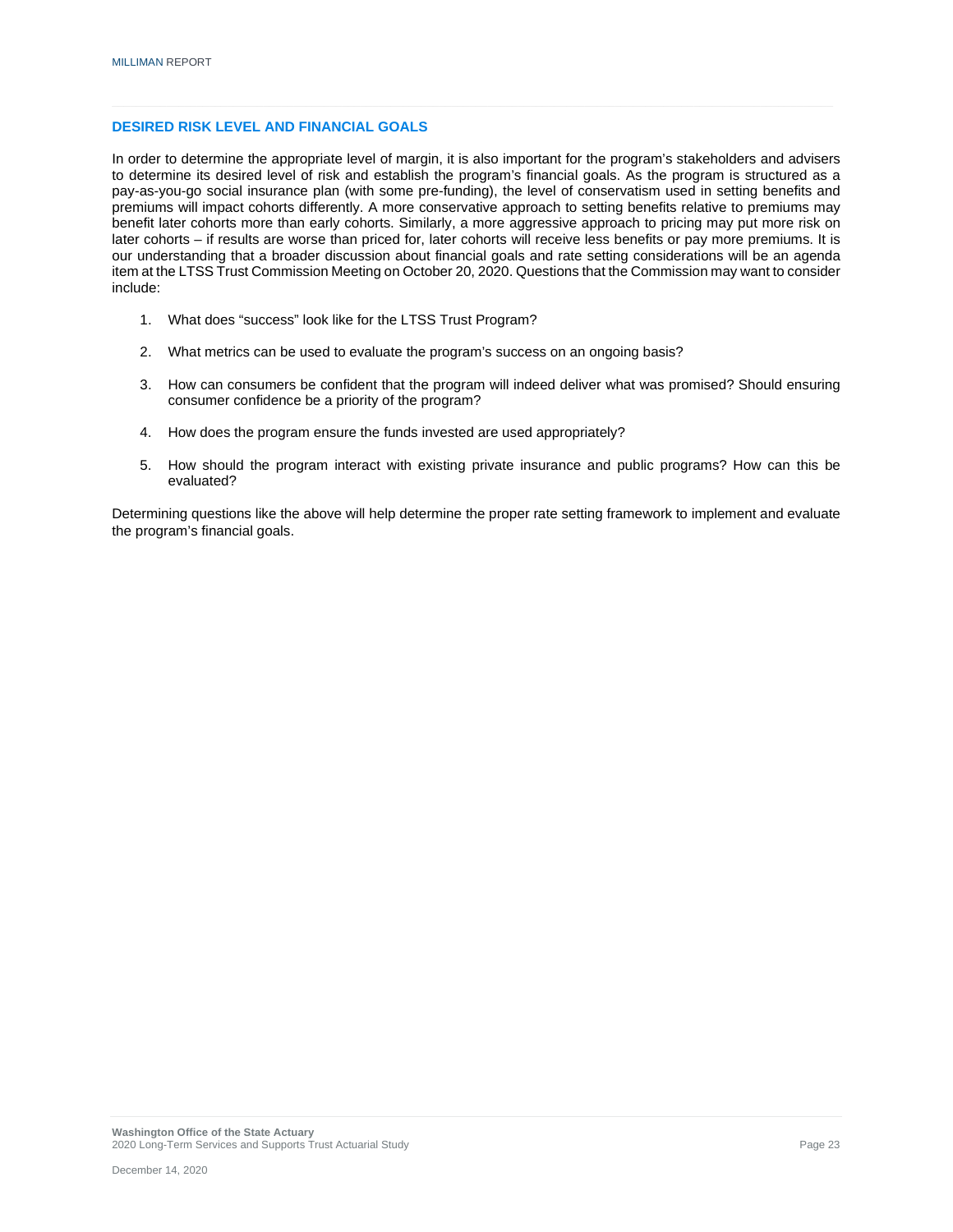## DESIRED RISK LEVEL AND FINANCIAL GOALS

In order to determine the appropriate level of margin, it is also important for the program's stakeholders and advisers to determine its desired level of risk and establish the program's financial goals. As the program is structured as a pay-as-you-go social insurance plan (with some pre-funding), the level of conservatism used in setting benefits and premiums will impact cohorts differently. A more conservative approach to setting benefits relative to premiums may benefit later cohorts more than early cohorts. Similarly, a more aggressive approach to pricing may put more risk on later cohorts – if results are worse than priced for, later cohorts will receive less benefits or pay more premiums. It is our understanding that a broader discussion about financial goals and rate setting considerations will be an agenda item at the LTSS Trust Commission Meeting on October 20, 2020. Questions that the Commission may want to consider include:

1. What does "success" look like for the LTSS Trust Program?
2. What metrics can be used to evaluate the program's success on an ongoing basis?
3. How can consumers be confident that the program will indeed deliver what was promised? Should ensuring consumer confidence be a priority of the program?
4. How does the program ensure the funds invested are used appropriately?
5. How should the program interact with existing private insurance and public programs? How can this be evaluated?

Determining questions like the above will help determine the proper rate setting framework to implement and evaluate the program's financial goals.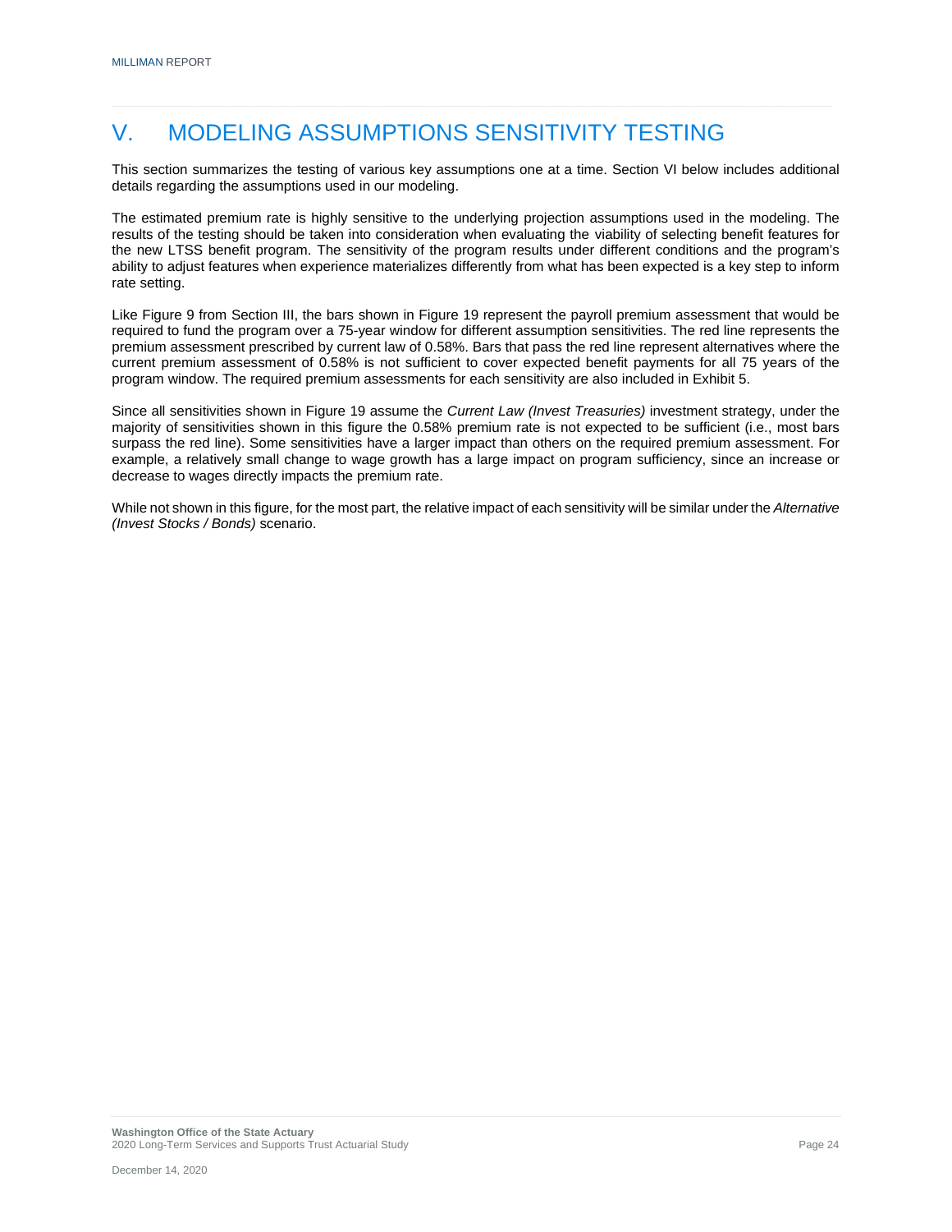# V. MODELING ASSUMPTIONS SENSITIVITY TESTING

This section summarizes the testing of various key assumptions one at a time. Section VI below includes additional details regarding the assumptions used in our modeling.

The estimated premium rate is highly sensitive to the underlying projection assumptions used in the modeling. The results of the testing should be taken into consideration when evaluating the viability of selecting benefit features for the new LTSS benefit program. The sensitivity of the program results under different conditions and the program's ability to adjust features when experience materializes differently from what has been expected is a key step to inform rate setting.

Like Figure 9 from Section III, the bars shown in Figure 19 represent the payroll premium assessment that would be required to fund the program over a 75-year window for different assumption sensitivities. The red line represents the premium assessment prescribed by current law of 0.58%. Bars that pass the red line represent alternatives where the current premium assessment of 0.58% is not sufficient to cover expected benefit payments for all 75 years of the program window. The required premium assessments for each sensitivity are also included in Exhibit 5.

Since all sensitivities shown in Figure 19 assume the *Current Law (Invest Treasuries)* investment strategy, under the majority of sensitivities shown in this figure the 0.58% premium rate is not expected to be sufficient (i.e., most bars surpass the red line). Some sensitivities have a larger impact than others on the required premium assessment. For example, a relatively small change to wage growth has a large impact on program sufficiency, since an increase or decrease to wages directly impacts the premium rate.

While not shown in this figure, for the most part, the relative impact of each sensitivity will be similar under the *Alternative (Invest Stocks / Bonds)* scenario.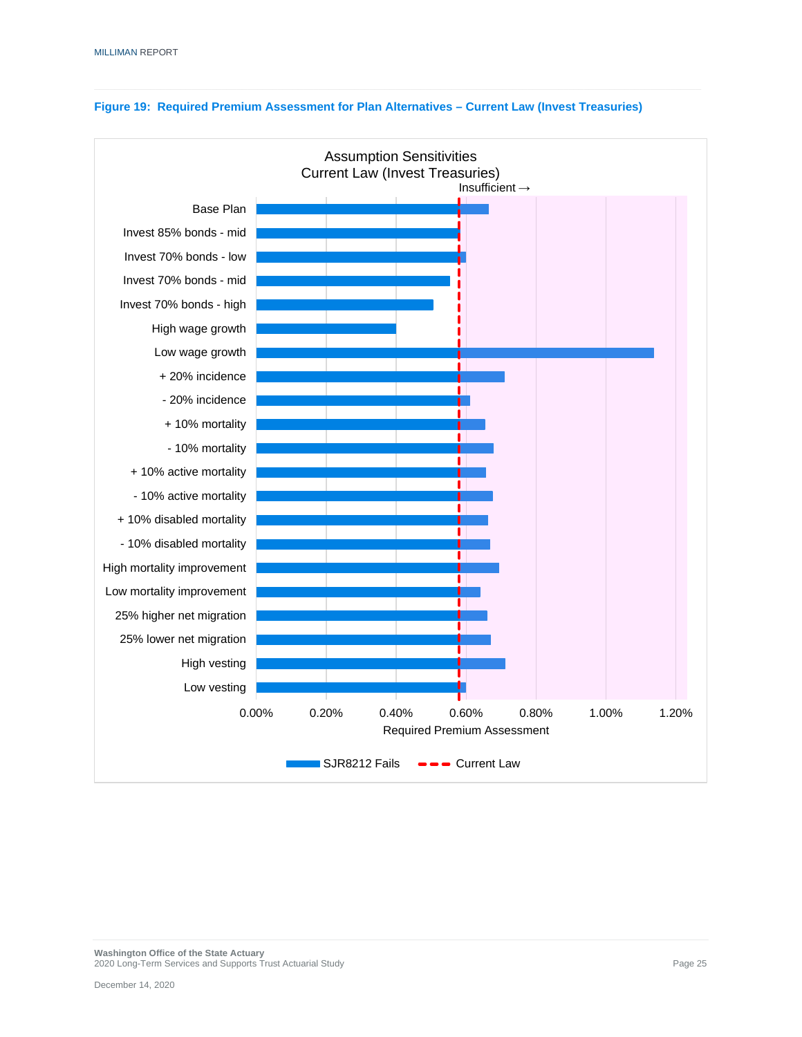**Figure 19: Required Premium Assessment for Plan Alternatives – Current Law (Invest Treasuries)**

Assumption Sensitivities
Current Law (Invest Treasuries)

Insufficient →

| Scenario |
|---|
| Base Plan |
| Invest 85% bonds - mid |
| Invest 70% bonds - low |
| Invest 70% bonds - mid |
| Invest 70% bonds - high |
| High wage growth |
| Low wage growth |
| + 20% incidence |
| - 20% incidence |
| + 10% mortality |
| - 10% mortality |
| + 10% active mortality |
| - 10% active mortality |
| + 10% disabled mortality |
| - 10% disabled mortality |
| High mortality improvement |
| Low mortality improvement |
| 25% higher net migration |
| 25% lower net migration |
| High vesting |
| Low vesting |

0.00% 0.20% 0.40% 0.60% 0.80% 1.00% 1.20%

Required Premium Assessment

SJR8212 Fails — Current Law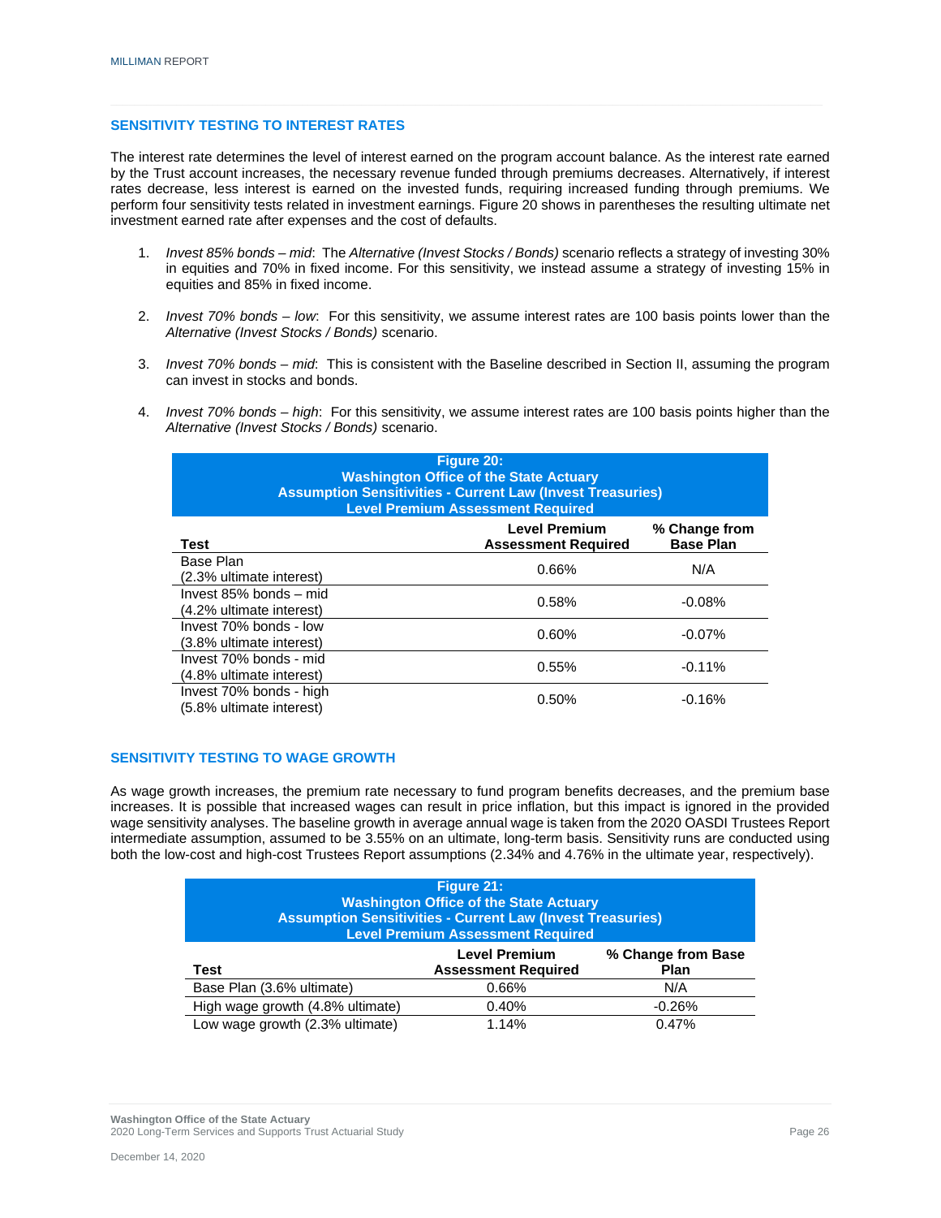## SENSITIVITY TESTING TO INTEREST RATES

The interest rate determines the level of interest earned on the program account balance. As the interest rate earned by the Trust account increases, the necessary revenue funded through premiums decreases. Alternatively, if interest rates decrease, less interest is earned on the invested funds, requiring increased funding through premiums. We perform four sensitivity tests related in investment earnings. Figure 20 shows in parentheses the resulting ultimate net investment earned rate after expenses and the cost of defaults.

1. *Invest 85% bonds – mid*: The *Alternative (Invest Stocks / Bonds)* scenario reflects a strategy of investing 30% in equities and 70% in fixed income. For this sensitivity, we instead assume a strategy of investing 15% in equities and 85% in fixed income.

2. *Invest 70% bonds – low*: For this sensitivity, we assume interest rates are 100 basis points lower than the *Alternative (Invest Stocks / Bonds)* scenario.

3. *Invest 70% bonds – mid*: This is consistent with the Baseline described in Section II, assuming the program can invest in stocks and bonds.

4. *Invest 70% bonds – high*: For this sensitivity, we assume interest rates are 100 basis points higher than the *Alternative (Invest Stocks / Bonds)* scenario.

**Figure 20:**
**Washington Office of the State Actuary**
**Assumption Sensitivities - Current Law (Invest Treasuries)**
**Level Premium Assessment Required**

| Test | Level Premium Assessment Required | % Change from Base Plan |
|---|---|---|
| Base Plan (2.3% ultimate interest) | 0.66% | N/A |
| Invest 85% bonds – mid (4.2% ultimate interest) | 0.58% | -0.08% |
| Invest 70% bonds - low (3.8% ultimate interest) | 0.60% | -0.07% |
| Invest 70% bonds - mid (4.8% ultimate interest) | 0.55% | -0.11% |
| Invest 70% bonds - high (5.8% ultimate interest) | 0.50% | -0.16% |

## SENSITIVITY TESTING TO WAGE GROWTH

As wage growth increases, the premium rate necessary to fund program benefits decreases, and the premium base increases. It is possible that increased wages can result in price inflation, but this impact is ignored in the provided wage sensitivity analyses. The baseline growth in average annual wage is taken from the 2020 OASDI Trustees Report intermediate assumption, assumed to be 3.55% on an ultimate, long-term basis. Sensitivity runs are conducted using both the low-cost and high-cost Trustees Report assumptions (2.34% and 4.76% in the ultimate year, respectively).

**Figure 21:**
**Washington Office of the State Actuary**
**Assumption Sensitivities - Current Law (Invest Treasuries)**
**Level Premium Assessment Required**

| Test | Level Premium Assessment Required | % Change from Base Plan |
|---|---|---|
| Base Plan (3.6% ultimate) | 0.66% | N/A |
| High wage growth (4.8% ultimate) | 0.40% | -0.26% |
| Low wage growth (2.3% ultimate) | 1.14% | 0.47% |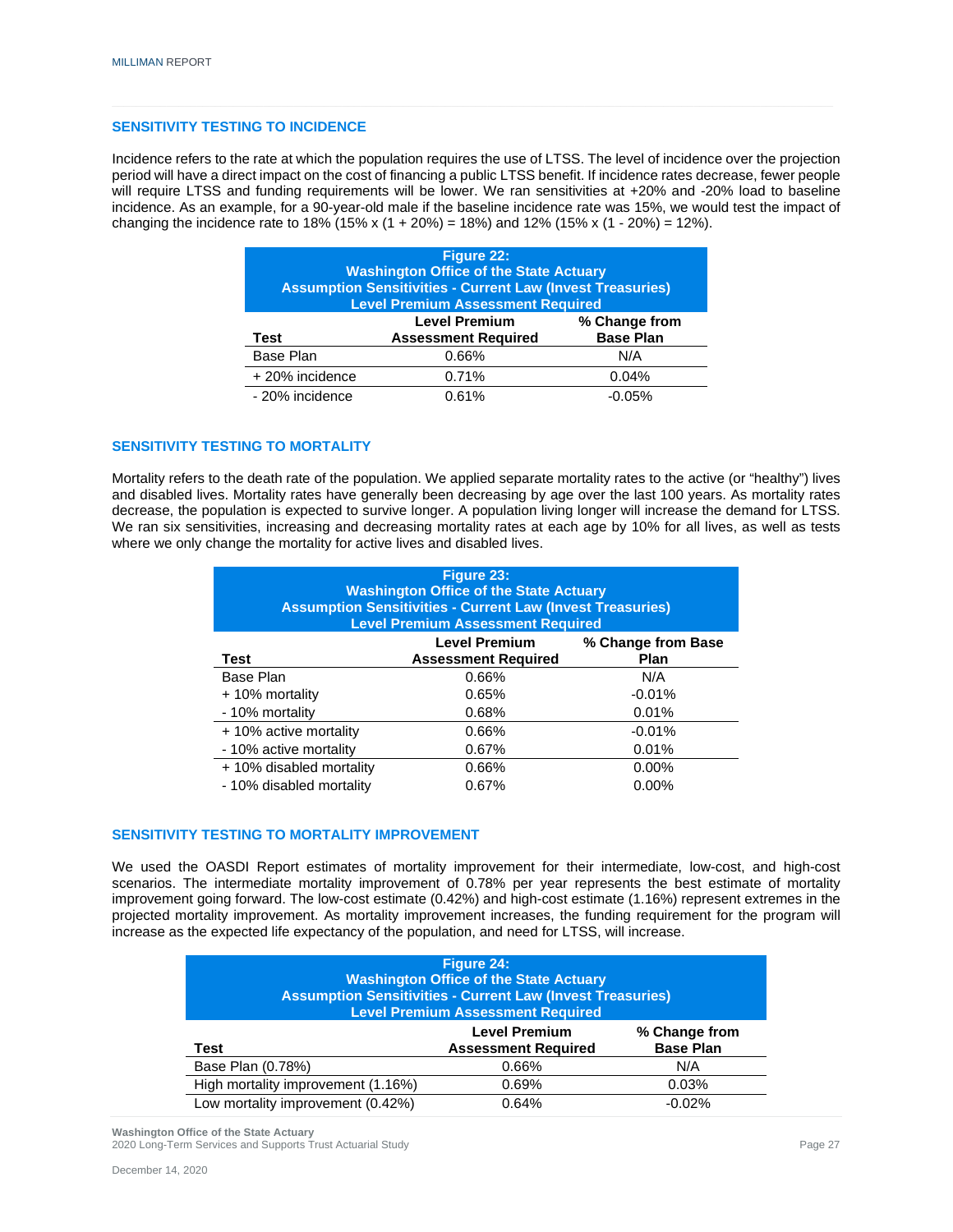## SENSITIVITY TESTING TO INCIDENCE

Incidence refers to the rate at which the population requires the use of LTSS. The level of incidence over the projection period will have a direct impact on the cost of financing a public LTSS benefit. If incidence rates decrease, fewer people will require LTSS and funding requirements will be lower. We ran sensitivities at +20% and -20% load to baseline incidence. As an example, for a 90-year-old male if the baseline incidence rate was 15%, we would test the impact of changing the incidence rate to 18% (15% x (1 + 20%) = 18%) and 12% (15% x (1 - 20%) = 12%).

**Figure 22:**
**Washington Office of the State Actuary**
**Assumption Sensitivities - Current Law (Invest Treasuries)**
**Level Premium Assessment Required**

| Test | Level Premium Assessment Required | % Change from Base Plan |
|---|---|---|
| Base Plan | 0.66% | N/A |
| + 20% incidence | 0.71% | 0.04% |
| - 20% incidence | 0.61% | -0.05% |

## SENSITIVITY TESTING TO MORTALITY

Mortality refers to the death rate of the population. We applied separate mortality rates to the active (or "healthy") lives and disabled lives. Mortality rates have generally been decreasing by age over the last 100 years. As mortality rates decrease, the population is expected to survive longer. A population living longer will increase the demand for LTSS. We ran six sensitivities, increasing and decreasing mortality rates at each age by 10% for all lives, as well as tests where we only change the mortality for active lives and disabled lives.

**Figure 23:**
**Washington Office of the State Actuary**
**Assumption Sensitivities - Current Law (Invest Treasuries)**
**Level Premium Assessment Required**

| Test | Level Premium Assessment Required | % Change from Base Plan |
|---|---|---|
| Base Plan | 0.66% | N/A |
| + 10% mortality | 0.65% | -0.01% |
| - 10% mortality | 0.68% | 0.01% |
| + 10% active mortality | 0.66% | -0.01% |
| - 10% active mortality | 0.67% | 0.01% |
| + 10% disabled mortality | 0.66% | 0.00% |
| - 10% disabled mortality | 0.67% | 0.00% |

## SENSITIVITY TESTING TO MORTALITY IMPROVEMENT

We used the OASDI Report estimates of mortality improvement for their intermediate, low-cost, and high-cost scenarios. The intermediate mortality improvement of 0.78% per year represents the best estimate of mortality improvement going forward. The low-cost estimate (0.42%) and high-cost estimate (1.16%) represent extremes in the projected mortality improvement. As mortality improvement increases, the funding requirement for the program will increase as the expected life expectancy of the population, and need for LTSS, will increase.

**Figure 24:**
**Washington Office of the State Actuary**
**Assumption Sensitivities - Current Law (Invest Treasuries)**
**Level Premium Assessment Required**

| Test | Level Premium Assessment Required | % Change from Base Plan |
|---|---|---|
| Base Plan (0.78%) | 0.66% | N/A |
| High mortality improvement (1.16%) | 0.69% | 0.03% |
| Low mortality improvement (0.42%) | 0.64% | -0.02% |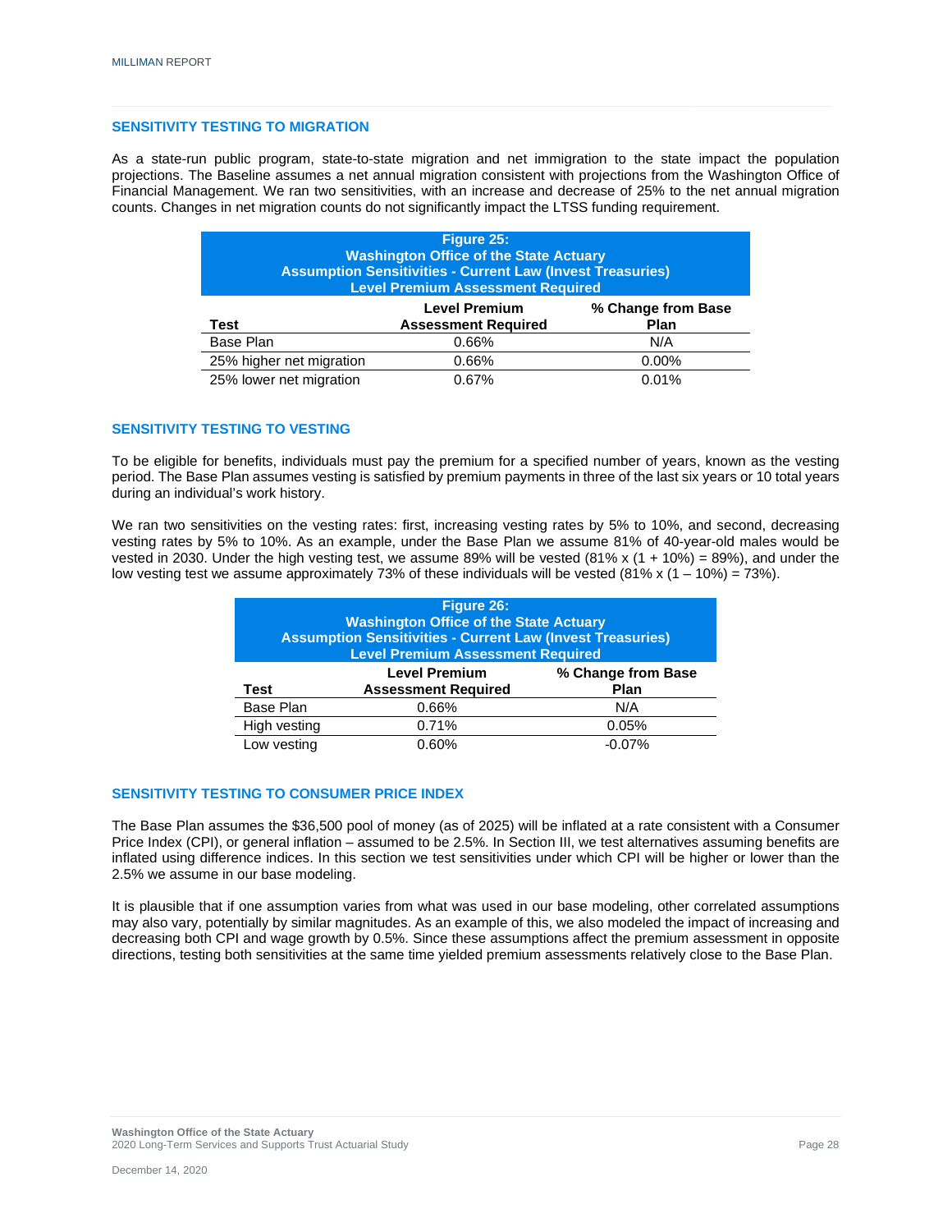### SENSITIVITY TESTING TO MIGRATION

As a state-run public program, state-to-state migration and net immigration to the state impact the population projections. The Baseline assumes a net annual migration consistent with projections from the Washington Office of Financial Management. We ran two sensitivities, with an increase and decrease of 25% to the net annual migration counts. Changes in net migration counts do not significantly impact the LTSS funding requirement.

**Figure 25:**
**Washington Office of the State Actuary**
**Assumption Sensitivities - Current Law (Invest Treasuries)**
**Level Premium Assessment Required**

| Test | Level Premium Assessment Required | % Change from Base Plan |
|---|---|---|
| Base Plan | 0.66% | N/A |
| 25% higher net migration | 0.66% | 0.00% |
| 25% lower net migration | 0.67% | 0.01% |

### SENSITIVITY TESTING TO VESTING

To be eligible for benefits, individuals must pay the premium for a specified number of years, known as the vesting period. The Base Plan assumes vesting is satisfied by premium payments in three of the last six years or 10 total years during an individual's work history.

We ran two sensitivities on the vesting rates: first, increasing vesting rates by 5% to 10%, and second, decreasing vesting rates by 5% to 10%. As an example, under the Base Plan we assume 81% of 40-year-old males would be vested in 2030. Under the high vesting test, we assume 89% will be vested (81% x (1 + 10%) = 89%), and under the low vesting test we assume approximately 73% of these individuals will be vested (81% x (1 – 10%) = 73%).

**Figure 26:**
**Washington Office of the State Actuary**
**Assumption Sensitivities - Current Law (Invest Treasuries)**
**Level Premium Assessment Required**

| Test | Level Premium Assessment Required | % Change from Base Plan |
|---|---|---|
| Base Plan | 0.66% | N/A |
| High vesting | 0.71% | 0.05% |
| Low vesting | 0.60% | -0.07% |

### SENSITIVITY TESTING TO CONSUMER PRICE INDEX

The Base Plan assumes the $36,500 pool of money (as of 2025) will be inflated at a rate consistent with a Consumer Price Index (CPI), or general inflation – assumed to be 2.5%. In Section III, we test alternatives assuming benefits are inflated using difference indices. In this section we test sensitivities under which CPI will be higher or lower than the 2.5% we assume in our base modeling.

It is plausible that if one assumption varies from what was used in our base modeling, other correlated assumptions may also vary, potentially by similar magnitudes. As an example of this, we also modeled the impact of increasing and decreasing both CPI and wage growth by 0.5%. Since these assumptions affect the premium assessment in opposite directions, testing both sensitivities at the same time yielded premium assessments relatively close to the Base Plan.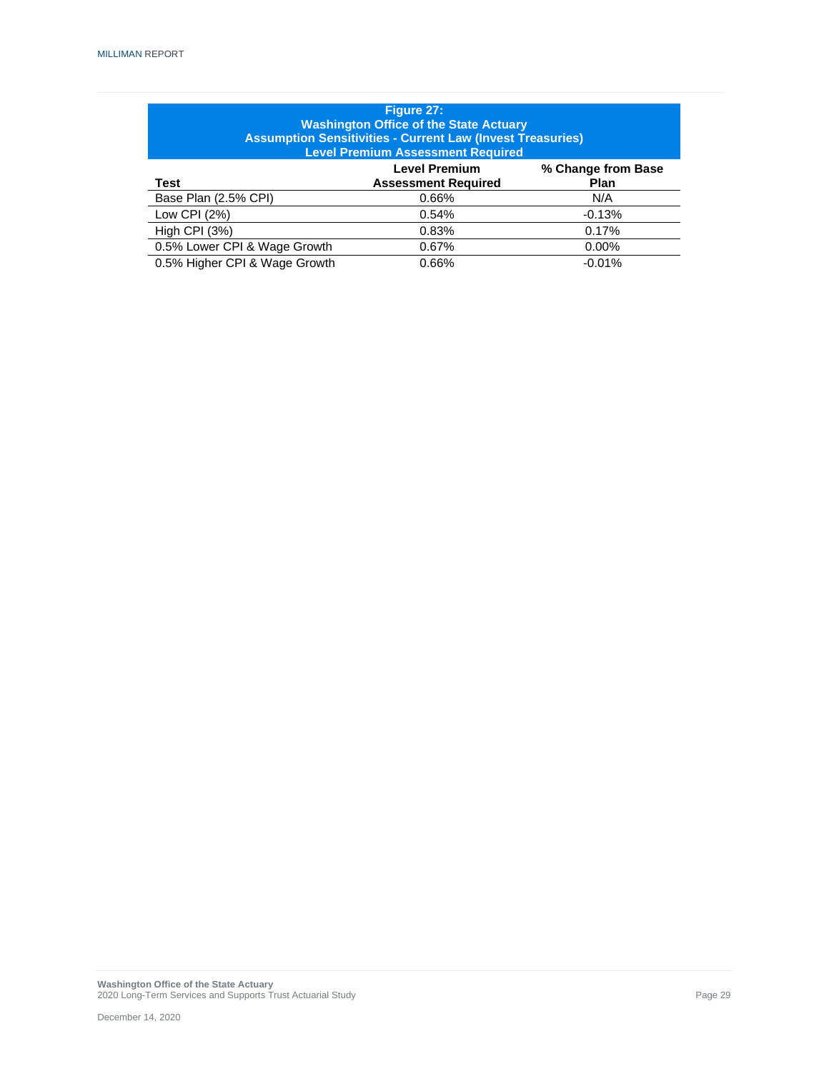**Figure 27:**
**Washington Office of the State Actuary**
**Assumption Sensitivities - Current Law (Invest Treasuries)**
**Level Premium Assessment Required**

| Test | Level Premium Assessment Required | % Change from Base Plan |
|---|---|---|
| Base Plan (2.5% CPI) | 0.66% | N/A |
| Low CPI (2%) | 0.54% | -0.13% |
| High CPI (3%) | 0.83% | 0.17% |
| 0.5% Lower CPI & Wage Growth | 0.67% | 0.00% |
| 0.5% Higher CPI & Wage Growth | 0.66% | -0.01% |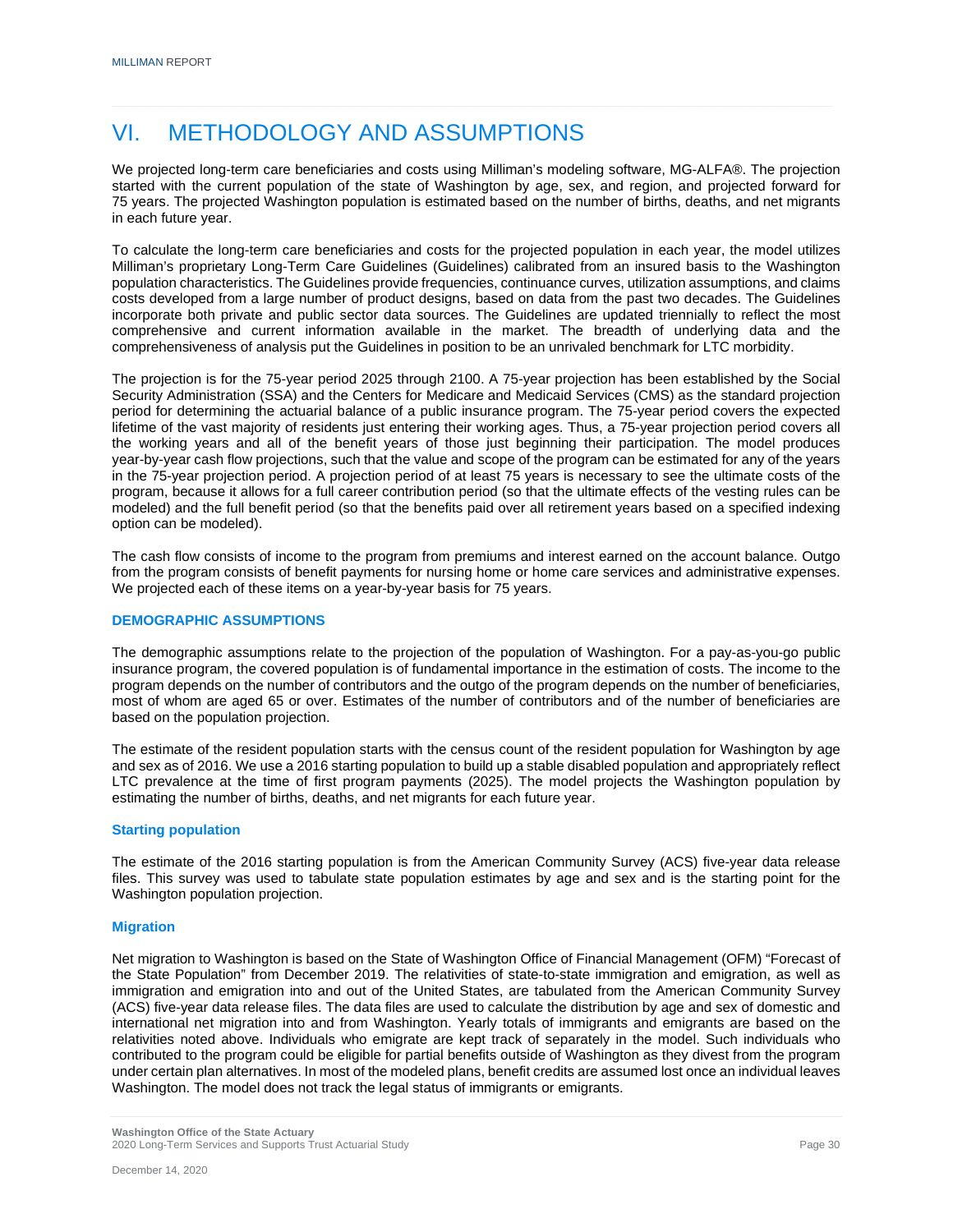# VI. METHODOLOGY AND ASSUMPTIONS

We projected long-term care beneficiaries and costs using Milliman's modeling software, MG-ALFA®. The projection started with the current population of the state of Washington by age, sex, and region, and projected forward for 75 years. The projected Washington population is estimated based on the number of births, deaths, and net migrants in each future year.

To calculate the long-term care beneficiaries and costs for the projected population in each year, the model utilizes Milliman's proprietary Long-Term Care Guidelines (Guidelines) calibrated from an insured basis to the Washington population characteristics. The Guidelines provide frequencies, continuance curves, utilization assumptions, and claims costs developed from a large number of product designs, based on data from the past two decades. The Guidelines incorporate both private and public sector data sources. The Guidelines are updated triennially to reflect the most comprehensive and current information available in the market. The breadth of underlying data and the comprehensiveness of analysis put the Guidelines in position to be an unrivaled benchmark for LTC morbidity.

The projection is for the 75-year period 2025 through 2100. A 75-year projection has been established by the Social Security Administration (SSA) and the Centers for Medicare and Medicaid Services (CMS) as the standard projection period for determining the actuarial balance of a public insurance program. The 75-year period covers the expected lifetime of the vast majority of residents just entering their working ages. Thus, a 75-year projection period covers all the working years and all of the benefit years of those just beginning their participation. The model produces year-by-year cash flow projections, such that the value and scope of the program can be estimated for any of the years in the 75-year projection period. A projection period of at least 75 years is necessary to see the ultimate costs of the program, because it allows for a full career contribution period (so that the ultimate effects of the vesting rules can be modeled) and the full benefit period (so that the benefits paid over all retirement years based on a specified indexing option can be modeled).

The cash flow consists of income to the program from premiums and interest earned on the account balance. Outgo from the program consists of benefit payments for nursing home or home care services and administrative expenses. We projected each of these items on a year-by-year basis for 75 years.

## DEMOGRAPHIC ASSUMPTIONS

The demographic assumptions relate to the projection of the population of Washington. For a pay-as-you-go public insurance program, the covered population is of fundamental importance in the estimation of costs. The income to the program depends on the number of contributors and the outgo of the program depends on the number of beneficiaries, most of whom are aged 65 or over. Estimates of the number of contributors and of the number of beneficiaries are based on the population projection.

The estimate of the resident population starts with the census count of the resident population for Washington by age and sex as of 2016. We use a 2016 starting population to build up a stable disabled population and appropriately reflect LTC prevalence at the time of first program payments (2025). The model projects the Washington population by estimating the number of births, deaths, and net migrants for each future year.

### Starting population

The estimate of the 2016 starting population is from the American Community Survey (ACS) five-year data release files. This survey was used to tabulate state population estimates by age and sex and is the starting point for the Washington population projection.

### Migration

Net migration to Washington is based on the State of Washington Office of Financial Management (OFM) "Forecast of the State Population" from December 2019. The relativities of state-to-state immigration and emigration, as well as immigration and emigration into and out of the United States, are tabulated from the American Community Survey (ACS) five-year data release files. The data files are used to calculate the distribution by age and sex of domestic and international net migration into and from Washington. Yearly totals of immigrants and emigrants are based on the relativities noted above. Individuals who emigrate are kept track of separately in the model. Such individuals who contributed to the program could be eligible for partial benefits outside of Washington as they divest from the program under certain plan alternatives. In most of the modeled plans, benefit credits are assumed lost once an individual leaves Washington. The model does not track the legal status of immigrants or emigrants.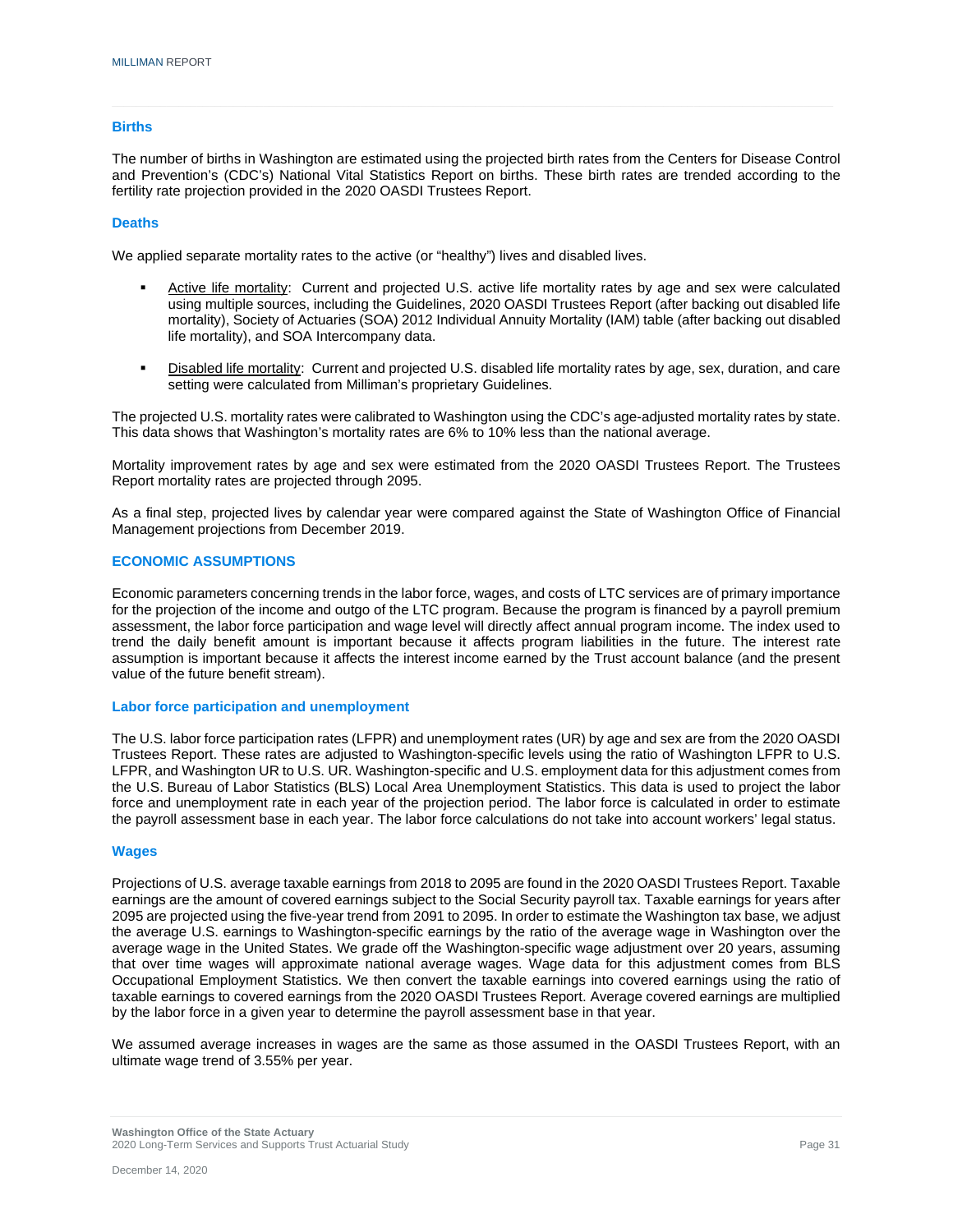### Births

The number of births in Washington are estimated using the projected birth rates from the Centers for Disease Control and Prevention's (CDC's) National Vital Statistics Report on births. These birth rates are trended according to the fertility rate projection provided in the 2020 OASDI Trustees Report.

### Deaths

We applied separate mortality rates to the active (or "healthy") lives and disabled lives.

- Active life mortality: Current and projected U.S. active life mortality rates by age and sex were calculated using multiple sources, including the Guidelines, 2020 OASDI Trustees Report (after backing out disabled life mortality), Society of Actuaries (SOA) 2012 Individual Annuity Mortality (IAM) table (after backing out disabled life mortality), and SOA Intercompany data.
- Disabled life mortality: Current and projected U.S. disabled life mortality rates by age, sex, duration, and care setting were calculated from Milliman's proprietary Guidelines.

The projected U.S. mortality rates were calibrated to Washington using the CDC's age-adjusted mortality rates by state. This data shows that Washington's mortality rates are 6% to 10% less than the national average.

Mortality improvement rates by age and sex were estimated from the 2020 OASDI Trustees Report. The Trustees Report mortality rates are projected through 2095.

As a final step, projected lives by calendar year were compared against the State of Washington Office of Financial Management projections from December 2019.

## ECONOMIC ASSUMPTIONS

Economic parameters concerning trends in the labor force, wages, and costs of LTC services are of primary importance for the projection of the income and outgo of the LTC program. Because the program is financed by a payroll premium assessment, the labor force participation and wage level will directly affect annual program income. The index used to trend the daily benefit amount is important because it affects program liabilities in the future. The interest rate assumption is important because it affects the interest income earned by the Trust account balance (and the present value of the future benefit stream).

### Labor force participation and unemployment

The U.S. labor force participation rates (LFPR) and unemployment rates (UR) by age and sex are from the 2020 OASDI Trustees Report. These rates are adjusted to Washington-specific levels using the ratio of Washington LFPR to U.S. LFPR, and Washington UR to U.S. UR. Washington-specific and U.S. employment data for this adjustment comes from the U.S. Bureau of Labor Statistics (BLS) Local Area Unemployment Statistics. This data is used to project the labor force and unemployment rate in each year of the projection period. The labor force is calculated in order to estimate the payroll assessment base in each year. The labor force calculations do not take into account workers' legal status.

### Wages

Projections of U.S. average taxable earnings from 2018 to 2095 are found in the 2020 OASDI Trustees Report. Taxable earnings are the amount of covered earnings subject to the Social Security payroll tax. Taxable earnings for years after 2095 are projected using the five-year trend from 2091 to 2095. In order to estimate the Washington tax base, we adjust the average U.S. earnings to Washington-specific earnings by the ratio of the average wage in Washington over the average wage in the United States. We grade off the Washington-specific wage adjustment over 20 years, assuming that over time wages will approximate national average wages. Wage data for this adjustment comes from BLS Occupational Employment Statistics. We then convert the taxable earnings into covered earnings using the ratio of taxable earnings to covered earnings from the 2020 OASDI Trustees Report. Average covered earnings are multiplied by the labor force in a given year to determine the payroll assessment base in that year.

We assumed average increases in wages are the same as those assumed in the OASDI Trustees Report, with an ultimate wage trend of 3.55% per year.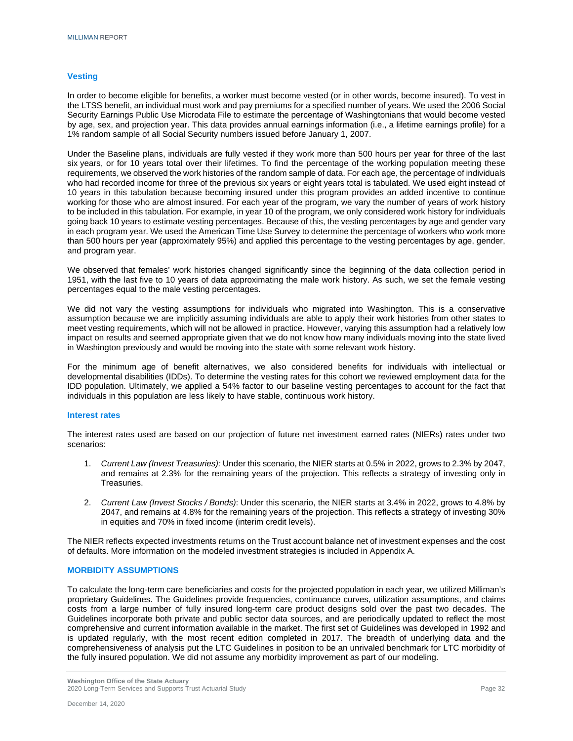### Vesting

In order to become eligible for benefits, a worker must become vested (or in other words, become insured). To vest in the LTSS benefit, an individual must work and pay premiums for a specified number of years. We used the 2006 Social Security Earnings Public Use Microdata File to estimate the percentage of Washingtonians that would become vested by age, sex, and projection year. This data provides annual earnings information (i.e., a lifetime earnings profile) for a 1% random sample of all Social Security numbers issued before January 1, 2007.

Under the Baseline plans, individuals are fully vested if they work more than 500 hours per year for three of the last six years, or for 10 years total over their lifetimes. To find the percentage of the working population meeting these requirements, we observed the work histories of the random sample of data. For each age, the percentage of individuals who had recorded income for three of the previous six years or eight years total is tabulated. We used eight instead of 10 years in this tabulation because becoming insured under this program provides an added incentive to continue working for those who are almost insured. For each year of the program, we vary the number of years of work history to be included in this tabulation. For example, in year 10 of the program, we only considered work history for individuals going back 10 years to estimate vesting percentages. Because of this, the vesting percentages by age and gender vary in each program year. We used the American Time Use Survey to determine the percentage of workers who work more than 500 hours per year (approximately 95%) and applied this percentage to the vesting percentages by age, gender, and program year.

We observed that females' work histories changed significantly since the beginning of the data collection period in 1951, with the last five to 10 years of data approximating the male work history. As such, we set the female vesting percentages equal to the male vesting percentages.

We did not vary the vesting assumptions for individuals who migrated into Washington. This is a conservative assumption because we are implicitly assuming individuals are able to apply their work histories from other states to meet vesting requirements, which will not be allowed in practice. However, varying this assumption had a relatively low impact on results and seemed appropriate given that we do not know how many individuals moving into the state lived in Washington previously and would be moving into the state with some relevant work history.

For the minimum age of benefit alternatives, we also considered benefits for individuals with intellectual or developmental disabilities (IDDs). To determine the vesting rates for this cohort we reviewed employment data for the IDD population. Ultimately, we applied a 54% factor to our baseline vesting percentages to account for the fact that individuals in this population are less likely to have stable, continuous work history.

### Interest rates

The interest rates used are based on our projection of future net investment earned rates (NIERs) rates under two scenarios:

1. *Current Law (Invest Treasuries):* Under this scenario, the NIER starts at 0.5% in 2022, grows to 2.3% by 2047, and remains at 2.3% for the remaining years of the projection. This reflects a strategy of investing only in Treasuries.

2. *Current Law (Invest Stocks / Bonds)*: Under this scenario, the NIER starts at 3.4% in 2022, grows to 4.8% by 2047, and remains at 4.8% for the remaining years of the projection. This reflects a strategy of investing 30% in equities and 70% in fixed income (interim credit levels).

The NIER reflects expected investments returns on the Trust account balance net of investment expenses and the cost of defaults. More information on the modeled investment strategies is included in Appendix A.

## MORBIDITY ASSUMPTIONS

To calculate the long-term care beneficiaries and costs for the projected population in each year, we utilized Milliman's proprietary Guidelines. The Guidelines provide frequencies, continuance curves, utilization assumptions, and claims costs from a large number of fully insured long-term care product designs sold over the past two decades. The Guidelines incorporate both private and public sector data sources, and are periodically updated to reflect the most comprehensive and current information available in the market. The first set of Guidelines was developed in 1992 and is updated regularly, with the most recent edition completed in 2017. The breadth of underlying data and the comprehensiveness of analysis put the LTC Guidelines in position to be an unrivaled benchmark for LTC morbidity of the fully insured population. We did not assume any morbidity improvement as part of our modeling.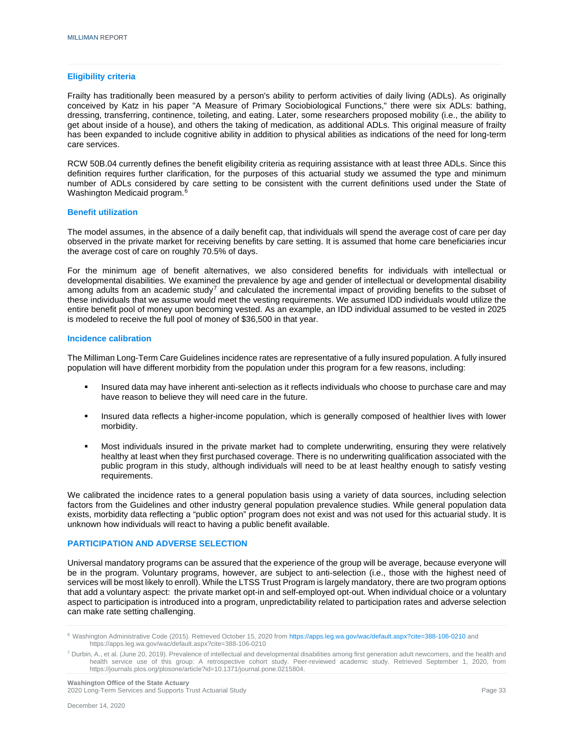### Eligibility criteria

Frailty has traditionally been measured by a person's ability to perform activities of daily living (ADLs). As originally conceived by Katz in his paper "A Measure of Primary Sociobiological Functions," there were six ADLs: bathing, dressing, transferring, continence, toileting, and eating. Later, some researchers proposed mobility (i.e., the ability to get about inside of a house), and others the taking of medication, as additional ADLs. This original measure of frailty has been expanded to include cognitive ability in addition to physical abilities as indications of the need for long-term care services.

RCW 50B.04 currently defines the benefit eligibility criteria as requiring assistance with at least three ADLs. Since this definition requires further clarification, for the purposes of this actuarial study we assumed the type and minimum number of ADLs considered by care setting to be consistent with the current definitions used under the State of Washington Medicaid program.[6]

### Benefit utilization

The model assumes, in the absence of a daily benefit cap, that individuals will spend the average cost of care per day observed in the private market for receiving benefits by care setting. It is assumed that home care beneficiaries incur the average cost of care on roughly 70.5% of days.

For the minimum age of benefit alternatives, we also considered benefits for individuals with intellectual or developmental disabilities. We examined the prevalence by age and gender of intellectual or developmental disability among adults from an academic study[7] and calculated the incremental impact of providing benefits to the subset of these individuals that we assume would meet the vesting requirements. We assumed IDD individuals would utilize the entire benefit pool of money upon becoming vested. As an example, an IDD individual assumed to be vested in 2025 is modeled to receive the full pool of money of $36,500 in that year.

### Incidence calibration

The Milliman Long-Term Care Guidelines incidence rates are representative of a fully insured population. A fully insured population will have different morbidity from the population under this program for a few reasons, including:

- Insured data may have inherent anti-selection as it reflects individuals who choose to purchase care and may have reason to believe they will need care in the future.
- Insured data reflects a higher-income population, which is generally composed of healthier lives with lower morbidity.
- Most individuals insured in the private market had to complete underwriting, ensuring they were relatively healthy at least when they first purchased coverage. There is no underwriting qualification associated with the public program in this study, although individuals will need to be at least healthy enough to satisfy vesting requirements.

We calibrated the incidence rates to a general population basis using a variety of data sources, including selection factors from the Guidelines and other industry general population prevalence studies. While general population data exists, morbidity data reflecting a "public option" program does not exist and was not used for this actuarial study. It is unknown how individuals will react to having a public benefit available.

## PARTICIPATION AND ADVERSE SELECTION

Universal mandatory programs can be assured that the experience of the group will be average, because everyone will be in the program. Voluntary programs, however, are subject to anti-selection (i.e., those with the highest need of services will be most likely to enroll). While the LTSS Trust Program is largely mandatory, there are two program options that add a voluntary aspect: the private market opt-in and self-employed opt-out. When individual choice or a voluntary aspect to participation is introduced into a program, unpredictability related to participation rates and adverse selection can make rate setting challenging.

---

[6] Washington Administrative Code (2015). Retrieved October 15, 2020 from https://apps.leg.wa.gov/wac/default.aspx?cite=388-106-0210 and https://apps.leg.wa.gov/wac/default.aspx?cite=388-106-0210

[7] Durbin, A., et al. (June 20, 2019). Prevalence of intellectual and developmental disabilities among first generation adult newcomers, and the health and health service use of this group: A retrospective cohort study. Peer-reviewed academic study. Retrieved September 1, 2020, from https://journals.plos.org/plosone/article?id=10.1371/journal.pone.0215804.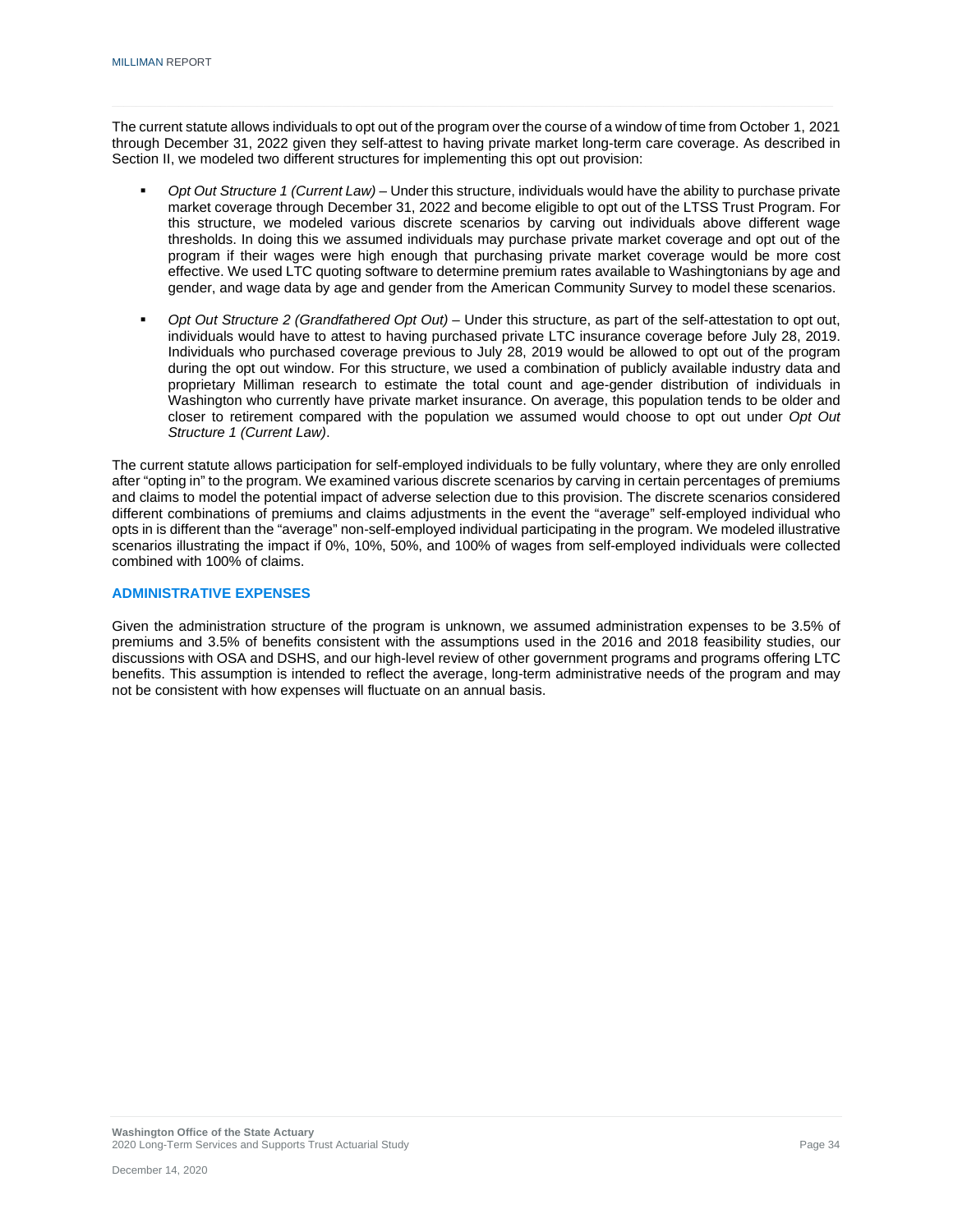The current statute allows individuals to opt out of the program over the course of a window of time from October 1, 2021 through December 31, 2022 given they self-attest to having private market long-term care coverage. As described in Section II, we modeled two different structures for implementing this opt out provision:

- *Opt Out Structure 1 (Current Law)* – Under this structure, individuals would have the ability to purchase private market coverage through December 31, 2022 and become eligible to opt out of the LTSS Trust Program. For this structure, we modeled various discrete scenarios by carving out individuals above different wage thresholds. In doing this we assumed individuals may purchase private market coverage and opt out of the program if their wages were high enough that purchasing private market coverage would be more cost effective. We used LTC quoting software to determine premium rates available to Washingtonians by age and gender, and wage data by age and gender from the American Community Survey to model these scenarios.

- *Opt Out Structure 2 (Grandfathered Opt Out)* – Under this structure, as part of the self-attestation to opt out, individuals would have to attest to having purchased private LTC insurance coverage before July 28, 2019. Individuals who purchased coverage previous to July 28, 2019 would be allowed to opt out of the program during the opt out window. For this structure, we used a combination of publicly available industry data and proprietary Milliman research to estimate the total count and age-gender distribution of individuals in Washington who currently have private market insurance. On average, this population tends to be older and closer to retirement compared with the population we assumed would choose to opt out under *Opt Out Structure 1 (Current Law)*.

The current statute allows participation for self-employed individuals to be fully voluntary, where they are only enrolled after "opting in" to the program. We examined various discrete scenarios by carving in certain percentages of premiums and claims to model the potential impact of adverse selection due to this provision. The discrete scenarios considered different combinations of premiums and claims adjustments in the event the "average" self-employed individual who opts in is different than the "average" non-self-employed individual participating in the program. We modeled illustrative scenarios illustrating the impact if 0%, 10%, 50%, and 100% of wages from self-employed individuals were collected combined with 100% of claims.

## ADMINISTRATIVE EXPENSES

Given the administration structure of the program is unknown, we assumed administration expenses to be 3.5% of premiums and 3.5% of benefits consistent with the assumptions used in the 2016 and 2018 feasibility studies, our discussions with OSA and DSHS, and our high-level review of other government programs and programs offering LTC benefits. This assumption is intended to reflect the average, long-term administrative needs of the program and may not be consistent with how expenses will fluctuate on an annual basis.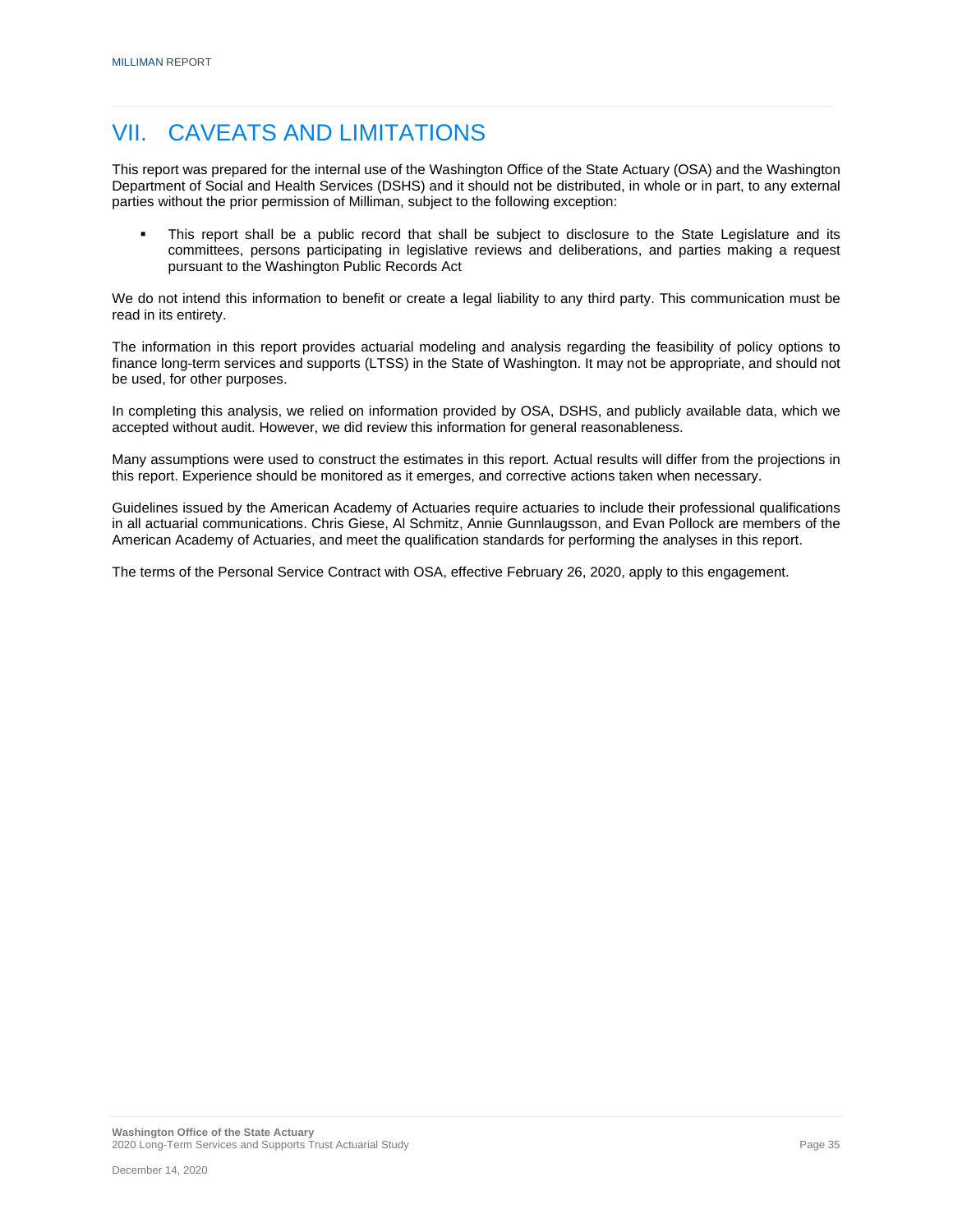# VII. CAVEATS AND LIMITATIONS

This report was prepared for the internal use of the Washington Office of the State Actuary (OSA) and the Washington Department of Social and Health Services (DSHS) and it should not be distributed, in whole or in part, to any external parties without the prior permission of Milliman, subject to the following exception:

- This report shall be a public record that shall be subject to disclosure to the State Legislature and its committees, persons participating in legislative reviews and deliberations, and parties making a request pursuant to the Washington Public Records Act

We do not intend this information to benefit or create a legal liability to any third party. This communication must be read in its entirety.

The information in this report provides actuarial modeling and analysis regarding the feasibility of policy options to finance long-term services and supports (LTSS) in the State of Washington. It may not be appropriate, and should not be used, for other purposes.

In completing this analysis, we relied on information provided by OSA, DSHS, and publicly available data, which we accepted without audit. However, we did review this information for general reasonableness.

Many assumptions were used to construct the estimates in this report. Actual results will differ from the projections in this report. Experience should be monitored as it emerges, and corrective actions taken when necessary.

Guidelines issued by the American Academy of Actuaries require actuaries to include their professional qualifications in all actuarial communications. Chris Giese, Al Schmitz, Annie Gunnlaugsson, and Evan Pollock are members of the American Academy of Actuaries, and meet the qualification standards for performing the analyses in this report.

The terms of the Personal Service Contract with OSA, effective February 26, 2020, apply to this engagement.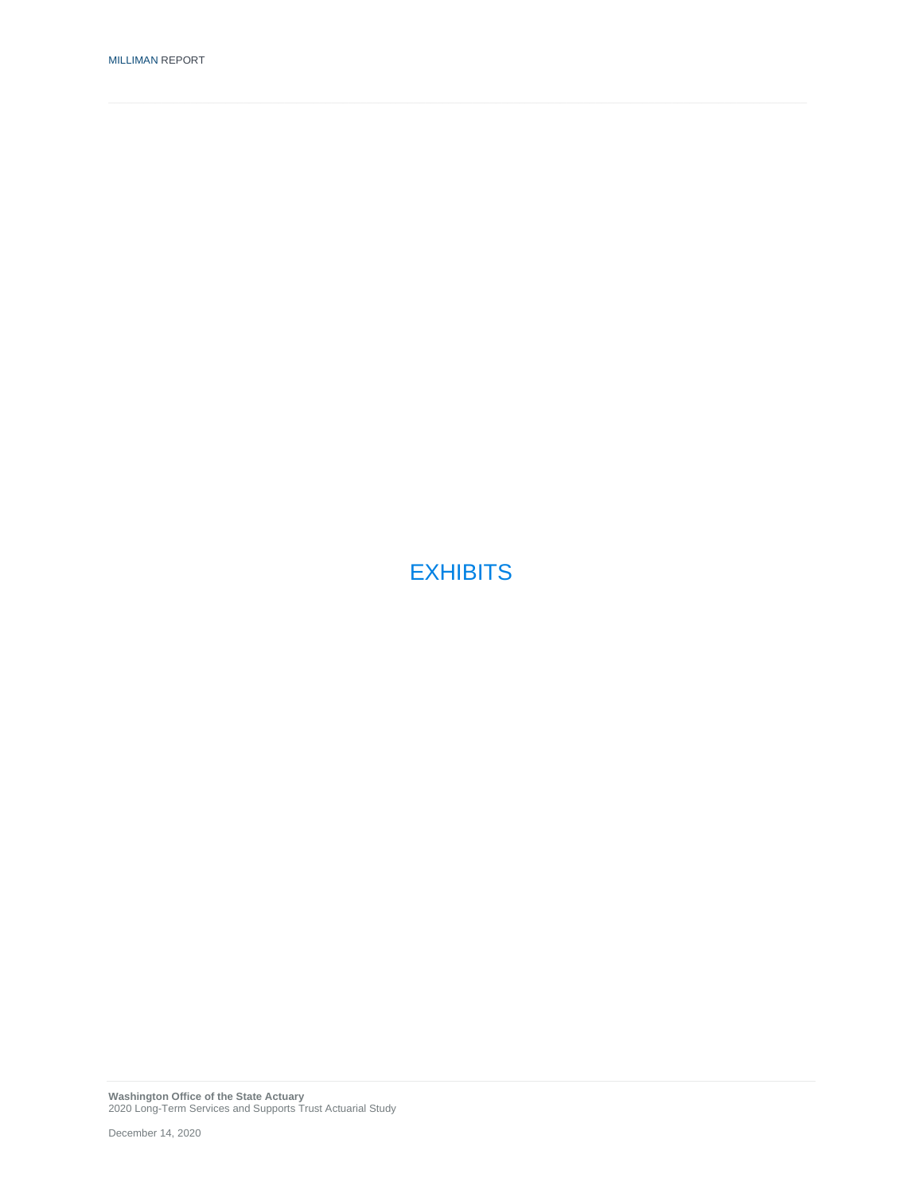# EXHIBITS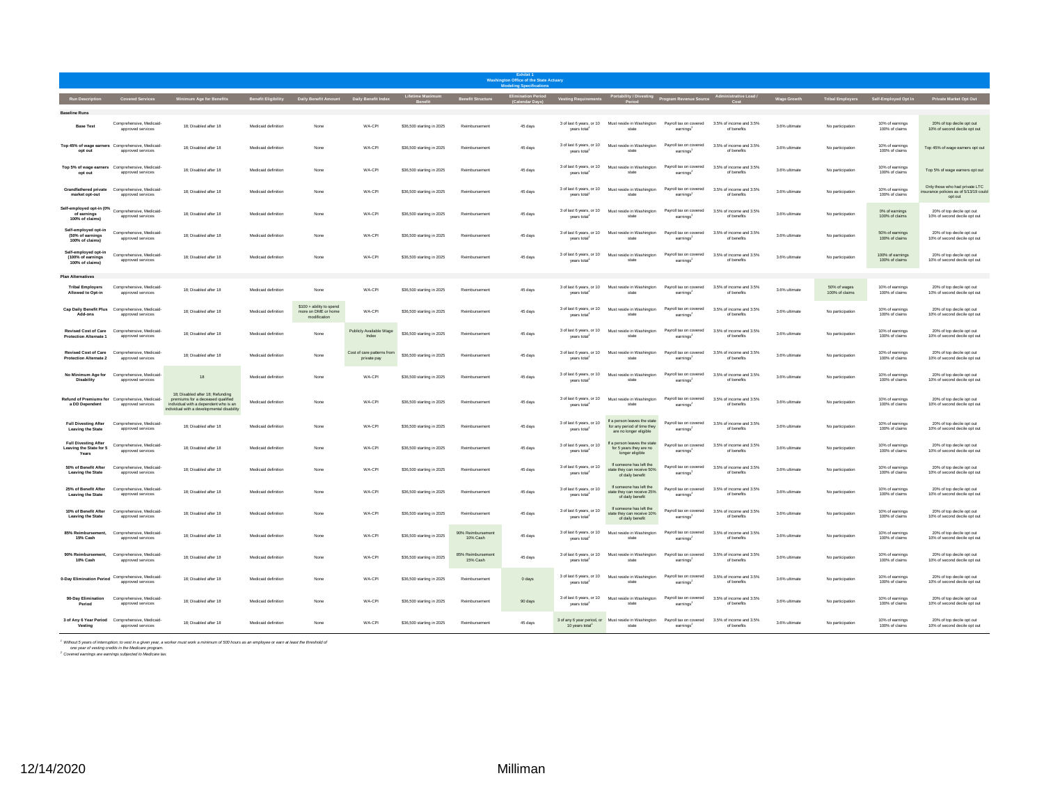**Exhibit 1**
**Washington Office of the State Actuary**
**Modeling Specifications**

| Run Description | Covered Services | Minimum Age for Benefits | Benefit Eligibility | Daily Benefit Amount | Daily Benefit Index | Lifetime Maximum Benefit | Benefit Structure | Elimination Period (Calendar Days) | Vesting Requirements | Portability / Divesting Period | Program Revenue Source | Administrative Load / Cost | Wage Growth | Tribal Employers | Self-Employed Opt In | Private Market Opt Out |
|---|---|---|---|---|---|---|---|---|---|---|---|---|---|---|---|---|
| **Baseline Runs** | | | | | | | | | | | | | | | | |
| **Base Test** | Comprehensive, Medicaid-approved services | 18; Disabled after 18 | Medicaid definition | None | WA-CPI | $36,500 starting in 2025 | Reimbursement | 45 days | 3 of last 6 years, or 10 years total[1] | Must reside in Washington state | Payroll tax on covered earnings[2] | 3.5% of income and 3.5% of benefits | 3.6% ultimate | No participation | 10% of earnings 100% of claims | 20% of top decile opt out 10% of second decile opt out |
| **Top 45% of wage earners opt out** | Comprehensive, Medicaid-approved services | 18; Disabled after 18 | Medicaid definition | None | WA-CPI | $36,500 starting in 2025 | Reimbursement | 45 days | 3 of last 6 years, or 10 years total[1] | Must reside in Washington state | Payroll tax on covered earnings[2] | 3.5% of income and 3.5% of benefits | 3.6% ultimate | No participation | 10% of earnings 100% of claims | Top 45% of wage earners opt out |
| **Top 5% of wage earners opt out** | Comprehensive, Medicaid-approved services | 18; Disabled after 18 | Medicaid definition | None | WA-CPI | $36,500 starting in 2025 | Reimbursement | 45 days | 3 of last 6 years, or 10 years total[1] | Must reside in Washington state | Payroll tax on covered earnings[2] | 3.5% of income and 3.5% of benefits | 3.6% ultimate | No participation | 10% of earnings 100% of claims | Top 5% of wage earners opt out |
| **Grandfathered private market opt-out** | Comprehensive, Medicaid-approved services | 18; Disabled after 18 | Medicaid definition | None | WA-CPI | $36,500 starting in 2025 | Reimbursement | 45 days | 3 of last 6 years, or 10 years total[1] | Must reside in Washington state | Payroll tax on covered earnings[2] | 3.5% of income and 3.5% of benefits | 3.6% ultimate | No participation | 10% of earnings 100% of claims | Only those who had private LTC insurance policies as of 5/13/19 could opt out |
| **Self-employed opt-in (0% of earnings 100% of claims)** | Comprehensive, Medicaid-approved services | 18; Disabled after 18 | Medicaid definition | None | WA-CPI | $36,500 starting in 2025 | Reimbursement | 45 days | 3 of last 6 years, or 10 years total[1] | Must reside in Washington state | Payroll tax on covered earnings[2] | 3.5% of income and 3.5% of benefits | 3.6% ultimate | No participation | 0% of earnings 100% of claims | 20% of top decile opt out 10% of second decile opt out |
| **Self-employed opt-in (50% of earnings 100% of claims)** | Comprehensive, Medicaid-approved services | 18; Disabled after 18 | Medicaid definition | None | WA-CPI | $36,500 starting in 2025 | Reimbursement | 45 days | 3 of last 6 years, or 10 years total[1] | Must reside in Washington state | Payroll tax on covered earnings[2] | 3.5% of income and 3.5% of benefits | 3.6% ultimate | No participation | 50% of earnings 100% of claims | 20% of top decile opt out 10% of second decile opt out |
| **Self-employed opt-in (100% of earnings 100% of claims)** | Comprehensive, Medicaid-approved services | 18; Disabled after 18 | Medicaid definition | None | WA-CPI | $36,500 starting in 2025 | Reimbursement | 45 days | 3 of last 6 years, or 10 years total[1] | Must reside in Washington state | Payroll tax on covered earnings[2] | 3.5% of income and 3.5% of benefits | 3.6% ultimate | No participation | 100% of earnings 100% of claims | 20% of top decile opt out 10% of second decile opt out |
| **Plan Alternatives** | | | | | | | | | | | | | | | | |
| **Tribal Employers Allowed to Opt-in** | Comprehensive, Medicaid-approved services | 18; Disabled after 18 | Medicaid definition | None | WA-CPI | $36,500 starting in 2025 | Reimbursement | 45 days | 3 of last 6 years, or 10 years total[1] | Must reside in Washington state | Payroll tax on covered earnings[2] | 3.5% of income and 3.5% of benefits | 3.6% ultimate | 50% of wages 100% of claims | 10% of earnings 100% of claims | 20% of top decile opt out 10% of second decile opt out |
| **Cap Daily Benefit Plus Add-ons** | Comprehensive, Medicaid-approved services | 18; Disabled after 18 | Medicaid definition | $100 + ability to spend more on DME or home modification | WA-CPI | $36,500 starting in 2025 | Reimbursement | 45 days | 3 of last 6 years, or 10 years total[1] | Must reside in Washington state | Payroll tax on covered earnings[2] | 3.5% of income and 3.5% of benefits | 3.6% ultimate | No participation | 10% of earnings 100% of claims | 20% of top decile opt out 10% of second decile opt out |
| **Revised Cost of Care Protection Alternate 1** | Comprehensive, Medicaid-approved services | 18; Disabled after 18 | Medicaid definition | None | Publicly Available Wage Index | $36,500 starting in 2025 | Reimbursement | 45 days | 3 of last 6 years, or 10 years total[1] | Must reside in Washington state | Payroll tax on covered earnings[2] | 3.5% of income and 3.5% of benefits | 3.6% ultimate | No participation | 10% of earnings 100% of claims | 20% of top decile opt out 10% of second decile opt out |
| **Revised Cost of Care Protection Alternate 2** | Comprehensive, Medicaid-approved services | 18; Disabled after 18 | Medicaid definition | None | Cost of care patterns from private pay | $36,500 starting in 2025 | Reimbursement | 45 days | 3 of last 6 years, or 10 years total[1] | Must reside in Washington state | Payroll tax on covered earnings[2] | 3.5% of income and 3.5% of benefits | 3.6% ultimate | No participation | 10% of earnings 100% of claims | 20% of top decile opt out 10% of second decile opt out |
| **No Minimum Age for Disability** | Comprehensive, Medicaid-approved services | 18 | Medicaid definition | None | WA-CPI | $36,500 starting in 2025 | Reimbursement | 45 days | 3 of last 6 years, or 10 years total[1] | Must reside in Washington state | Payroll tax on covered earnings[2] | 3.5% of income and 3.5% of benefits | 3.6% ultimate | No participation | 10% of earnings 100% of claims | 20% of top decile opt out 10% of second decile opt out |
| **Refund of Premiums for a DD Dependent** | Comprehensive, Medicaid-approved services | 18; Disabled after 18; Refunding premiums for a deceased qualified individual with a dependent who is an individual with a developmental disability | Medicaid definition | None | WA-CPI | $36,500 starting in 2025 | Reimbursement | 45 days | 3 of last 6 years, or 10 years total[1] | Must reside in Washington state | Payroll tax on covered earnings[2] | 3.5% of income and 3.5% of benefits | 3.6% ultimate | No participation | 10% of earnings 100% of claims | 20% of top decile opt out 10% of second decile opt out |
| **Full Divesting After Leaving the State** | Comprehensive, Medicaid-approved services | 18; Disabled after 18 | Medicaid definition | None | WA-CPI | $36,500 starting in 2025 | Reimbursement | 45 days | 3 of last 6 years, or 10 years total[1] | If a person leaves the state for any period of time they are no longer eligible | Payroll tax on covered earnings[2] | 3.5% of income and 3.5% of benefits | 3.6% ultimate | No participation | 10% of earnings 100% of claims | 20% of top decile opt out 10% of second decile opt out |
| **Full Divesting After Leaving the State for 5 Years** | Comprehensive, Medicaid-approved services | 18; Disabled after 18 | Medicaid definition | None | WA-CPI | $36,500 starting in 2025 | Reimbursement | 45 days | 3 of last 6 years, or 10 years total[1] | If a person leaves the state for 5 years they are no longer eligible | Payroll tax on covered earnings[2] | 3.5% of income and 3.5% of benefits | 3.6% ultimate | No participation | 10% of earnings 100% of claims | 20% of top decile opt out 10% of second decile opt out |
| **50% of Benefit After Leaving the State** | Comprehensive, Medicaid-approved services | 18; Disabled after 18 | Medicaid definition | None | WA-CPI | $36,500 starting in 2025 | Reimbursement | 45 days | 3 of last 6 years, or 10 years total[1] | If someone has left the state they can receive 50% of daily benefit | Payroll tax on covered earnings[2] | 3.5% of income and 3.5% of benefits | 3.6% ultimate | No participation | 10% of earnings 100% of claims | 20% of top decile opt out 10% of second decile opt out |
| **25% of Benefit After Leaving the State** | Comprehensive, Medicaid-approved services | 18; Disabled after 18 | Medicaid definition | None | WA-CPI | $36,500 starting in 2025 | Reimbursement | 45 days | 3 of last 6 years, or 10 years total[1] | If someone has left the state they can receive 25% of daily benefit | Payroll tax on covered earnings[2] | 3.5% of income and 3.5% of benefits | 3.6% ultimate | No participation | 10% of earnings 100% of claims | 20% of top decile opt out 10% of second decile opt out |
| **10% of Benefit After Leaving the State** | Comprehensive, Medicaid-approved services | 18; Disabled after 18 | Medicaid definition | None | WA-CPI | $36,500 starting in 2025 | Reimbursement | 45 days | 3 of last 6 years, or 10 years total[1] | If someone has left the state they can receive 10% of daily benefit | Payroll tax on covered earnings[2] | 3.5% of income and 3.5% of benefits | 3.6% ultimate | No participation | 10% of earnings 100% of claims | 20% of top decile opt out 10% of second decile opt out |
| **85% Reimbursement, 15% Cash** | Comprehensive, Medicaid-approved services | 18; Disabled after 18 | Medicaid definition | None | WA-CPI | $36,500 starting in 2025 | 90% Reimbursement 10% Cash | 45 days | 3 of last 6 years, or 10 years total[1] | Must reside in Washington state | Payroll tax on covered earnings[2] | 3.5% of income and 3.5% of benefits | 3.6% ultimate | No participation | 10% of earnings 100% of claims | 20% of top decile opt out 10% of second decile opt out |
| **90% Reimbursement, 10% Cash** | Comprehensive, Medicaid-approved services | 18; Disabled after 18 | Medicaid definition | None | WA-CPI | $36,500 starting in 2025 | 85% Reimbursement 15% Cash | 45 days | 3 of last 6 years, or 10 years total[1] | Must reside in Washington state | Payroll tax on covered earnings[2] | 3.5% of income and 3.5% of benefits | 3.6% ultimate | No participation | 10% of earnings 100% of claims | 20% of top decile opt out 10% of second decile opt out |
| **0-Day Elimination Period** | Comprehensive, Medicaid-approved services | 18; Disabled after 18 | Medicaid definition | None | WA-CPI | $36,500 starting in 2025 | Reimbursement | 0 days | 3 of last 6 years, or 10 years total[1] | Must reside in Washington state | Payroll tax on covered earnings[2] | 3.5% of income and 3.5% of benefits | 3.6% ultimate | No participation | 10% of earnings 100% of claims | 20% of top decile opt out 10% of second decile opt out |
| **90-Day Elimination Period** | Comprehensive, Medicaid-approved services | 18; Disabled after 18 | Medicaid definition | None | WA-CPI | $36,500 starting in 2025 | Reimbursement | 90 days | 3 of last 6 years, or 10 years total[1] | Must reside in Washington state | Payroll tax on covered earnings[2] | 3.5% of income and 3.5% of benefits | 3.6% ultimate | No participation | 10% of earnings 100% of claims | 20% of top decile opt out 10% of second decile opt out |
| **3 of Any 6 Year Period Vesting** | Comprehensive, Medicaid-approved services | 18; Disabled after 18 | Medicaid definition | None | WA-CPI | $36,500 starting in 2025 | Reimbursement | 45 days | 3 of any 6 year period, or 10 years total[1] | Must reside in Washington state | Payroll tax on covered earnings[2] | 3.5% of income and 3.5% of benefits | 3.6% ultimate | No participation | 10% of earnings 100% of claims | 20% of top decile opt out 10% of second decile opt out |

[1] *Without 5 years of interruption; to vest in a given year, a worker must work a minimum of 500 hours as an employee or earn at least the threshold of one year of vesting credits in the Medicare program.*
[2] *Covered earnings are earnings subjected to Medicare tax.*

12/14/2020 Milliman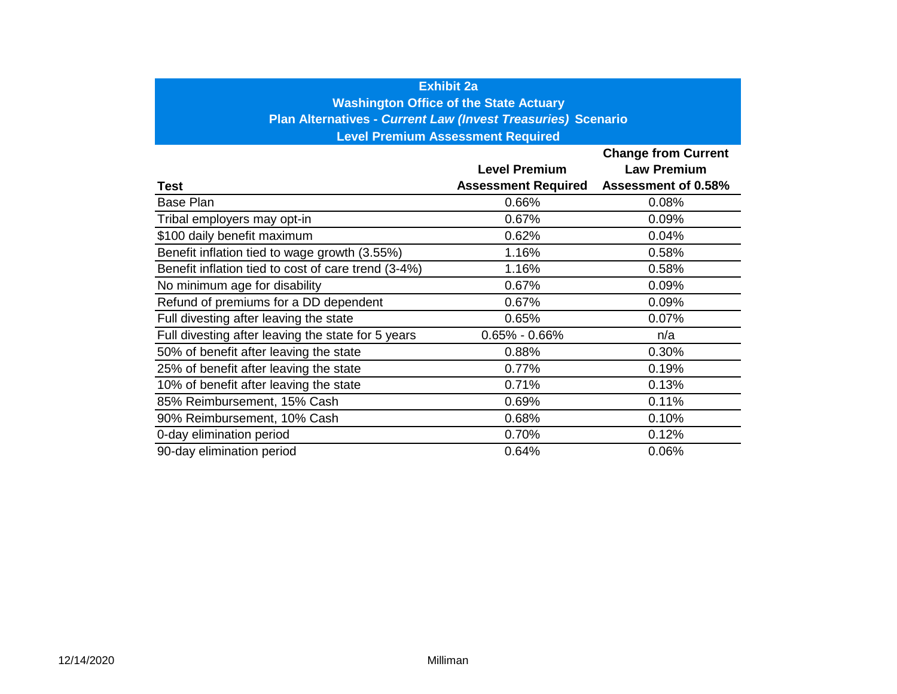**Exhibit 2a**
**Washington Office of the State Actuary**
**Plan Alternatives - *Current Law (Invest Treasuries)* Scenario**
**Level Premium Assessment Required**

| Test | Level Premium Assessment Required | Change from Current Law Premium Assessment of 0.58% |
|---|---|---|
| Base Plan | 0.66% | 0.08% |
| Tribal employers may opt-in | 0.67% | 0.09% |
| $100 daily benefit maximum | 0.62% | 0.04% |
| Benefit inflation tied to wage growth (3.55%) | 1.16% | 0.58% |
| Benefit inflation tied to cost of care trend (3-4%) | 1.16% | 0.58% |
| No minimum age for disability | 0.67% | 0.09% |
| Refund of premiums for a DD dependent | 0.67% | 0.09% |
| Full divesting after leaving the state | 0.65% | 0.07% |
| Full divesting after leaving the state for 5 years | 0.65% - 0.66% | n/a |
| 50% of benefit after leaving the state | 0.88% | 0.30% |
| 25% of benefit after leaving the state | 0.77% | 0.19% |
| 10% of benefit after leaving the state | 0.71% | 0.13% |
| 85% Reimbursement, 15% Cash | 0.69% | 0.11% |
| 90% Reimbursement, 10% Cash | 0.68% | 0.10% |
| 0-day elimination period | 0.70% | 0.12% |
| 90-day elimination period | 0.64% | 0.06% |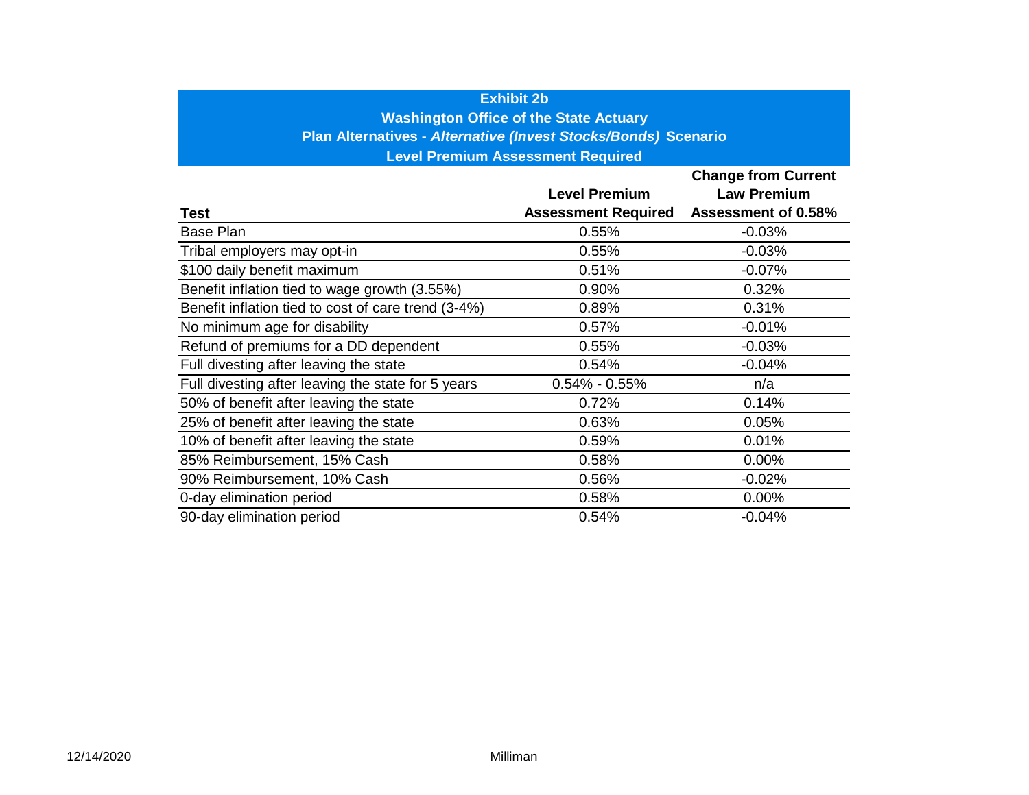**Exhibit 2b**
**Washington Office of the State Actuary**
**Plan Alternatives - *Alternative (Invest Stocks/Bonds)* Scenario**
**Level Premium Assessment Required**

| Test | Level Premium Assessment Required | Change from Current Law Premium Assessment of 0.58% |
|---|---|---|
| Base Plan | 0.55% | -0.03% |
| Tribal employers may opt-in | 0.55% | -0.03% |
| $100 daily benefit maximum | 0.51% | -0.07% |
| Benefit inflation tied to wage growth (3.55%) | 0.90% | 0.32% |
| Benefit inflation tied to cost of care trend (3-4%) | 0.89% | 0.31% |
| No minimum age for disability | 0.57% | -0.01% |
| Refund of premiums for a DD dependent | 0.55% | -0.03% |
| Full divesting after leaving the state | 0.54% | -0.04% |
| Full divesting after leaving the state for 5 years | 0.54% - 0.55% | n/a |
| 50% of benefit after leaving the state | 0.72% | 0.14% |
| 25% of benefit after leaving the state | 0.63% | 0.05% |
| 10% of benefit after leaving the state | 0.59% | 0.01% |
| 85% Reimbursement, 15% Cash | 0.58% | 0.00% |
| 90% Reimbursement, 10% Cash | 0.56% | -0.02% |
| 0-day elimination period | 0.58% | 0.00% |
| 90-day elimination period | 0.54% | -0.04% |

12/14/2020 Milliman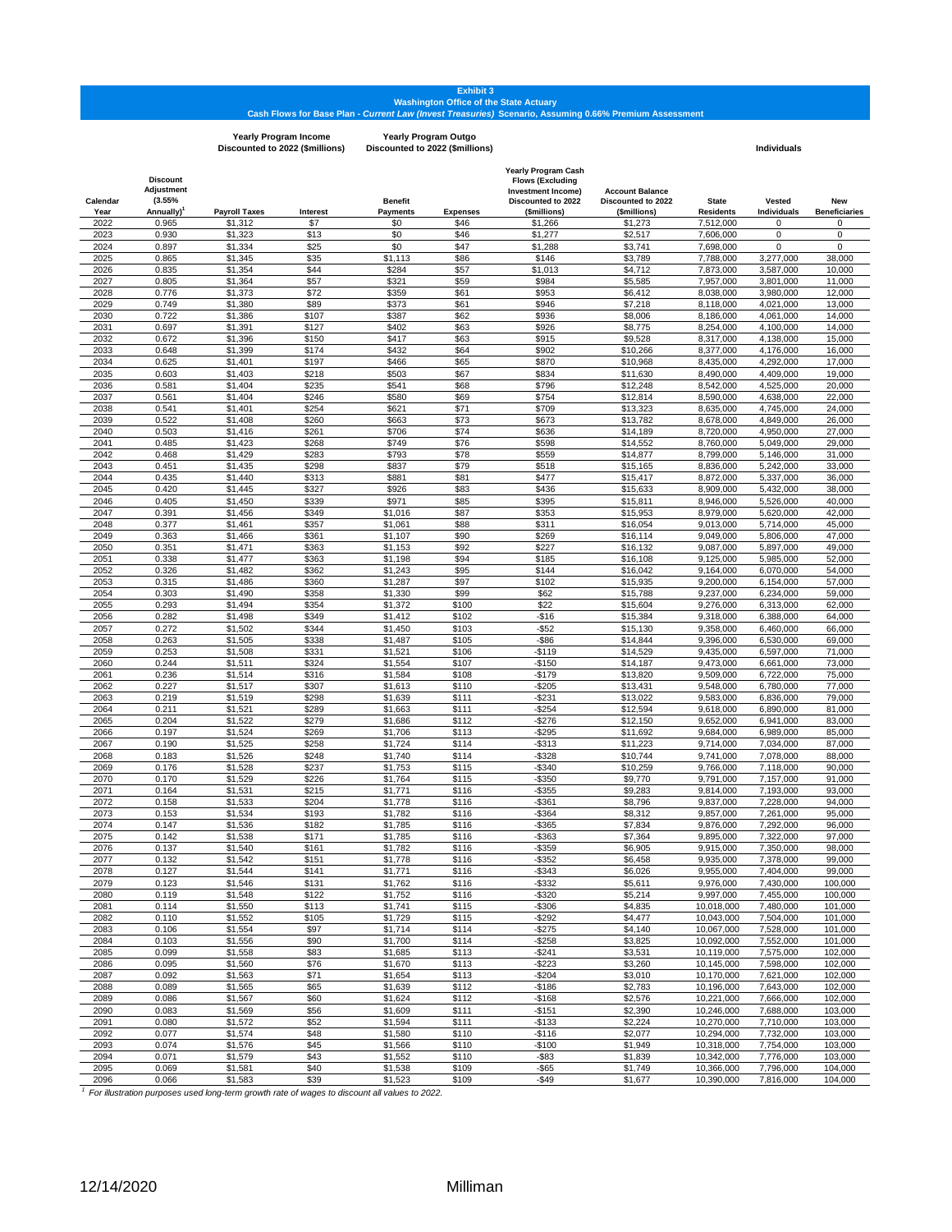**Exhibit 3**
**Washington Office of the State Actuary**
**Cash Flows for Base Plan - *Current Law (Invest Treasuries)* Scenario, Assuming 0.66% Premium Assessment**

| | | Yearly Program Income Discounted to 2022 ($millions) | | Yearly Program Outgo Discounted to 2022 ($millions) | | | | Individuals | | |
|---|---|---|---|---|---|---|---|---|---|---|
| Calendar Year | Discount Adjustment (3.55% Annually)[1] | Payroll Taxes | Interest | Benefit Payments | Expenses | Yearly Program Cash Flows (Excluding Investment Income) Discounted to 2022 ($millions) | Account Balance Discounted to 2022 ($millions) | State Residents | Vested Individuals | New Beneficiaries |
| 2022 | 0.965 | $1,312 | $7 | $0 | $46 | $1,266 | $1,273 | 7,512,000 | 0 | 0 |
| 2023 | 0.930 | $1,323 | $13 | $0 | $46 | $1,277 | $2,517 | 7,606,000 | 0 | 0 |
| 2024 | 0.897 | $1,334 | $25 | $0 | $47 | $1,288 | $3,741 | 7,698,000 | 0 | 0 |
| 2025 | 0.865 | $1,345 | $35 | $1,113 | $86 | $146 | $3,789 | 7,788,000 | 3,277,000 | 38,000 |
| 2026 | 0.835 | $1,354 | $44 | $284 | $57 | $1,013 | $4,712 | 7,873,000 | 3,587,000 | 10,000 |
| 2027 | 0.805 | $1,364 | $57 | $321 | $59 | $984 | $5,585 | 7,957,000 | 3,801,000 | 11,000 |
| 2028 | 0.776 | $1,373 | $72 | $359 | $61 | $953 | $6,412 | 8,038,000 | 3,980,000 | 12,000 |
| 2029 | 0.749 | $1,380 | $89 | $373 | $61 | $946 | $7,218 | 8,118,000 | 4,021,000 | 13,000 |
| 2030 | 0.722 | $1,386 | $107 | $387 | $62 | $936 | $8,006 | 8,186,000 | 4,061,000 | 14,000 |
| 2031 | 0.697 | $1,391 | $127 | $402 | $63 | $926 | $8,775 | 8,254,000 | 4,100,000 | 14,000 |
| 2032 | 0.672 | $1,396 | $150 | $417 | $63 | $915 | $9,528 | 8,317,000 | 4,138,000 | 15,000 |
| 2033 | 0.648 | $1,399 | $174 | $432 | $64 | $902 | $10,266 | 8,377,000 | 4,176,000 | 16,000 |
| 2034 | 0.625 | $1,401 | $197 | $466 | $65 | $870 | $10,968 | 8,435,000 | 4,292,000 | 17,000 |
| 2035 | 0.603 | $1,403 | $218 | $503 | $67 | $834 | $11,630 | 8,490,000 | 4,409,000 | 19,000 |
| 2036 | 0.581 | $1,404 | $235 | $541 | $68 | $796 | $12,248 | 8,542,000 | 4,525,000 | 20,000 |
| 2037 | 0.561 | $1,404 | $246 | $580 | $69 | $754 | $12,814 | 8,590,000 | 4,638,000 | 22,000 |
| 2038 | 0.541 | $1,401 | $254 | $621 | $71 | $709 | $13,323 | 8,635,000 | 4,745,000 | 24,000 |
| 2039 | 0.522 | $1,408 | $260 | $663 | $73 | $673 | $13,782 | 8,678,000 | 4,849,000 | 26,000 |
| 2040 | 0.503 | $1,416 | $261 | $706 | $74 | $636 | $14,189 | 8,720,000 | 4,950,000 | 27,000 |
| 2041 | 0.485 | $1,423 | $268 | $749 | $76 | $598 | $14,552 | 8,760,000 | 5,049,000 | 29,000 |
| 2042 | 0.468 | $1,429 | $283 | $793 | $78 | $559 | $14,877 | 8,799,000 | 5,146,000 | 31,000 |
| 2043 | 0.451 | $1,435 | $298 | $837 | $79 | $518 | $15,165 | 8,836,000 | 5,242,000 | 33,000 |
| 2044 | 0.435 | $1,440 | $313 | $881 | $81 | $477 | $15,417 | 8,872,000 | 5,337,000 | 36,000 |
| 2045 | 0.420 | $1,445 | $327 | $926 | $83 | $436 | $15,633 | 8,909,000 | 5,432,000 | 38,000 |
| 2046 | 0.405 | $1,450 | $339 | $971 | $85 | $395 | $15,811 | 8,946,000 | 5,526,000 | 40,000 |
| 2047 | 0.391 | $1,456 | $349 | $1,016 | $87 | $353 | $15,953 | 8,979,000 | 5,620,000 | 42,000 |
| 2048 | 0.377 | $1,461 | $357 | $1,061 | $88 | $311 | $16,054 | 9,013,000 | 5,714,000 | 45,000 |
| 2049 | 0.363 | $1,466 | $361 | $1,107 | $90 | $269 | $16,114 | 9,049,000 | 5,806,000 | 47,000 |
| 2050 | 0.351 | $1,471 | $363 | $1,153 | $92 | $227 | $16,132 | 9,087,000 | 5,897,000 | 49,000 |
| 2051 | 0.338 | $1,477 | $363 | $1,198 | $94 | $185 | $16,108 | 9,125,000 | 5,985,000 | 52,000 |
| 2052 | 0.326 | $1,482 | $362 | $1,243 | $95 | $144 | $16,042 | 9,164,000 | 6,070,000 | 54,000 |
| 2053 | 0.315 | $1,486 | $360 | $1,287 | $97 | $102 | $15,935 | 9,200,000 | 6,154,000 | 57,000 |
| 2054 | 0.303 | $1,490 | $358 | $1,330 | $99 | $62 | $15,788 | 9,237,000 | 6,234,000 | 59,000 |
| 2055 | 0.293 | $1,494 | $354 | $1,372 | $100 | $22 | $15,604 | 9,276,000 | 6,313,000 | 62,000 |
| 2056 | 0.282 | $1,498 | $349 | $1,412 | $102 | -$16 | $15,384 | 9,318,000 | 6,388,000 | 64,000 |
| 2057 | 0.272 | $1,502 | $344 | $1,450 | $103 | -$52 | $15,130 | 9,358,000 | 6,460,000 | 66,000 |
| 2058 | 0.263 | $1,505 | $338 | $1,487 | $105 | -$86 | $14,844 | 9,396,000 | 6,530,000 | 69,000 |
| 2059 | 0.253 | $1,508 | $331 | $1,521 | $106 | -$119 | $14,529 | 9,435,000 | 6,597,000 | 71,000 |
| 2060 | 0.244 | $1,511 | $324 | $1,554 | $107 | -$150 | $14,187 | 9,473,000 | 6,661,000 | 73,000 |
| 2061 | 0.236 | $1,514 | $316 | $1,584 | $108 | -$179 | $13,820 | 9,509,000 | 6,722,000 | 75,000 |
| 2062 | 0.227 | $1,517 | $307 | $1,613 | $110 | -$205 | $13,431 | 9,548,000 | 6,780,000 | 77,000 |
| 2063 | 0.219 | $1,519 | $298 | $1,639 | $111 | -$231 | $13,022 | 9,583,000 | 6,836,000 | 79,000 |
| 2064 | 0.211 | $1,521 | $289 | $1,663 | $111 | -$254 | $12,594 | 9,618,000 | 6,890,000 | 81,000 |
| 2065 | 0.204 | $1,522 | $279 | $1,686 | $112 | -$276 | $12,150 | 9,652,000 | 6,941,000 | 83,000 |
| 2066 | 0.197 | $1,524 | $269 | $1,706 | $113 | -$295 | $11,692 | 9,684,000 | 6,989,000 | 85,000 |
| 2067 | 0.190 | $1,525 | $258 | $1,724 | $114 | -$313 | $11,223 | 9,714,000 | 7,034,000 | 87,000 |
| 2068 | 0.183 | $1,526 | $248 | $1,740 | $114 | -$328 | $10,744 | 9,741,000 | 7,078,000 | 88,000 |
| 2069 | 0.176 | $1,528 | $237 | $1,753 | $115 | -$340 | $10,259 | 9,766,000 | 7,118,000 | 90,000 |
| 2070 | 0.170 | $1,529 | $226 | $1,764 | $115 | -$350 | $9,770 | 9,791,000 | 7,157,000 | 91,000 |
| 2071 | 0.164 | $1,531 | $215 | $1,771 | $116 | -$355 | $9,283 | 9,814,000 | 7,193,000 | 93,000 |
| 2072 | 0.158 | $1,533 | $204 | $1,778 | $116 | -$361 | $8,796 | 9,837,000 | 7,228,000 | 94,000 |
| 2073 | 0.153 | $1,534 | $193 | $1,782 | $116 | -$364 | $8,312 | 9,857,000 | 7,261,000 | 95,000 |
| 2074 | 0.147 | $1,536 | $182 | $1,785 | $116 | -$365 | $7,834 | 9,876,000 | 7,292,000 | 96,000 |
| 2075 | 0.142 | $1,538 | $171 | $1,785 | $116 | -$363 | $7,364 | 9,895,000 | 7,322,000 | 97,000 |
| 2076 | 0.137 | $1,540 | $161 | $1,782 | $116 | -$359 | $6,905 | 9,915,000 | 7,350,000 | 98,000 |
| 2077 | 0.132 | $1,542 | $151 | $1,778 | $116 | -$352 | $6,458 | 9,935,000 | 7,378,000 | 99,000 |
| 2078 | 0.127 | $1,544 | $141 | $1,771 | $116 | -$343 | $6,026 | 9,955,000 | 7,404,000 | 99,000 |
| 2079 | 0.123 | $1,546 | $131 | $1,762 | $116 | -$332 | $5,611 | 9,976,000 | 7,430,000 | 100,000 |
| 2080 | 0.119 | $1,548 | $122 | $1,752 | $116 | -$320 | $5,214 | 9,997,000 | 7,455,000 | 100,000 |
| 2081 | 0.114 | $1,550 | $113 | $1,741 | $115 | -$306 | $4,835 | 10,018,000 | 7,480,000 | 101,000 |
| 2082 | 0.110 | $1,552 | $105 | $1,729 | $115 | -$292 | $4,477 | 10,043,000 | 7,504,000 | 101,000 |
| 2083 | 0.106 | $1,554 | $97 | $1,714 | $114 | -$275 | $4,140 | 10,067,000 | 7,528,000 | 101,000 |
| 2084 | 0.103 | $1,556 | $90 | $1,700 | $114 | -$258 | $3,825 | 10,092,000 | 7,552,000 | 101,000 |
| 2085 | 0.099 | $1,558 | $83 | $1,685 | $113 | -$241 | $3,531 | 10,119,000 | 7,575,000 | 102,000 |
| 2086 | 0.095 | $1,560 | $76 | $1,670 | $113 | -$223 | $3,260 | 10,145,000 | 7,598,000 | 102,000 |
| 2087 | 0.092 | $1,563 | $71 | $1,654 | $113 | -$204 | $3,010 | 10,170,000 | 7,621,000 | 102,000 |
| 2088 | 0.089 | $1,565 | $65 | $1,639 | $112 | -$186 | $2,783 | 10,196,000 | 7,643,000 | 102,000 |
| 2089 | 0.086 | $1,567 | $60 | $1,624 | $112 | -$168 | $2,576 | 10,221,000 | 7,666,000 | 102,000 |
| 2090 | 0.083 | $1,569 | $56 | $1,609 | $111 | -$151 | $2,390 | 10,246,000 | 7,688,000 | 103,000 |
| 2091 | 0.080 | $1,572 | $52 | $1,594 | $111 | -$133 | $2,224 | 10,270,000 | 7,710,000 | 103,000 |
| 2092 | 0.077 | $1,574 | $48 | $1,580 | $110 | -$116 | $2,077 | 10,294,000 | 7,732,000 | 103,000 |
| 2093 | 0.074 | $1,576 | $45 | $1,566 | $110 | -$100 | $1,949 | 10,318,000 | 7,754,000 | 103,000 |
| 2094 | 0.071 | $1,579 | $43 | $1,552 | $110 | -$83 | $1,839 | 10,342,000 | 7,776,000 | 103,000 |
| 2095 | 0.069 | $1,581 | $40 | $1,538 | $109 | -$65 | $1,749 | 10,366,000 | 7,796,000 | 104,000 |
| 2096 | 0.066 | $1,583 | $39 | $1,523 | $109 | -$49 | $1,677 | 10,390,000 | 7,816,000 | 104,000 |

[1] *For illustration purposes used long-term growth rate of wages to discount all values to 2022.*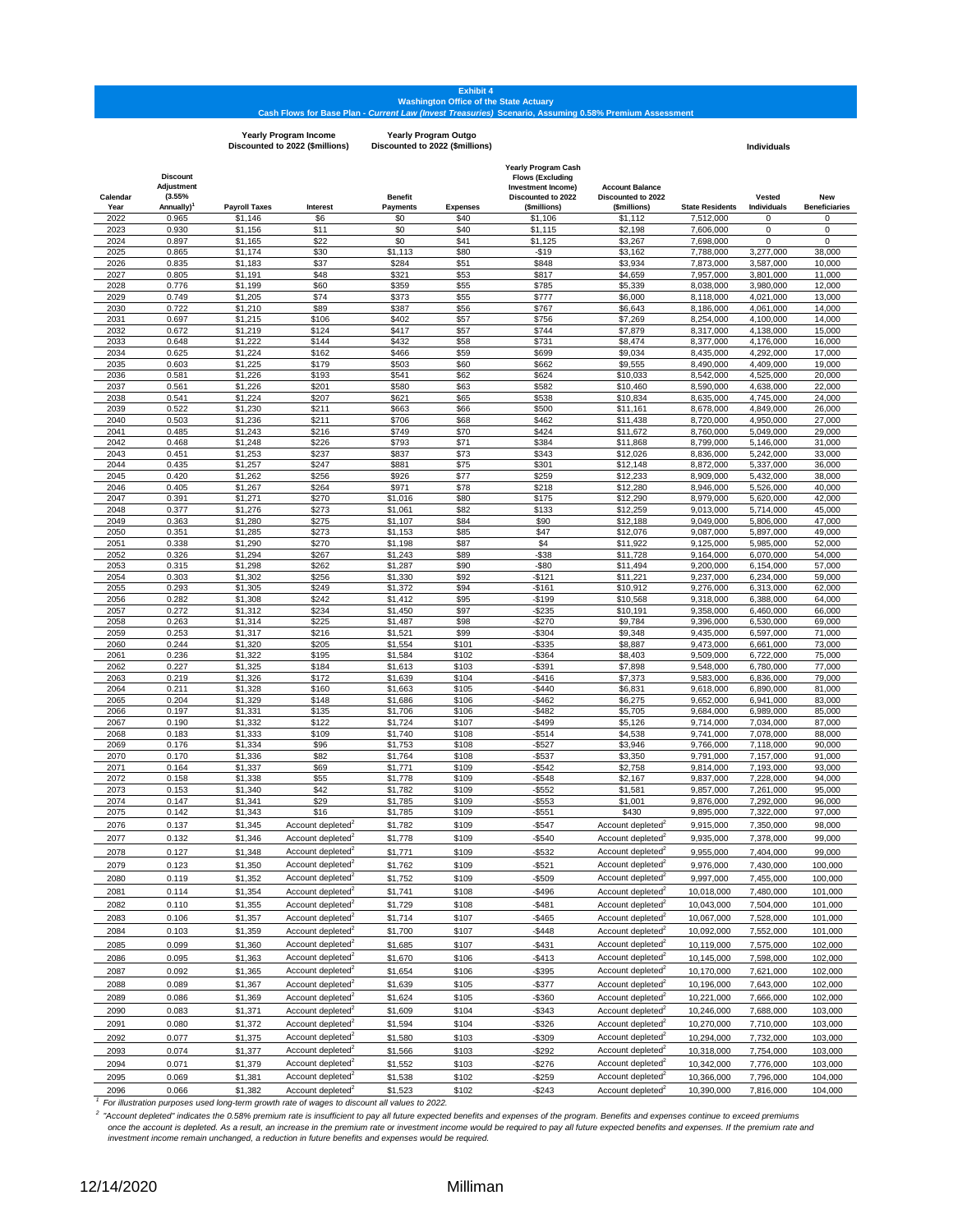**Exhibit 4**

**Washington Office of the State Actuary**

**Cash Flows for Base Plan - *Current Law (Invest Treasuries)* Scenario, Assuming 0.58% Premium Assessment**

| | | Yearly Program Income Discounted to 2022 ($millions) | | Yearly Program Outgo Discounted to 2022 ($millions) | | | | Individuals | | |
|---|---|---|---|---|---|---|---|---|---|---|
| Calendar Year | Discount Adjustment (3.55% Annually)[1] | Payroll Taxes | Interest | Benefit Payments | Expenses | Yearly Program Cash Flows (Excluding Investment Income) Discounted to 2022 ($millions) | Account Balance Discounted to 2022 ($millions) | State Residents | Vested Individuals | New Beneficiaries |
| 2022 | 0.965 | $1,146 | $6 | $0 | $40 | $1,106 | $1,112 | 7,512,000 | 0 | 0 |
| 2023 | 0.930 | $1,156 | $11 | $0 | $40 | $1,115 | $2,198 | 7,606,000 | 0 | 0 |
| 2024 | 0.897 | $1,165 | $22 | $0 | $41 | $1,125 | $3,267 | 7,698,000 | 0 | 0 |
| 2025 | 0.865 | $1,174 | $30 | $1,113 | $80 | -$19 | $3,162 | 7,788,000 | 3,277,000 | 38,000 |
| 2026 | 0.835 | $1,183 | $37 | $284 | $51 | $848 | $3,934 | 7,873,000 | 3,587,000 | 10,000 |
| 2027 | 0.805 | $1,191 | $48 | $321 | $53 | $817 | $4,659 | 7,957,000 | 3,801,000 | 11,000 |
| 2028 | 0.776 | $1,199 | $60 | $359 | $55 | $785 | $5,339 | 8,038,000 | 3,980,000 | 12,000 |
| 2029 | 0.749 | $1,205 | $74 | $373 | $55 | $777 | $6,000 | 8,118,000 | 4,021,000 | 13,000 |
| 2030 | 0.722 | $1,210 | $89 | $387 | $56 | $767 | $6,643 | 8,186,000 | 4,061,000 | 14,000 |
| 2031 | 0.697 | $1,215 | $106 | $402 | $57 | $756 | $7,269 | 8,254,000 | 4,100,000 | 14,000 |
| 2032 | 0.672 | $1,219 | $124 | $417 | $57 | $744 | $7,879 | 8,317,000 | 4,138,000 | 15,000 |
| 2033 | 0.648 | $1,222 | $144 | $432 | $58 | $731 | $8,474 | 8,377,000 | 4,176,000 | 16,000 |
| 2034 | 0.625 | $1,224 | $162 | $466 | $59 | $699 | $9,034 | 8,435,000 | 4,292,000 | 17,000 |
| 2035 | 0.603 | $1,225 | $179 | $503 | $60 | $662 | $9,555 | 8,490,000 | 4,409,000 | 19,000 |
| 2036 | 0.581 | $1,226 | $193 | $541 | $62 | $624 | $10,033 | 8,542,000 | 4,525,000 | 20,000 |
| 2037 | 0.561 | $1,226 | $201 | $580 | $63 | $582 | $10,460 | 8,590,000 | 4,638,000 | 22,000 |
| 2038 | 0.541 | $1,224 | $207 | $621 | $65 | $538 | $10,834 | 8,635,000 | 4,745,000 | 24,000 |
| 2039 | 0.522 | $1,230 | $211 | $663 | $66 | $500 | $11,161 | 8,678,000 | 4,849,000 | 26,000 |
| 2040 | 0.503 | $1,236 | $211 | $706 | $68 | $462 | $11,438 | 8,720,000 | 4,950,000 | 27,000 |
| 2041 | 0.485 | $1,243 | $216 | $749 | $70 | $424 | $11,672 | 8,760,000 | 5,049,000 | 29,000 |
| 2042 | 0.468 | $1,248 | $226 | $793 | $71 | $384 | $11,868 | 8,799,000 | 5,146,000 | 31,000 |
| 2043 | 0.451 | $1,253 | $237 | $837 | $73 | $343 | $12,026 | 8,836,000 | 5,242,000 | 33,000 |
| 2044 | 0.435 | $1,257 | $247 | $881 | $75 | $301 | $12,148 | 8,872,000 | 5,337,000 | 36,000 |
| 2045 | 0.420 | $1,262 | $256 | $926 | $77 | $259 | $12,233 | 8,909,000 | 5,432,000 | 38,000 |
| 2046 | 0.405 | $1,267 | $264 | $971 | $78 | $218 | $12,280 | 8,946,000 | 5,526,000 | 40,000 |
| 2047 | 0.391 | $1,271 | $270 | $1,016 | $80 | $175 | $12,290 | 8,979,000 | 5,620,000 | 42,000 |
| 2048 | 0.377 | $1,276 | $273 | $1,061 | $82 | $133 | $12,259 | 9,013,000 | 5,714,000 | 45,000 |
| 2049 | 0.363 | $1,280 | $275 | $1,107 | $84 | $90 | $12,188 | 9,049,000 | 5,806,000 | 47,000 |
| 2050 | 0.351 | $1,285 | $273 | $1,153 | $85 | $47 | $12,076 | 9,087,000 | 5,897,000 | 49,000 |
| 2051 | 0.338 | $1,290 | $270 | $1,198 | $87 | $4 | $11,922 | 9,125,000 | 5,985,000 | 52,000 |
| 2052 | 0.326 | $1,294 | $267 | $1,243 | $89 | -$38 | $11,728 | 9,164,000 | 6,070,000 | 54,000 |
| 2053 | 0.315 | $1,298 | $262 | $1,287 | $90 | -$80 | $11,494 | 9,200,000 | 6,154,000 | 57,000 |
| 2054 | 0.303 | $1,302 | $256 | $1,330 | $92 | -$121 | $11,221 | 9,237,000 | 6,234,000 | 59,000 |
| 2055 | 0.293 | $1,305 | $249 | $1,372 | $94 | -$161 | $10,912 | 9,276,000 | 6,313,000 | 62,000 |
| 2056 | 0.282 | $1,308 | $242 | $1,412 | $95 | -$199 | $10,568 | 9,318,000 | 6,388,000 | 64,000 |
| 2057 | 0.272 | $1,312 | $234 | $1,450 | $97 | -$235 | $10,191 | 9,358,000 | 6,460,000 | 66,000 |
| 2058 | 0.263 | $1,314 | $225 | $1,487 | $98 | -$270 | $9,784 | 9,396,000 | 6,530,000 | 69,000 |
| 2059 | 0.253 | $1,317 | $216 | $1,521 | $99 | -$304 | $9,348 | 9,435,000 | 6,597,000 | 71,000 |
| 2060 | 0.244 | $1,320 | $205 | $1,554 | $101 | -$335 | $8,887 | 9,473,000 | 6,661,000 | 73,000 |
| 2061 | 0.236 | $1,322 | $195 | $1,584 | $102 | -$364 | $8,403 | 9,509,000 | 6,722,000 | 75,000 |
| 2062 | 0.227 | $1,325 | $184 | $1,613 | $103 | -$391 | $7,898 | 9,548,000 | 6,780,000 | 77,000 |
| 2063 | 0.219 | $1,326 | $172 | $1,639 | $104 | -$416 | $7,373 | 9,583,000 | 6,836,000 | 79,000 |
| 2064 | 0.211 | $1,328 | $160 | $1,663 | $105 | -$440 | $6,831 | 9,618,000 | 6,890,000 | 81,000 |
| 2065 | 0.204 | $1,329 | $148 | $1,686 | $106 | -$462 | $6,275 | 9,652,000 | 6,941,000 | 83,000 |
| 2066 | 0.197 | $1,331 | $135 | $1,706 | $106 | -$482 | $5,705 | 9,684,000 | 6,989,000 | 85,000 |
| 2067 | 0.190 | $1,332 | $122 | $1,724 | $107 | -$499 | $5,126 | 9,714,000 | 7,034,000 | 87,000 |
| 2068 | 0.183 | $1,333 | $109 | $1,740 | $108 | -$514 | $4,538 | 9,741,000 | 7,078,000 | 88,000 |
| 2069 | 0.176 | $1,334 | $96 | $1,753 | $108 | -$527 | $3,946 | 9,766,000 | 7,118,000 | 90,000 |
| 2070 | 0.170 | $1,336 | $82 | $1,764 | $108 | -$537 | $3,350 | 9,791,000 | 7,157,000 | 91,000 |
| 2071 | 0.164 | $1,337 | $69 | $1,771 | $109 | -$542 | $2,758 | 9,814,000 | 7,193,000 | 93,000 |
| 2072 | 0.158 | $1,338 | $55 | $1,778 | $109 | -$548 | $2,167 | 9,837,000 | 7,228,000 | 94,000 |
| 2073 | 0.153 | $1,340 | $42 | $1,782 | $109 | -$552 | $1,581 | 9,857,000 | 7,261,000 | 95,000 |
| 2074 | 0.147 | $1,341 | $29 | $1,785 | $109 | -$553 | $1,001 | 9,876,000 | 7,292,000 | 96,000 |
| 2075 | 0.142 | $1,343 | $16 | $1,785 | $109 | -$551 | $430 | 9,895,000 | 7,322,000 | 97,000 |
| 2076 | 0.137 | $1,345 | Account depleted[2] | $1,782 | $109 | -$547 | Account depleted[2] | 9,915,000 | 7,350,000 | 98,000 |
| 2077 | 0.132 | $1,346 | Account depleted[2] | $1,778 | $109 | -$540 | Account depleted[2] | 9,935,000 | 7,378,000 | 99,000 |
| 2078 | 0.127 | $1,348 | Account depleted[2] | $1,771 | $109 | -$532 | Account depleted[2] | 9,955,000 | 7,404,000 | 99,000 |
| 2079 | 0.123 | $1,350 | Account depleted[2] | $1,762 | $109 | -$521 | Account depleted[2] | 9,976,000 | 7,430,000 | 100,000 |
| 2080 | 0.119 | $1,352 | Account depleted[2] | $1,752 | $109 | -$509 | Account depleted[2] | 9,997,000 | 7,455,000 | 100,000 |
| 2081 | 0.114 | $1,354 | Account depleted[2] | $1,741 | $108 | -$496 | Account depleted[2] | 10,018,000 | 7,480,000 | 101,000 |
| 2082 | 0.110 | $1,355 | Account depleted[2] | $1,729 | $108 | -$481 | Account depleted[2] | 10,043,000 | 7,504,000 | 101,000 |
| 2083 | 0.106 | $1,357 | Account depleted[2] | $1,714 | $107 | -$465 | Account depleted[2] | 10,067,000 | 7,528,000 | 101,000 |
| 2084 | 0.103 | $1,359 | Account depleted[2] | $1,700 | $107 | -$448 | Account depleted[2] | 10,092,000 | 7,552,000 | 101,000 |
| 2085 | 0.099 | $1,360 | Account depleted[2] | $1,685 | $107 | -$431 | Account depleted[2] | 10,119,000 | 7,575,000 | 102,000 |
| 2086 | 0.095 | $1,363 | Account depleted[2] | $1,670 | $106 | -$413 | Account depleted[2] | 10,145,000 | 7,598,000 | 102,000 |
| 2087 | 0.092 | $1,365 | Account depleted[2] | $1,654 | $106 | -$395 | Account depleted[2] | 10,170,000 | 7,621,000 | 102,000 |
| 2088 | 0.089 | $1,367 | Account depleted[2] | $1,639 | $105 | -$377 | Account depleted[2] | 10,196,000 | 7,643,000 | 102,000 |
| 2089 | 0.086 | $1,369 | Account depleted[2] | $1,624 | $105 | -$360 | Account depleted[2] | 10,221,000 | 7,666,000 | 102,000 |
| 2090 | 0.083 | $1,371 | Account depleted[2] | $1,609 | $104 | -$343 | Account depleted[2] | 10,246,000 | 7,688,000 | 103,000 |
| 2091 | 0.080 | $1,372 | Account depleted[2] | $1,594 | $104 | -$326 | Account depleted[2] | 10,270,000 | 7,710,000 | 103,000 |
| 2092 | 0.077 | $1,375 | Account depleted[2] | $1,580 | $103 | -$309 | Account depleted[2] | 10,294,000 | 7,732,000 | 103,000 |
| 2093 | 0.074 | $1,377 | Account depleted[2] | $1,566 | $103 | -$292 | Account depleted[2] | 10,318,000 | 7,754,000 | 103,000 |
| 2094 | 0.071 | $1,379 | Account depleted[2] | $1,552 | $103 | -$276 | Account depleted[2] | 10,342,000 | 7,776,000 | 103,000 |
| 2095 | 0.069 | $1,381 | Account depleted[2] | $1,538 | $102 | -$259 | Account depleted[2] | 10,366,000 | 7,796,000 | 104,000 |
| 2096 | 0.066 | $1,382 | Account depleted[2] | $1,523 | $102 | -$243 | Account depleted[2] | 10,390,000 | 7,816,000 | 104,000 |

[1] *For illustration purposes used long-term growth rate of wages to discount all values to 2022.*

[2] *"Account depleted" indicates the 0.58% premium rate is insufficient to pay all future expected benefits and expenses of the program. Benefits and expenses continue to exceed premiums once the account is depleted. As a result, an increase in the premium rate or investment income would be required to pay all future expected benefits and expenses. If the premium rate and investment income remain unchanged, a reduction in future benefits and expenses would be required.*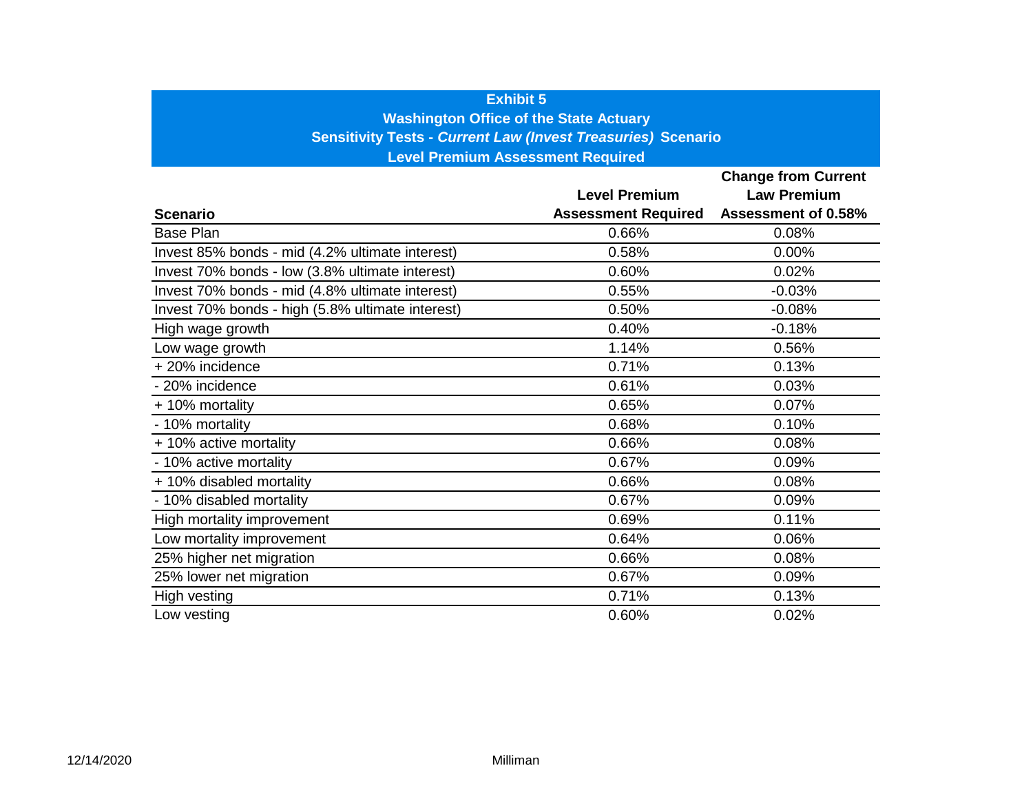**Exhibit 5**
**Washington Office of the State Actuary**
**Sensitivity Tests - *Current Law (Invest Treasuries)* Scenario**
**Level Premium Assessment Required**

| Scenario | Level Premium Assessment Required | Change from Current Law Premium Assessment of 0.58% |
|---|---|---|
| Base Plan | 0.66% | 0.08% |
| Invest 85% bonds - mid (4.2% ultimate interest) | 0.58% | 0.00% |
| Invest 70% bonds - low (3.8% ultimate interest) | 0.60% | 0.02% |
| Invest 70% bonds - mid (4.8% ultimate interest) | 0.55% | -0.03% |
| Invest 70% bonds - high (5.8% ultimate interest) | 0.50% | -0.08% |
| High wage growth | 0.40% | -0.18% |
| Low wage growth | 1.14% | 0.56% |
| + 20% incidence | 0.71% | 0.13% |
| - 20% incidence | 0.61% | 0.03% |
| + 10% mortality | 0.65% | 0.07% |
| - 10% mortality | 0.68% | 0.10% |
| + 10% active mortality | 0.66% | 0.08% |
| - 10% active mortality | 0.67% | 0.09% |
| + 10% disabled mortality | 0.66% | 0.08% |
| - 10% disabled mortality | 0.67% | 0.09% |
| High mortality improvement | 0.69% | 0.11% |
| Low mortality improvement | 0.64% | 0.06% |
| 25% higher net migration | 0.66% | 0.08% |
| 25% lower net migration | 0.67% | 0.09% |
| High vesting | 0.71% | 0.13% |
| Low vesting | 0.60% | 0.02% |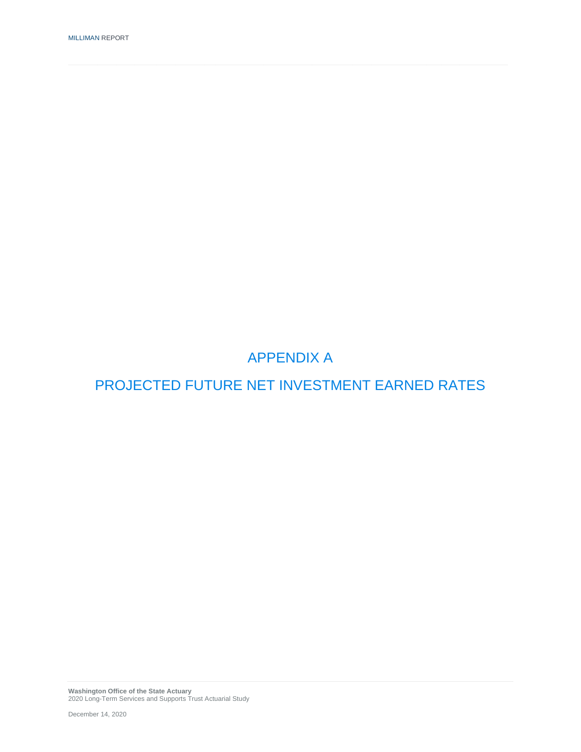# APPENDIX A

# PROJECTED FUTURE NET INVESTMENT EARNED RATES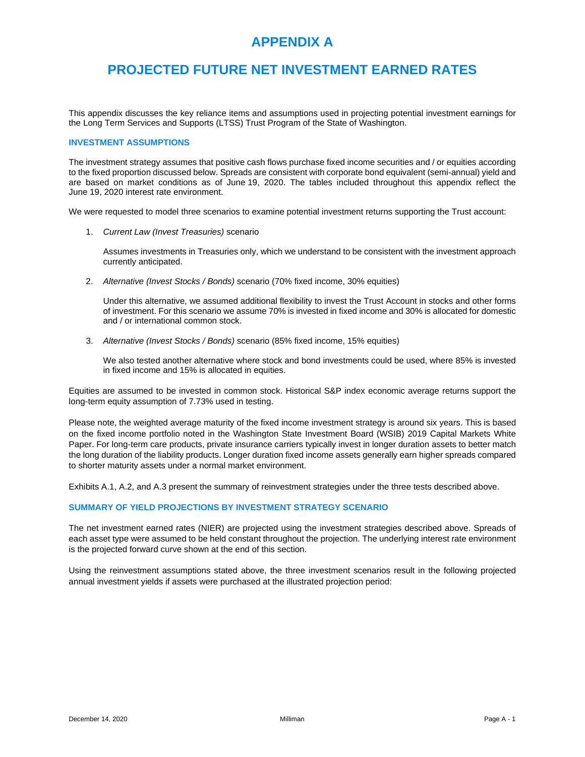# APPENDIX A

# PROJECTED FUTURE NET INVESTMENT EARNED RATES

This appendix discusses the key reliance items and assumptions used in projecting potential investment earnings for the Long Term Services and Supports (LTSS) Trust Program of the State of Washington.

### INVESTMENT ASSUMPTIONS

The investment strategy assumes that positive cash flows purchase fixed income securities and / or equities according to the fixed proportion discussed below. Spreads are consistent with corporate bond equivalent (semi-annual) yield and are based on market conditions as of June 19, 2020. The tables included throughout this appendix reflect the June 19, 2020 interest rate environment.

We were requested to model three scenarios to examine potential investment returns supporting the Trust account:

1. *Current Law (Invest Treasuries)* scenario

   Assumes investments in Treasuries only, which we understand to be consistent with the investment approach currently anticipated.

2. *Alternative (Invest Stocks / Bonds)* scenario (70% fixed income, 30% equities)

   Under this alternative, we assumed additional flexibility to invest the Trust Account in stocks and other forms of investment. For this scenario we assume 70% is invested in fixed income and 30% is allocated for domestic and / or international common stock.

3. *Alternative (Invest Stocks / Bonds)* scenario (85% fixed income, 15% equities)

   We also tested another alternative where stock and bond investments could be used, where 85% is invested in fixed income and 15% is allocated in equities.

Equities are assumed to be invested in common stock. Historical S&P index economic average returns support the long-term equity assumption of 7.73% used in testing.

Please note, the weighted average maturity of the fixed income investment strategy is around six years. This is based on the fixed income portfolio noted in the Washington State Investment Board (WSIB) 2019 Capital Markets White Paper. For long-term care products, private insurance carriers typically invest in longer duration assets to better match the long duration of the liability products. Longer duration fixed income assets generally earn higher spreads compared to shorter maturity assets under a normal market environment.

Exhibits A.1, A.2, and A.3 present the summary of reinvestment strategies under the three tests described above.

### SUMMARY OF YIELD PROJECTIONS BY INVESTMENT STRATEGY SCENARIO

The net investment earned rates (NIER) are projected using the investment strategies described above. Spreads of each asset type were assumed to be held constant throughout the projection. The underlying interest rate environment is the projected forward curve shown at the end of this section.

Using the reinvestment assumptions stated above, the three investment scenarios result in the following projected annual investment yields if assets were purchased at the illustrated projection period: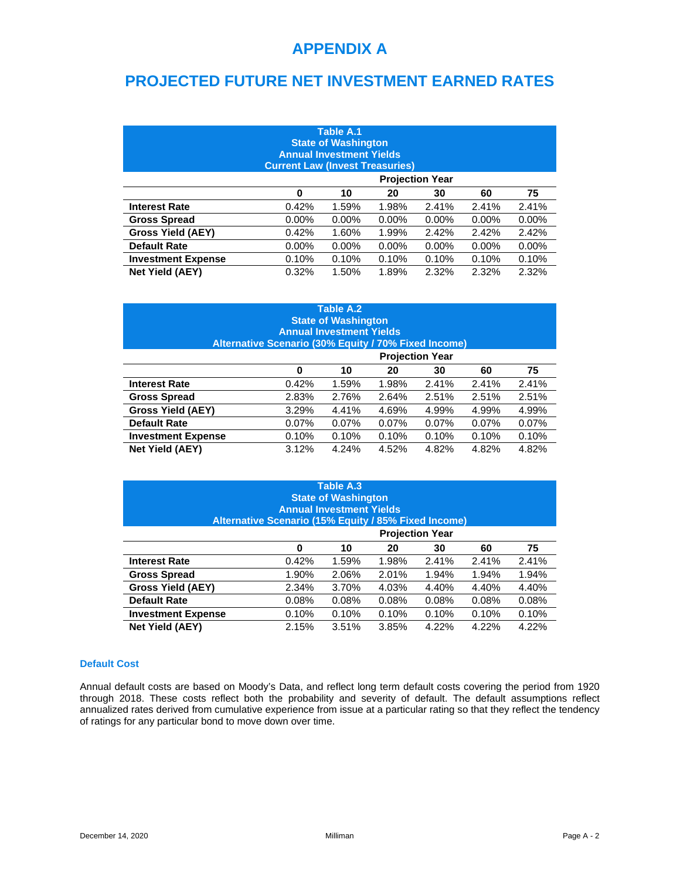# APPENDIX A

# PROJECTED FUTURE NET INVESTMENT EARNED RATES

**Table A.1**
**State of Washington**
**Annual Investment Yields**
**Current Law (Invest Treasuries)**

| | Projection Year | | | | | |
|---|---|---|---|---|---|---|
| | **0** | **10** | **20** | **30** | **60** | **75** |
| **Interest Rate** | 0.42% | 1.59% | 1.98% | 2.41% | 2.41% | 2.41% |
| **Gross Spread** | 0.00% | 0.00% | 0.00% | 0.00% | 0.00% | 0.00% |
| **Gross Yield (AEY)** | 0.42% | 1.60% | 1.99% | 2.42% | 2.42% | 2.42% |
| **Default Rate** | 0.00% | 0.00% | 0.00% | 0.00% | 0.00% | 0.00% |
| **Investment Expense** | 0.10% | 0.10% | 0.10% | 0.10% | 0.10% | 0.10% |
| **Net Yield (AEY)** | 0.32% | 1.50% | 1.89% | 2.32% | 2.32% | 2.32% |

**Table A.2**
**State of Washington**
**Annual Investment Yields**
**Alternative Scenario (30% Equity / 70% Fixed Income)**

| | Projection Year | | | | | |
|---|---|---|---|---|---|---|
| | **0** | **10** | **20** | **30** | **60** | **75** |
| **Interest Rate** | 0.42% | 1.59% | 1.98% | 2.41% | 2.41% | 2.41% |
| **Gross Spread** | 2.83% | 2.76% | 2.64% | 2.51% | 2.51% | 2.51% |
| **Gross Yield (AEY)** | 3.29% | 4.41% | 4.69% | 4.99% | 4.99% | 4.99% |
| **Default Rate** | 0.07% | 0.07% | 0.07% | 0.07% | 0.07% | 0.07% |
| **Investment Expense** | 0.10% | 0.10% | 0.10% | 0.10% | 0.10% | 0.10% |
| **Net Yield (AEY)** | 3.12% | 4.24% | 4.52% | 4.82% | 4.82% | 4.82% |

**Table A.3**
**State of Washington**
**Annual Investment Yields**
**Alternative Scenario (15% Equity / 85% Fixed Income)**

| | Projection Year | | | | | |
|---|---|---|---|---|---|---|
| | **0** | **10** | **20** | **30** | **60** | **75** |
| **Interest Rate** | 0.42% | 1.59% | 1.98% | 2.41% | 2.41% | 2.41% |
| **Gross Spread** | 1.90% | 2.06% | 2.01% | 1.94% | 1.94% | 1.94% |
| **Gross Yield (AEY)** | 2.34% | 3.70% | 4.03% | 4.40% | 4.40% | 4.40% |
| **Default Rate** | 0.08% | 0.08% | 0.08% | 0.08% | 0.08% | 0.08% |
| **Investment Expense** | 0.10% | 0.10% | 0.10% | 0.10% | 0.10% | 0.10% |
| **Net Yield (AEY)** | 2.15% | 3.51% | 3.85% | 4.22% | 4.22% | 4.22% |

### Default Cost

Annual default costs are based on Moody's Data, and reflect long term default costs covering the period from 1920 through 2018. These costs reflect both the probability and severity of default. The default assumptions reflect annualized rates derived from cumulative experience from issue at a particular rating so that they reflect the tendency of ratings for any particular bond to move down over time.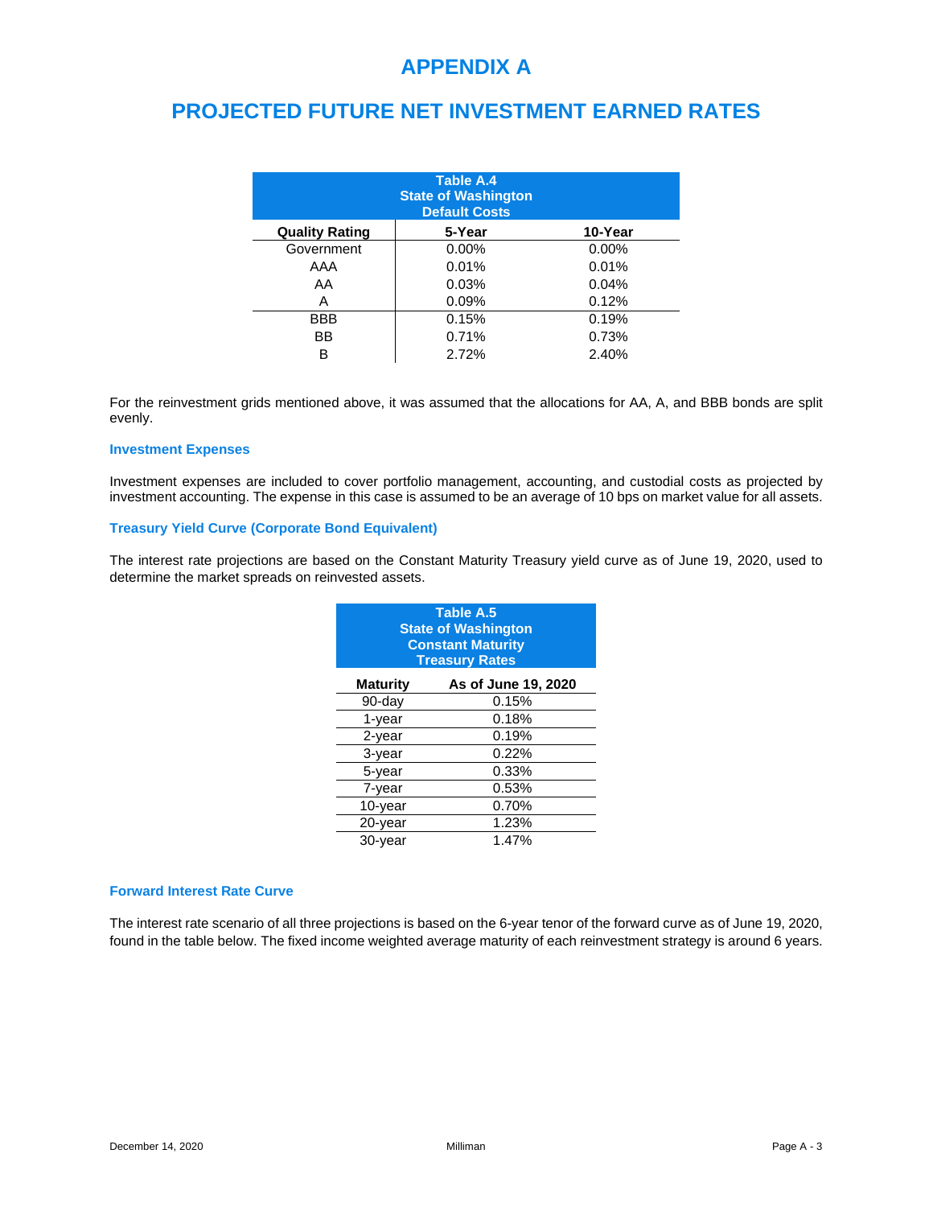# APPENDIX A

# PROJECTED FUTURE NET INVESTMENT EARNED RATES

**Table A.4**
**State of Washington**
**Default Costs**

| Quality Rating | 5-Year | 10-Year |
|---|---|---|
| Government | 0.00% | 0.00% |
| AAA | 0.01% | 0.01% |
| AA | 0.03% | 0.04% |
| A | 0.09% | 0.12% |
| BBB | 0.15% | 0.19% |
| BB | 0.71% | 0.73% |
| B | 2.72% | 2.40% |

For the reinvestment grids mentioned above, it was assumed that the allocations for AA, A, and BBB bonds are split evenly.

### Investment Expenses

Investment expenses are included to cover portfolio management, accounting, and custodial costs as projected by investment accounting. The expense in this case is assumed to be an average of 10 bps on market value for all assets.

### Treasury Yield Curve (Corporate Bond Equivalent)

The interest rate projections are based on the Constant Maturity Treasury yield curve as of June 19, 2020, used to determine the market spreads on reinvested assets.

**Table A.5**
**State of Washington**
**Constant Maturity**
**Treasury Rates**

| Maturity | As of June 19, 2020 |
|---|---|
| 90-day | 0.15% |
| 1-year | 0.18% |
| 2-year | 0.19% |
| 3-year | 0.22% |
| 5-year | 0.33% |
| 7-year | 0.53% |
| 10-year | 0.70% |
| 20-year | 1.23% |
| 30-year | 1.47% |

### Forward Interest Rate Curve

The interest rate scenario of all three projections is based on the 6-year tenor of the forward curve as of June 19, 2020, found in the table below. The fixed income weighted average maturity of each reinvestment strategy is around 6 years.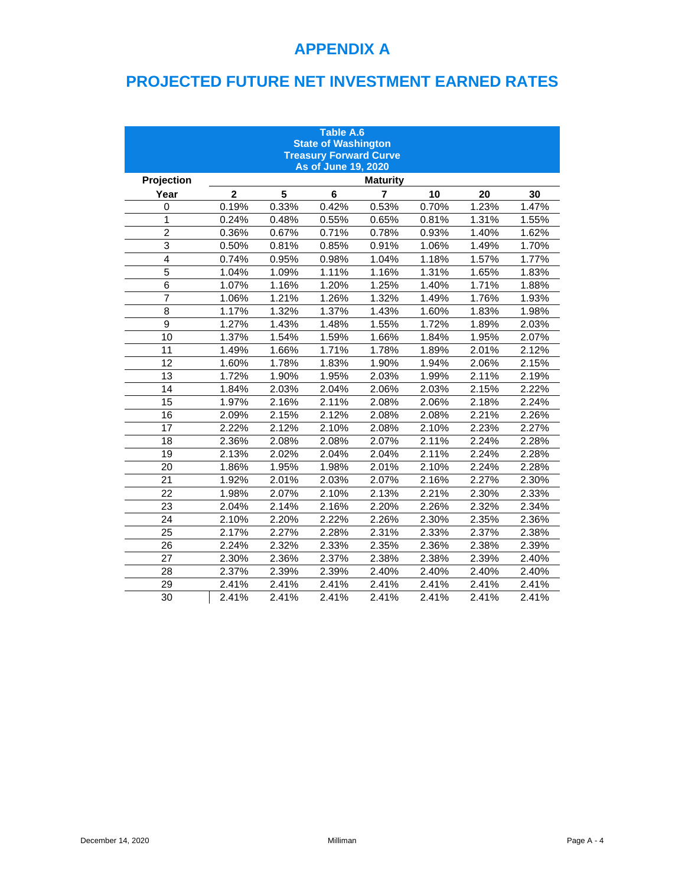# APPENDIX A

# PROJECTED FUTURE NET INVESTMENT EARNED RATES

**Table A.6**
**State of Washington**
**Treasury Forward Curve**
**As of June 19, 2020**

| Projection | Maturity | | | | | | |
|---|---|---|---|---|---|---|---|
| Year | 2 | 5 | 6 | 7 | 10 | 20 | 30 |
| 0 | 0.19% | 0.33% | 0.42% | 0.53% | 0.70% | 1.23% | 1.47% |
| 1 | 0.24% | 0.48% | 0.55% | 0.65% | 0.81% | 1.31% | 1.55% |
| 2 | 0.36% | 0.67% | 0.71% | 0.78% | 0.93% | 1.40% | 1.62% |
| 3 | 0.50% | 0.81% | 0.85% | 0.91% | 1.06% | 1.49% | 1.70% |
| 4 | 0.74% | 0.95% | 0.98% | 1.04% | 1.18% | 1.57% | 1.77% |
| 5 | 1.04% | 1.09% | 1.11% | 1.16% | 1.31% | 1.65% | 1.83% |
| 6 | 1.07% | 1.16% | 1.20% | 1.25% | 1.40% | 1.71% | 1.88% |
| 7 | 1.06% | 1.21% | 1.26% | 1.32% | 1.49% | 1.76% | 1.93% |
| 8 | 1.17% | 1.32% | 1.37% | 1.43% | 1.60% | 1.83% | 1.98% |
| 9 | 1.27% | 1.43% | 1.48% | 1.55% | 1.72% | 1.89% | 2.03% |
| 10 | 1.37% | 1.54% | 1.59% | 1.66% | 1.84% | 1.95% | 2.07% |
| 11 | 1.49% | 1.66% | 1.71% | 1.78% | 1.89% | 2.01% | 2.12% |
| 12 | 1.60% | 1.78% | 1.83% | 1.90% | 1.94% | 2.06% | 2.15% |
| 13 | 1.72% | 1.90% | 1.95% | 2.03% | 1.99% | 2.11% | 2.19% |
| 14 | 1.84% | 2.03% | 2.04% | 2.06% | 2.03% | 2.15% | 2.22% |
| 15 | 1.97% | 2.16% | 2.11% | 2.08% | 2.06% | 2.18% | 2.24% |
| 16 | 2.09% | 2.15% | 2.12% | 2.08% | 2.08% | 2.21% | 2.26% |
| 17 | 2.22% | 2.12% | 2.10% | 2.08% | 2.10% | 2.23% | 2.27% |
| 18 | 2.36% | 2.08% | 2.08% | 2.07% | 2.11% | 2.24% | 2.28% |
| 19 | 2.13% | 2.02% | 2.04% | 2.04% | 2.11% | 2.24% | 2.28% |
| 20 | 1.86% | 1.95% | 1.98% | 2.01% | 2.10% | 2.24% | 2.28% |
| 21 | 1.92% | 2.01% | 2.03% | 2.07% | 2.16% | 2.27% | 2.30% |
| 22 | 1.98% | 2.07% | 2.10% | 2.13% | 2.21% | 2.30% | 2.33% |
| 23 | 2.04% | 2.14% | 2.16% | 2.20% | 2.26% | 2.32% | 2.34% |
| 24 | 2.10% | 2.20% | 2.22% | 2.26% | 2.30% | 2.35% | 2.36% |
| 25 | 2.17% | 2.27% | 2.28% | 2.31% | 2.33% | 2.37% | 2.38% |
| 26 | 2.24% | 2.32% | 2.33% | 2.35% | 2.36% | 2.38% | 2.39% |
| 27 | 2.30% | 2.36% | 2.37% | 2.38% | 2.38% | 2.39% | 2.40% |
| 28 | 2.37% | 2.39% | 2.39% | 2.40% | 2.40% | 2.40% | 2.40% |
| 29 | 2.41% | 2.41% | 2.41% | 2.41% | 2.41% | 2.41% | 2.41% |
| 30 | 2.41% | 2.41% | 2.41% | 2.41% | 2.41% | 2.41% | 2.41% |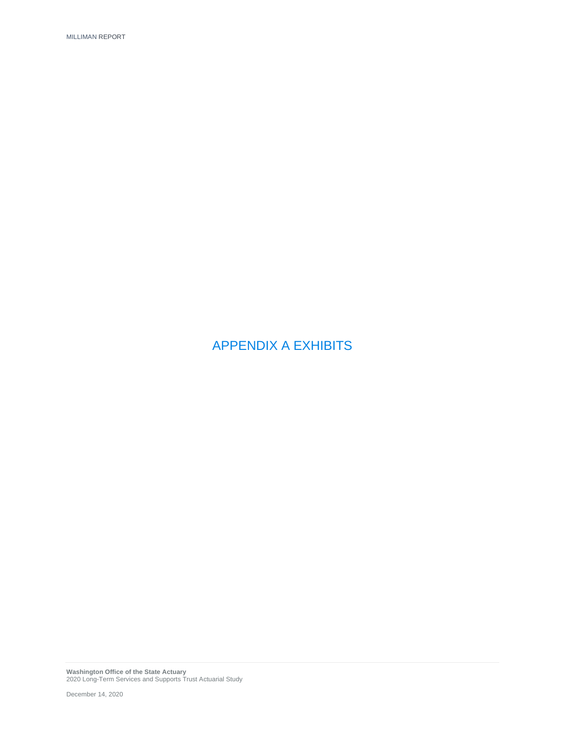# APPENDIX A EXHIBITS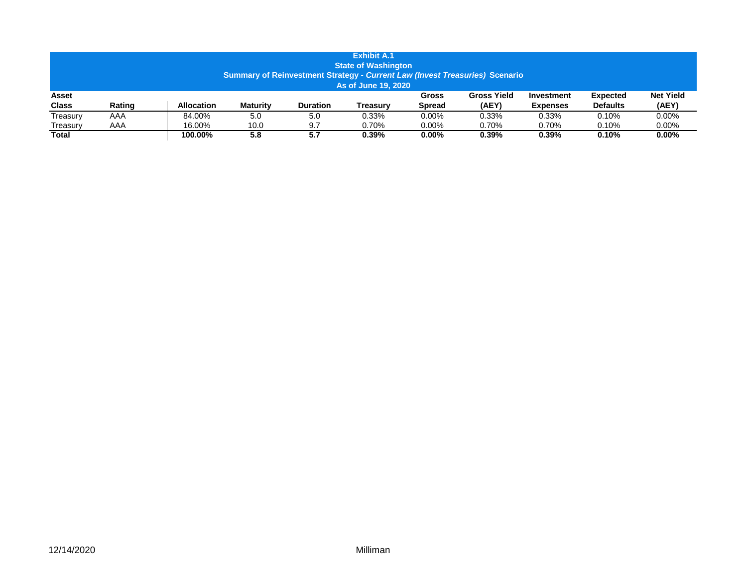**Exhibit A.1**
**State of Washington**
**Summary of Reinvestment Strategy - *Current Law (Invest Treasuries)* Scenario**
**As of June 19, 2020**

| Asset Class | Rating | Allocation | Maturity | Duration | Treasury | Gross Spread | Gross Yield (AEY) | Investment Expenses | Expected Defaults | Net Yield (AEY) |
|---|---|---|---|---|---|---|---|---|---|---|
| Treasury | AAA | 84.00% | 5.0 | 5.0 | 0.33% | 0.00% | 0.33% | 0.33% | 0.10% | 0.00% |
| Treasury | AAA | 16.00% | 10.0 | 9.7 | 0.70% | 0.00% | 0.70% | 0.70% | 0.10% | 0.00% |
| **Total** | | **100.00%** | **5.8** | **5.7** | **0.39%** | **0.00%** | **0.39%** | **0.39%** | **0.10%** | **0.00%** |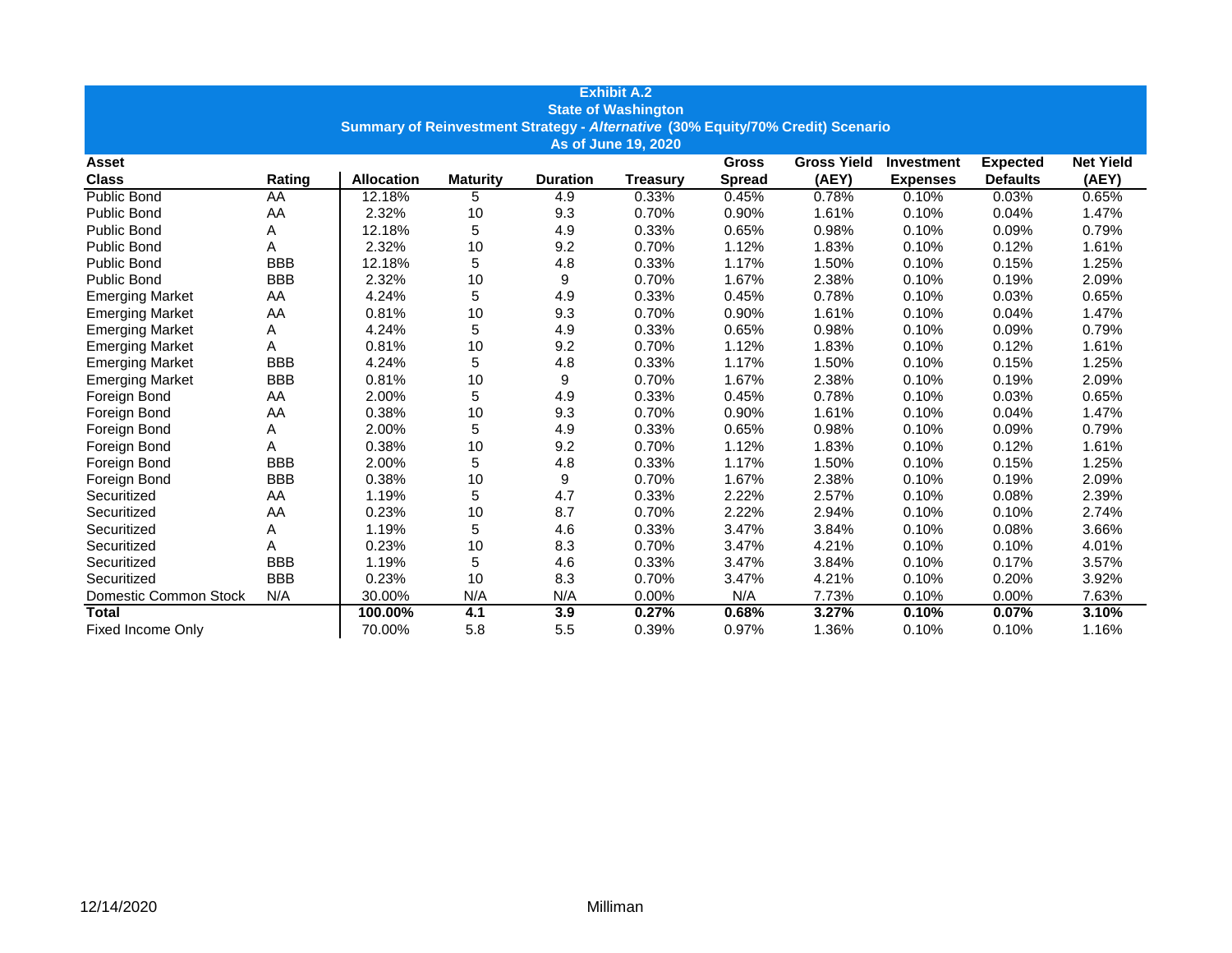**Exhibit A.2**
**State of Washington**
**Summary of Reinvestment Strategy - *Alternative* (30% Equity/70% Credit) Scenario**
**As of June 19, 2020**

| Asset Class | Rating | Allocation | Maturity | Duration | Treasury | Gross Spread | Gross Yield (AEY) | Investment Expenses | Expected Defaults | Net Yield (AEY) |
|---|---|---|---|---|---|---|---|---|---|---|
| Public Bond | AA | 12.18% | 5 | 4.9 | 0.33% | 0.45% | 0.78% | 0.10% | 0.03% | 0.65% |
| Public Bond | AA | 2.32% | 10 | 9.3 | 0.70% | 0.90% | 1.61% | 0.10% | 0.04% | 1.47% |
| Public Bond | A | 12.18% | 5 | 4.9 | 0.33% | 0.65% | 0.98% | 0.10% | 0.09% | 0.79% |
| Public Bond | A | 2.32% | 10 | 9.2 | 0.70% | 1.12% | 1.83% | 0.10% | 0.12% | 1.61% |
| Public Bond | BBB | 12.18% | 5 | 4.8 | 0.33% | 1.17% | 1.50% | 0.10% | 0.15% | 1.25% |
| Public Bond | BBB | 2.32% | 10 | 9 | 0.70% | 1.67% | 2.38% | 0.10% | 0.19% | 2.09% |
| Emerging Market | AA | 4.24% | 5 | 4.9 | 0.33% | 0.45% | 0.78% | 0.10% | 0.03% | 0.65% |
| Emerging Market | AA | 0.81% | 10 | 9.3 | 0.70% | 0.90% | 1.61% | 0.10% | 0.04% | 1.47% |
| Emerging Market | A | 4.24% | 5 | 4.9 | 0.33% | 0.65% | 0.98% | 0.10% | 0.09% | 0.79% |
| Emerging Market | A | 0.81% | 10 | 9.2 | 0.70% | 1.12% | 1.83% | 0.10% | 0.12% | 1.61% |
| Emerging Market | BBB | 4.24% | 5 | 4.8 | 0.33% | 1.17% | 1.50% | 0.10% | 0.15% | 1.25% |
| Emerging Market | BBB | 0.81% | 10 | 9 | 0.70% | 1.67% | 2.38% | 0.10% | 0.19% | 2.09% |
| Foreign Bond | AA | 2.00% | 5 | 4.9 | 0.33% | 0.45% | 0.78% | 0.10% | 0.03% | 0.65% |
| Foreign Bond | AA | 0.38% | 10 | 9.3 | 0.70% | 0.90% | 1.61% | 0.10% | 0.04% | 1.47% |
| Foreign Bond | A | 2.00% | 5 | 4.9 | 0.33% | 0.65% | 0.98% | 0.10% | 0.09% | 0.79% |
| Foreign Bond | A | 0.38% | 10 | 9.2 | 0.70% | 1.12% | 1.83% | 0.10% | 0.12% | 1.61% |
| Foreign Bond | BBB | 2.00% | 5 | 4.8 | 0.33% | 1.17% | 1.50% | 0.10% | 0.15% | 1.25% |
| Foreign Bond | BBB | 0.38% | 10 | 9 | 0.70% | 1.67% | 2.38% | 0.10% | 0.19% | 2.09% |
| Securitized | AA | 1.19% | 5 | 4.7 | 0.33% | 2.22% | 2.57% | 0.10% | 0.08% | 2.39% |
| Securitized | AA | 0.23% | 10 | 8.7 | 0.70% | 2.22% | 2.94% | 0.10% | 0.10% | 2.74% |
| Securitized | A | 1.19% | 5 | 4.6 | 0.33% | 3.47% | 3.84% | 0.10% | 0.08% | 3.66% |
| Securitized | A | 0.23% | 10 | 8.3 | 0.70% | 3.47% | 4.21% | 0.10% | 0.10% | 4.01% |
| Securitized | BBB | 1.19% | 5 | 4.6 | 0.33% | 3.47% | 3.84% | 0.10% | 0.17% | 3.57% |
| Securitized | BBB | 0.23% | 10 | 8.3 | 0.70% | 3.47% | 4.21% | 0.10% | 0.20% | 3.92% |
| Domestic Common Stock | N/A | 30.00% | N/A | N/A | 0.00% | N/A | 7.73% | 0.10% | 0.00% | 7.63% |
| **Total** | | **100.00%** | **4.1** | **3.9** | **0.27%** | **0.68%** | **3.27%** | **0.10%** | **0.07%** | **3.10%** |
| Fixed Income Only | | 70.00% | 5.8 | 5.5 | 0.39% | 0.97% | 1.36% | 0.10% | 0.10% | 1.16% |

12/14/2020 Milliman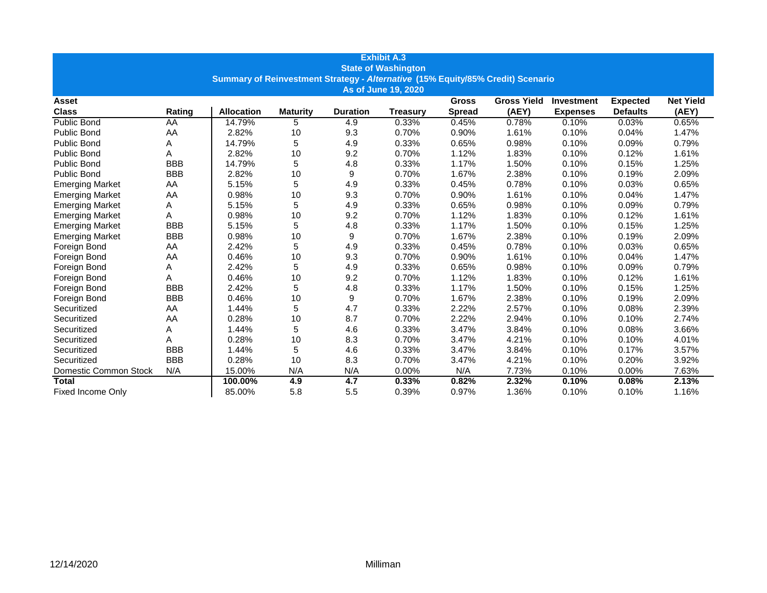**Exhibit A.3**
**State of Washington**
**Summary of Reinvestment Strategy - *Alternative* (15% Equity/85% Credit) Scenario**
**As of June 19, 2020**

| Asset Class | Rating | Allocation | Maturity | Duration | Treasury | Gross Spread | Gross Yield (AEY) | Investment Expenses | Expected Defaults | Net Yield (AEY) |
|---|---|---|---|---|---|---|---|---|---|---|
| Public Bond | AA | 14.79% | 5 | 4.9 | 0.33% | 0.45% | 0.78% | 0.10% | 0.03% | 0.65% |
| Public Bond | AA | 2.82% | 10 | 9.3 | 0.70% | 0.90% | 1.61% | 0.10% | 0.04% | 1.47% |
| Public Bond | A | 14.79% | 5 | 4.9 | 0.33% | 0.65% | 0.98% | 0.10% | 0.09% | 0.79% |
| Public Bond | A | 2.82% | 10 | 9.2 | 0.70% | 1.12% | 1.83% | 0.10% | 0.12% | 1.61% |
| Public Bond | BBB | 14.79% | 5 | 4.8 | 0.33% | 1.17% | 1.50% | 0.10% | 0.15% | 1.25% |
| Public Bond | BBB | 2.82% | 10 | 9 | 0.70% | 1.67% | 2.38% | 0.10% | 0.19% | 2.09% |
| Emerging Market | AA | 5.15% | 5 | 4.9 | 0.33% | 0.45% | 0.78% | 0.10% | 0.03% | 0.65% |
| Emerging Market | AA | 0.98% | 10 | 9.3 | 0.70% | 0.90% | 1.61% | 0.10% | 0.04% | 1.47% |
| Emerging Market | A | 5.15% | 5 | 4.9 | 0.33% | 0.65% | 0.98% | 0.10% | 0.09% | 0.79% |
| Emerging Market | A | 0.98% | 10 | 9.2 | 0.70% | 1.12% | 1.83% | 0.10% | 0.12% | 1.61% |
| Emerging Market | BBB | 5.15% | 5 | 4.8 | 0.33% | 1.17% | 1.50% | 0.10% | 0.15% | 1.25% |
| Emerging Market | BBB | 0.98% | 10 | 9 | 0.70% | 1.67% | 2.38% | 0.10% | 0.19% | 2.09% |
| Foreign Bond | AA | 2.42% | 5 | 4.9 | 0.33% | 0.45% | 0.78% | 0.10% | 0.03% | 0.65% |
| Foreign Bond | AA | 0.46% | 10 | 9.3 | 0.70% | 0.90% | 1.61% | 0.10% | 0.04% | 1.47% |
| Foreign Bond | A | 2.42% | 5 | 4.9 | 0.33% | 0.65% | 0.98% | 0.10% | 0.09% | 0.79% |
| Foreign Bond | A | 0.46% | 10 | 9.2 | 0.70% | 1.12% | 1.83% | 0.10% | 0.12% | 1.61% |
| Foreign Bond | BBB | 2.42% | 5 | 4.8 | 0.33% | 1.17% | 1.50% | 0.10% | 0.15% | 1.25% |
| Foreign Bond | BBB | 0.46% | 10 | 9 | 0.70% | 1.67% | 2.38% | 0.10% | 0.19% | 2.09% |
| Securitized | AA | 1.44% | 5 | 4.7 | 0.33% | 2.22% | 2.57% | 0.10% | 0.08% | 2.39% |
| Securitized | AA | 0.28% | 10 | 8.7 | 0.70% | 2.22% | 2.94% | 0.10% | 0.10% | 2.74% |
| Securitized | A | 1.44% | 5 | 4.6 | 0.33% | 3.47% | 3.84% | 0.10% | 0.08% | 3.66% |
| Securitized | A | 0.28% | 10 | 8.3 | 0.70% | 3.47% | 4.21% | 0.10% | 0.10% | 4.01% |
| Securitized | BBB | 1.44% | 5 | 4.6 | 0.33% | 3.47% | 3.84% | 0.10% | 0.17% | 3.57% |
| Securitized | BBB | 0.28% | 10 | 8.3 | 0.70% | 3.47% | 4.21% | 0.10% | 0.20% | 3.92% |
| Domestic Common Stock | N/A | 15.00% | N/A | N/A | 0.00% | N/A | 7.73% | 0.10% | 0.00% | 7.63% |
| **Total** | | **100.00%** | **4.9** | **4.7** | **0.33%** | **0.82%** | **2.32%** | **0.10%** | **0.08%** | **2.13%** |
| Fixed Income Only | | 85.00% | 5.8 | 5.5 | 0.39% | 0.97% | 1.36% | 0.10% | 0.10% | 1.16% |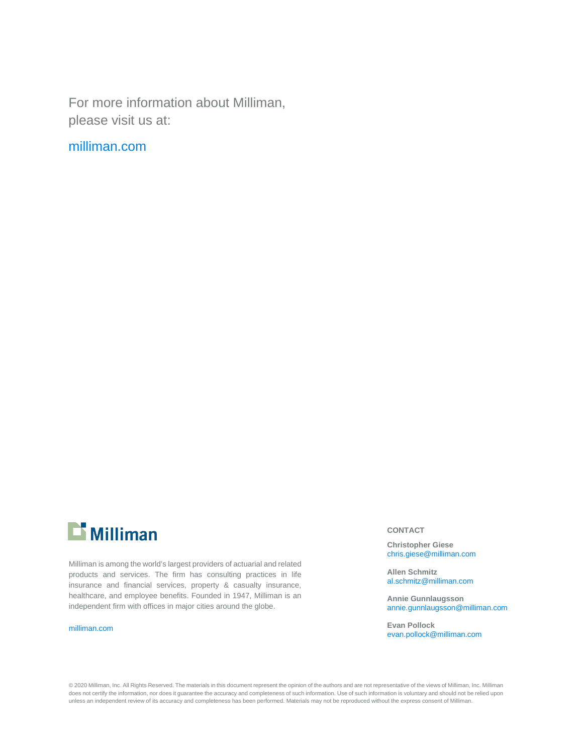For more information about Milliman, please visit us at:

milliman.com

Milliman

Milliman is among the world's largest providers of actuarial and related products and services. The firm has consulting practices in life insurance and financial services, property & casualty insurance, healthcare, and employee benefits. Founded in 1947, Milliman is an independent firm with offices in major cities around the globe.

milliman.com

**CONTACT**

**Christopher Giese**
chris.giese@milliman.com

**Allen Schmitz**
al.schmitz@milliman.com

**Annie Gunnlaugsson**
annie.gunnlaugsson@milliman.com

**Evan Pollock**
evan.pollock@milliman.com

© 2020 Milliman, Inc. All Rights Reserved. The materials in this document represent the opinion of the authors and are not representative of the views of Milliman, Inc. Milliman does not certify the information, nor does it guarantee the accuracy and completeness of such information. Use of such information is voluntary and should not be relied upon unless an independent review of its accuracy and completeness has been performed. Materials may not be reproduced without the express consent of Milliman.